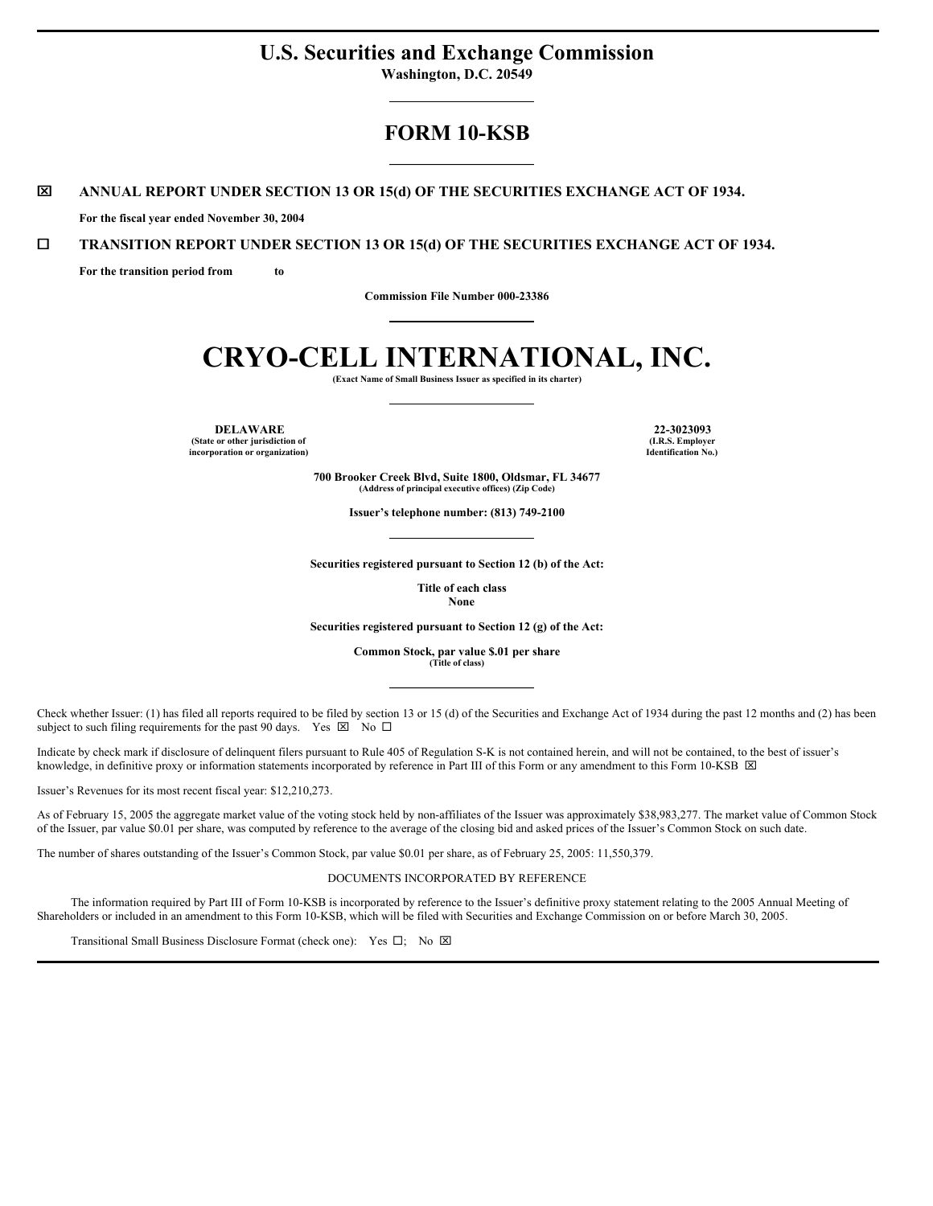# U.S. Securities and Exchange Commission

**Washington, D.C. 20549**

---

## FORM 10-KSB

---

☒ **ANNUAL REPORT UNDER SECTION 13 OR 15(d) OF THE SECURITIES EXCHANGE ACT OF 1934.**

**For the fiscal year ended November 30, 2004**

☐ **TRANSITION REPORT UNDER SECTION 13 OR 15(d) OF THE SECURITIES EXCHANGE ACT OF 1934.**

**For the transition period from to**

**Commission File Number 000-23386**

---

# CRYO-CELL INTERNATIONAL, INC.

**(Exact Name of Small Business Issuer as specified in its charter)**

---

| **DELAWARE** | **22-3023093** |
|---|---|
| **(State or other jurisdiction of incorporation or organization)** | **(I.R.S. Employer Identification No.)** |

**700 Brooker Creek Blvd, Suite 1800, Oldsmar, FL 34677**
**(Address of principal executive offices) (Zip Code)**

**Issuer's telephone number: (813) 749-2100**

---

**Securities registered pursuant to Section 12 (b) of the Act:**

**Title of each class**
**None**

**Securities registered pursuant to Section 12 (g) of the Act:**

**Common Stock, par value $.01 per share**
**(Title of class)**

---

Check whether Issuer: (1) has filed all reports required to be filed by section 13 or 15 (d) of the Securities and Exchange Act of 1934 during the past 12 months and (2) has been subject to such filing requirements for the past 90 days. Yes ☒ No ☐

Indicate by check mark if disclosure of delinquent filers pursuant to Rule 405 of Regulation S-K is not contained herein, and will not be contained, to the best of issuer's knowledge, in definitive proxy or information statements incorporated by reference in Part III of this Form or any amendment to this Form 10-KSB ☒

Issuer's Revenues for its most recent fiscal year: $12,210,273.

As of February 15, 2005 the aggregate market value of the voting stock held by non-affiliates of the Issuer was approximately $38,983,277. The market value of Common Stock of the Issuer, par value $0.01 per share, was computed by reference to the average of the closing bid and asked prices of the Issuer's Common Stock on such date.

The number of shares outstanding of the Issuer's Common Stock, par value $0.01 per share, as of February 25, 2005: 11,550,379.

DOCUMENTS INCORPORATED BY REFERENCE

The information required by Part III of Form 10-KSB is incorporated by reference to the Issuer's definitive proxy statement relating to the 2005 Annual Meeting of Shareholders or included in an amendment to this Form 10-KSB, which will be filed with Securities and Exchange Commission on or before March 30, 2005.

Transitional Small Business Disclosure Format (check one): Yes ☐; No ☒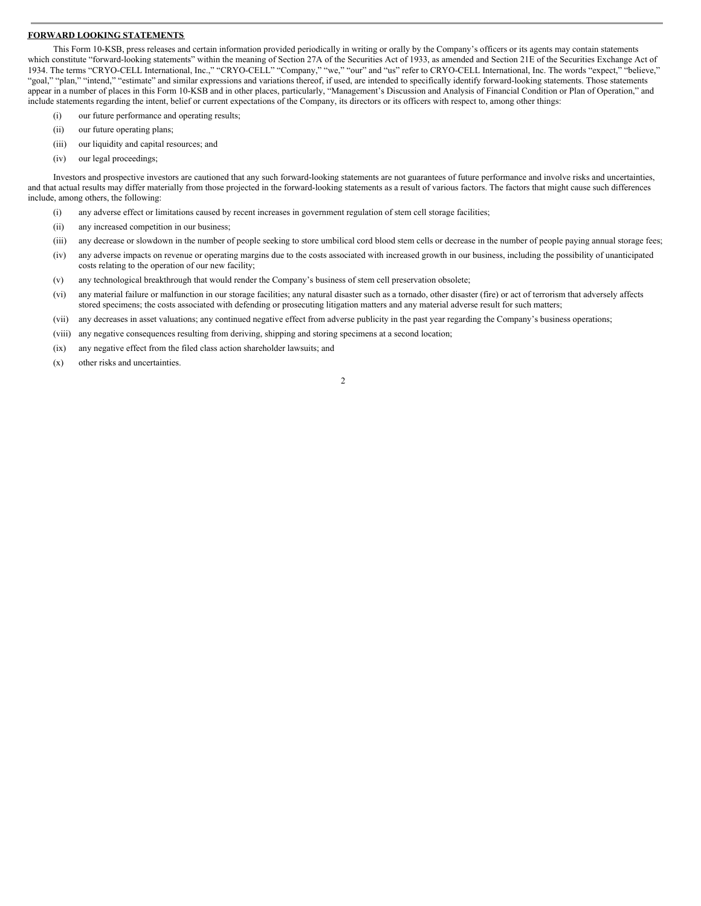**FORWARD LOOKING STATEMENTS**

This Form 10-KSB, press releases and certain information provided periodically in writing or orally by the Company's officers or its agents may contain statements which constitute "forward-looking statements" within the meaning of Section 27A of the Securities Act of 1933, as amended and Section 21E of the Securities Exchange Act of 1934. The terms "CRYO-CELL International, Inc.," "CRYO-CELL" "Company," "we," "our" and "us" refer to CRYO-CELL International, Inc. The words "expect," "believe," "goal," "plan," "intend," "estimate" and similar expressions and variations thereof, if used, are intended to specifically identify forward-looking statements. Those statements appear in a number of places in this Form 10-KSB and in other places, particularly, "Management's Discussion and Analysis of Financial Condition or Plan of Operation," and include statements regarding the intent, belief or current expectations of the Company, its directors or its officers with respect to, among other things:

(i) our future performance and operating results;

(ii) our future operating plans;

(iii) our liquidity and capital resources; and

(iv) our legal proceedings;

Investors and prospective investors are cautioned that any such forward-looking statements are not guarantees of future performance and involve risks and uncertainties, and that actual results may differ materially from those projected in the forward-looking statements as a result of various factors. The factors that might cause such differences include, among others, the following:

(i) any adverse effect or limitations caused by recent increases in government regulation of stem cell storage facilities;

(ii) any increased competition in our business;

(iii) any decrease or slowdown in the number of people seeking to store umbilical cord blood stem cells or decrease in the number of people paying annual storage fees;

(iv) any adverse impacts on revenue or operating margins due to the costs associated with increased growth in our business, including the possibility of unanticipated costs relating to the operation of our new facility;

(v) any technological breakthrough that would render the Company's business of stem cell preservation obsolete;

(vi) any material failure or malfunction in our storage facilities; any natural disaster such as a tornado, other disaster (fire) or act of terrorism that adversely affects stored specimens; the costs associated with defending or prosecuting litigation matters and any material adverse result for such matters;

(vii) any decreases in asset valuations; any continued negative effect from adverse publicity in the past year regarding the Company's business operations;

(viii) any negative consequences resulting from deriving, shipping and storing specimens at a second location;

(ix) any negative effect from the filed class action shareholder lawsuits; and

(x) other risks and uncertainties.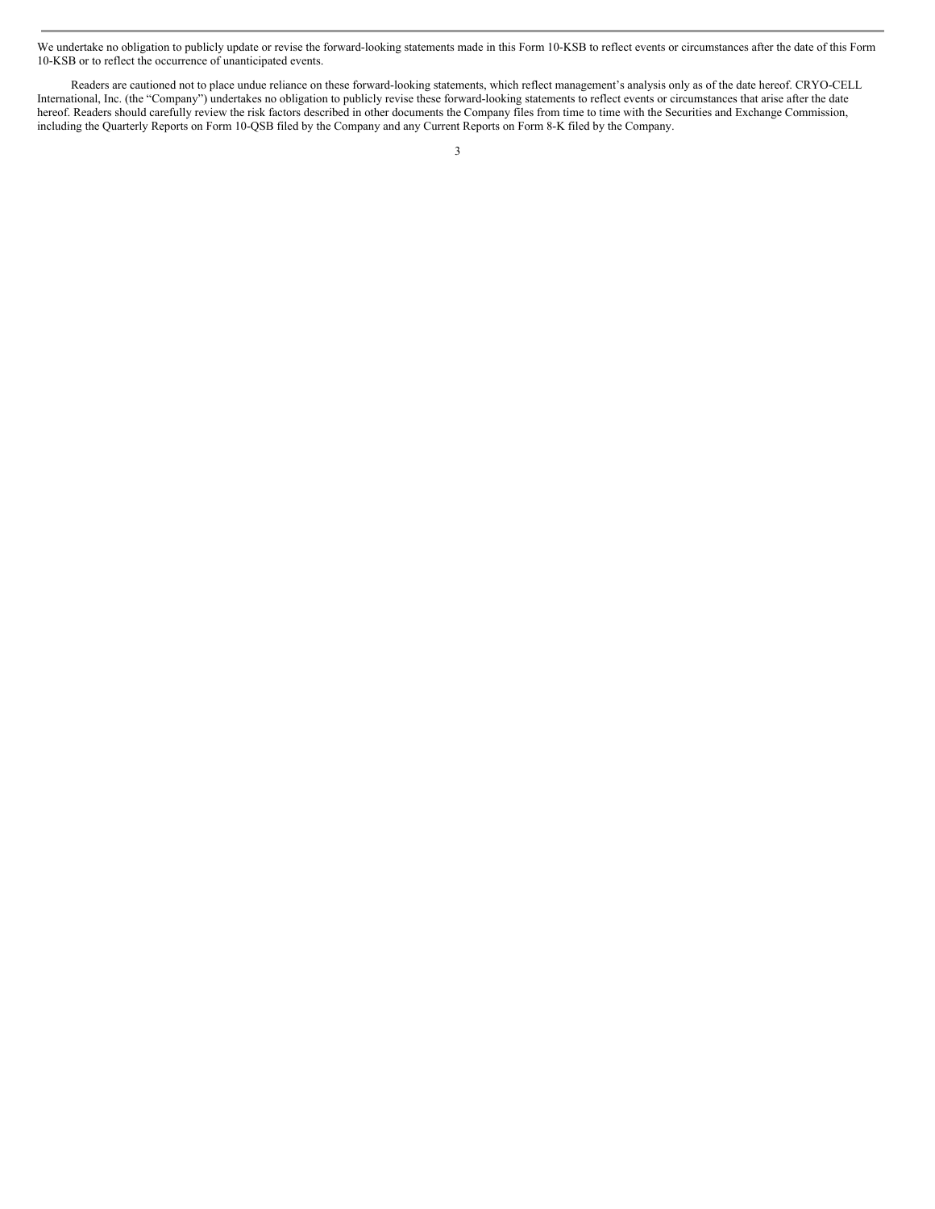We undertake no obligation to publicly update or revise the forward-looking statements made in this Form 10-KSB to reflect events or circumstances after the date of this Form 10-KSB or to reflect the occurrence of unanticipated events.

Readers are cautioned not to place undue reliance on these forward-looking statements, which reflect management's analysis only as of the date hereof. CRYO-CELL International, Inc. (the "Company") undertakes no obligation to publicly revise these forward-looking statements to reflect events or circumstances that arise after the date hereof. Readers should carefully review the risk factors described in other documents the Company files from time to time with the Securities and Exchange Commission, including the Quarterly Reports on Form 10-QSB filed by the Company and any Current Reports on Form 8-K filed by the Company.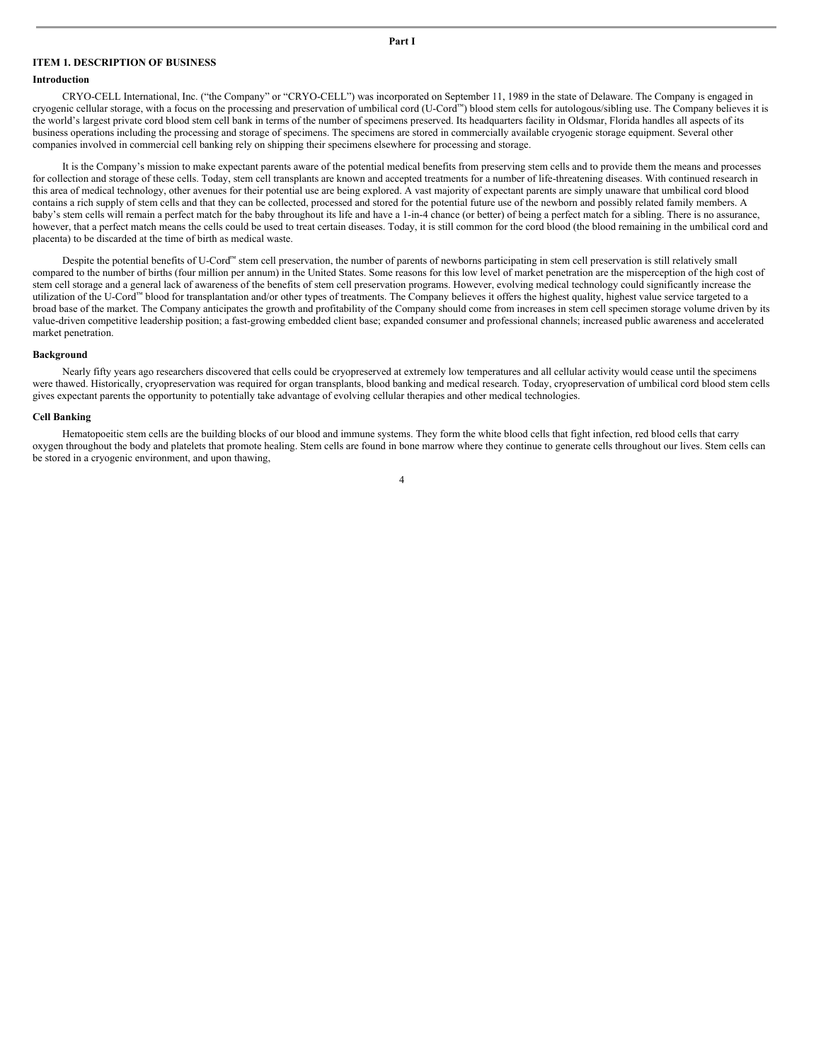# Part I

## ITEM 1. DESCRIPTION OF BUSINESS

### Introduction

CRYO-CELL International, Inc. ("the Company" or "CRYO-CELL") was incorporated on September 11, 1989 in the state of Delaware. The Company is engaged in cryogenic cellular storage, with a focus on the processing and preservation of umbilical cord (U-Cord™) blood stem cells for autologous/sibling use. The Company believes it is the world's largest private cord blood stem cell bank in terms of the number of specimens preserved. Its headquarters facility in Oldsmar, Florida handles all aspects of its business operations including the processing and storage of specimens. The specimens are stored in commercially available cryogenic storage equipment. Several other companies involved in commercial cell banking rely on shipping their specimens elsewhere for processing and storage.

It is the Company's mission to make expectant parents aware of the potential medical benefits from preserving stem cells and to provide them the means and processes for collection and storage of these cells. Today, stem cell transplants are known and accepted treatments for a number of life-threatening diseases. With continued research in this area of medical technology, other avenues for their potential use are being explored. A vast majority of expectant parents are simply unaware that umbilical cord blood contains a rich supply of stem cells and that they can be collected, processed and stored for the potential future use of the newborn and possibly related family members. A baby's stem cells will remain a perfect match for the baby throughout its life and have a 1-in-4 chance (or better) of being a perfect match for a sibling. There is no assurance, however, that a perfect match means the cells could be used to treat certain diseases. Today, it is still common for the cord blood (the blood remaining in the umbilical cord and placenta) to be discarded at the time of birth as medical waste.

Despite the potential benefits of U-Cord™ stem cell preservation, the number of parents of newborns participating in stem cell preservation is still relatively small compared to the number of births (four million per annum) in the United States. Some reasons for this low level of market penetration are the misperception of the high cost of stem cell storage and a general lack of awareness of the benefits of stem cell preservation programs. However, evolving medical technology could significantly increase the utilization of the U-Cord™ blood for transplantation and/or other types of treatments. The Company believes it offers the highest quality, highest value service targeted to a broad base of the market. The Company anticipates the growth and profitability of the Company should come from increases in stem cell specimen storage volume driven by its value-driven competitive leadership position; a fast-growing embedded client base; expanded consumer and professional channels; increased public awareness and accelerated market penetration.

### Background

Nearly fifty years ago researchers discovered that cells could be cryopreserved at extremely low temperatures and all cellular activity would cease until the specimens were thawed. Historically, cryopreservation was required for organ transplants, blood banking and medical research. Today, cryopreservation of umbilical cord blood stem cells gives expectant parents the opportunity to potentially take advantage of evolving cellular therapies and other medical technologies.

### Cell Banking

Hematopoeitic stem cells are the building blocks of our blood and immune systems. They form the white blood cells that fight infection, red blood cells that carry oxygen throughout the body and platelets that promote healing. Stem cells are found in bone marrow where they continue to generate cells throughout our lives. Stem cells can be stored in a cryogenic environment, and upon thawing,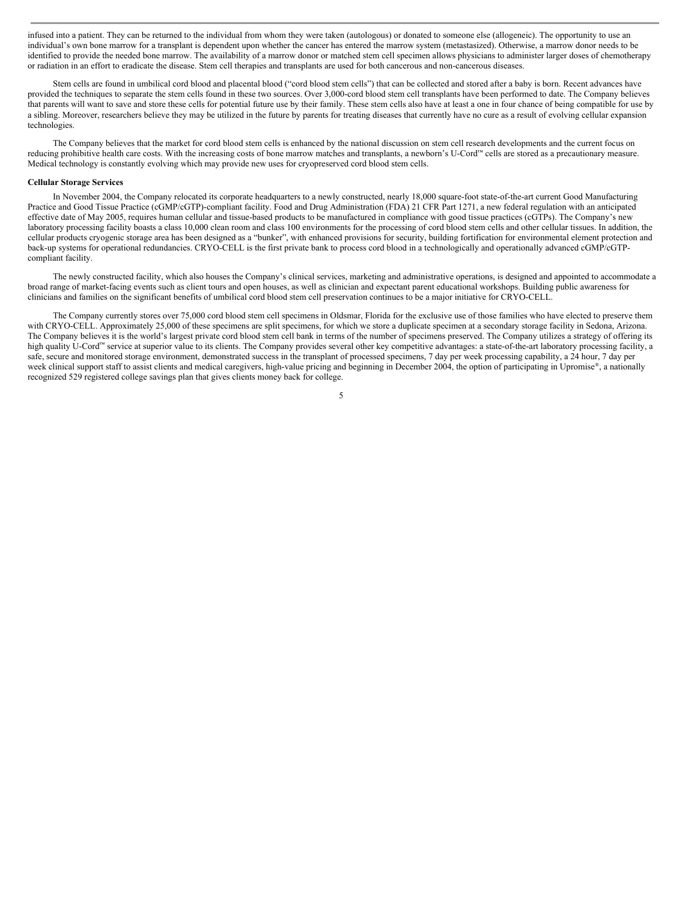infused into a patient. They can be returned to the individual from whom they were taken (autologous) or donated to someone else (allogeneic). The opportunity to use an individual's own bone marrow for a transplant is dependent upon whether the cancer has entered the marrow system (metastasized). Otherwise, a marrow donor needs to be identified to provide the needed bone marrow. The availability of a marrow donor or matched stem cell specimen allows physicians to administer larger doses of chemotherapy or radiation in an effort to eradicate the disease. Stem cell therapies and transplants are used for both cancerous and non-cancerous diseases.

Stem cells are found in umbilical cord blood and placental blood ("cord blood stem cells") that can be collected and stored after a baby is born. Recent advances have provided the techniques to separate the stem cells found in these two sources. Over 3,000-cord blood stem cell transplants have been performed to date. The Company believes that parents will want to save and store these cells for potential future use by their family. These stem cells also have at least a one in four chance of being compatible for use by a sibling. Moreover, researchers believe they may be utilized in the future by parents for treating diseases that currently have no cure as a result of evolving cellular expansion technologies.

The Company believes that the market for cord blood stem cells is enhanced by the national discussion on stem cell research developments and the current focus on reducing prohibitive health care costs. With the increasing costs of bone marrow matches and transplants, a newborn's U-Cord™ cells are stored as a precautionary measure. Medical technology is constantly evolving which may provide new uses for cryopreserved cord blood stem cells.

**Cellular Storage Services**

In November 2004, the Company relocated its corporate headquarters to a newly constructed, nearly 18,000 square-foot state-of-the-art current Good Manufacturing Practice and Good Tissue Practice (cGMP/cGTP)-compliant facility. Food and Drug Administration (FDA) 21 CFR Part 1271, a new federal regulation with an anticipated effective date of May 2005, requires human cellular and tissue-based products to be manufactured in compliance with good tissue practices (cGTPs). The Company's new laboratory processing facility boasts a class 10,000 clean room and class 100 environments for the processing of cord blood stem cells and other cellular tissues. In addition, the cellular products cryogenic storage area has been designed as a "bunker", with enhanced provisions for security, building fortification for environmental element protection and back-up systems for operational redundancies. CRYO-CELL is the first private bank to process cord blood in a technologically and operationally advanced cGMP/cGTP-compliant facility.

The newly constructed facility, which also houses the Company's clinical services, marketing and administrative operations, is designed and appointed to accommodate a broad range of market-facing events such as client tours and open houses, as well as clinician and expectant parent educational workshops. Building public awareness for clinicians and families on the significant benefits of umbilical cord blood stem cell preservation continues to be a major initiative for CRYO-CELL.

The Company currently stores over 75,000 cord blood stem cell specimens in Oldsmar, Florida for the exclusive use of those families who have elected to preserve them with CRYO-CELL. Approximately 25,000 of these specimens are split specimens, for which we store a duplicate specimen at a secondary storage facility in Sedona, Arizona. The Company believes it is the world's largest private cord blood stem cell bank in terms of the number of specimens preserved. The Company utilizes a strategy of offering its high quality U-Cord™ service at superior value to its clients. The Company provides several other key competitive advantages: a state-of-the-art laboratory processing facility, a safe, secure and monitored storage environment, demonstrated success in the transplant of processed specimens, 7 day per week processing capability, a 24 hour, 7 day per week clinical support staff to assist clients and medical caregivers, high-value pricing and beginning in December 2004, the option of participating in Upromise®, a nationally recognized 529 registered college savings plan that gives clients money back for college.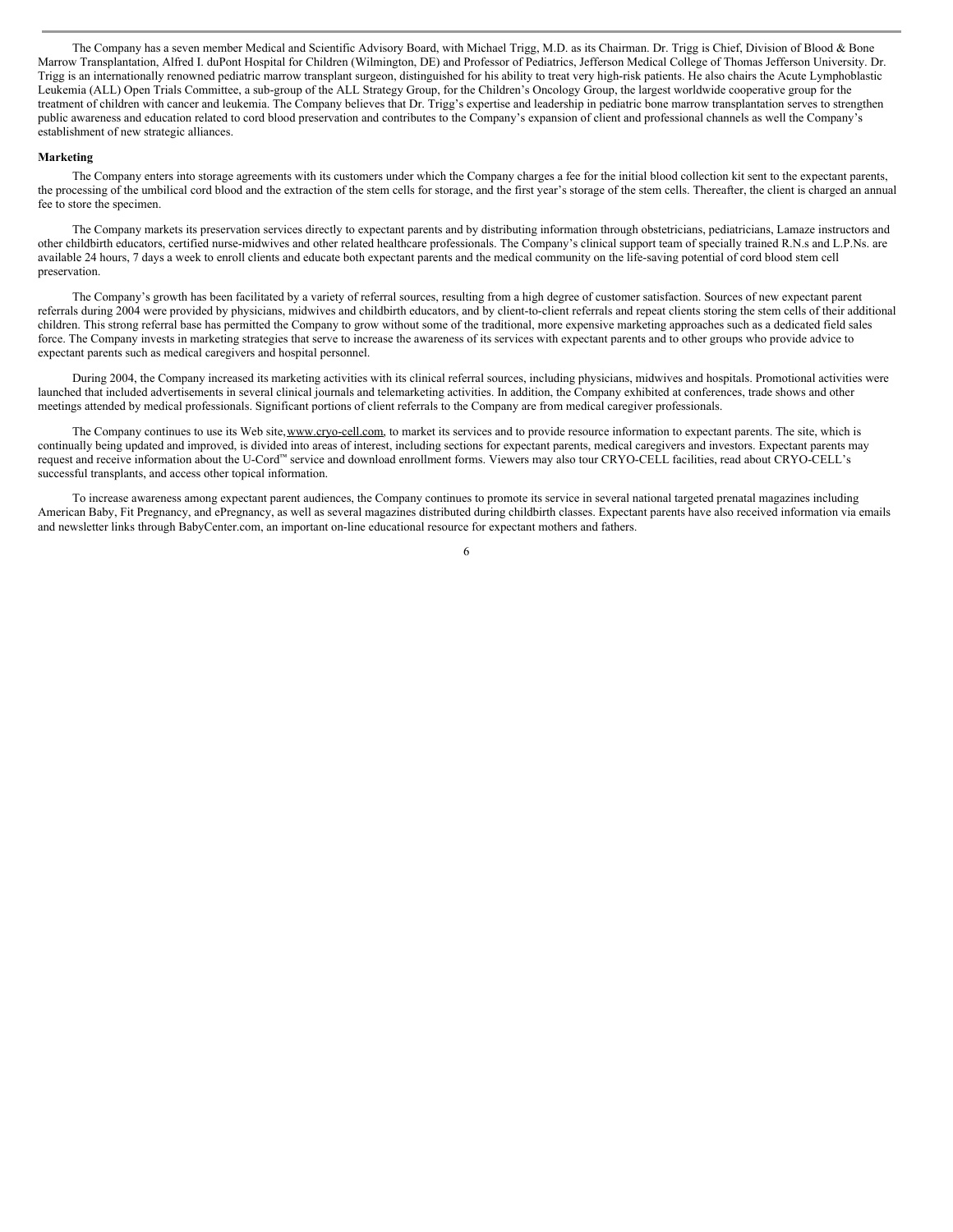The Company has a seven member Medical and Scientific Advisory Board, with Michael Trigg, M.D. as its Chairman. Dr. Trigg is Chief, Division of Blood & Bone Marrow Transplantation, Alfred I. duPont Hospital for Children (Wilmington, DE) and Professor of Pediatrics, Jefferson Medical College of Thomas Jefferson University. Dr. Trigg is an internationally renowned pediatric marrow transplant surgeon, distinguished for his ability to treat very high-risk patients. He also chairs the Acute Lymphoblastic Leukemia (ALL) Open Trials Committee, a sub-group of the ALL Strategy Group, for the Children's Oncology Group, the largest worldwide cooperative group for the treatment of children with cancer and leukemia. The Company believes that Dr. Trigg's expertise and leadership in pediatric bone marrow transplantation serves to strengthen public awareness and education related to cord blood preservation and contributes to the Company's expansion of client and professional channels as well the Company's establishment of new strategic alliances.

**Marketing**

The Company enters into storage agreements with its customers under which the Company charges a fee for the initial blood collection kit sent to the expectant parents, the processing of the umbilical cord blood and the extraction of the stem cells for storage, and the first year's storage of the stem cells. Thereafter, the client is charged an annual fee to store the specimen.

The Company markets its preservation services directly to expectant parents and by distributing information through obstetricians, pediatricians, Lamaze instructors and other childbirth educators, certified nurse-midwives and other related healthcare professionals. The Company's clinical support team of specially trained R.N.s and L.P.Ns. are available 24 hours, 7 days a week to enroll clients and educate both expectant parents and the medical community on the life-saving potential of cord blood stem cell preservation.

The Company's growth has been facilitated by a variety of referral sources, resulting from a high degree of customer satisfaction. Sources of new expectant parent referrals during 2004 were provided by physicians, midwives and childbirth educators, and by client-to-client referrals and repeat clients storing the stem cells of their additional children. This strong referral base has permitted the Company to grow without some of the traditional, more expensive marketing approaches such as a dedicated field sales force. The Company invests in marketing strategies that serve to increase the awareness of its services with expectant parents and to other groups who provide advice to expectant parents such as medical caregivers and hospital personnel.

During 2004, the Company increased its marketing activities with its clinical referral sources, including physicians, midwives and hospitals. Promotional activities were launched that included advertisements in several clinical journals and telemarketing activities. In addition, the Company exhibited at conferences, trade shows and other meetings attended by medical professionals. Significant portions of client referrals to the Company are from medical caregiver professionals.

The Company continues to use its Web site, www.cryo-cell.com, to market its services and to provide resource information to expectant parents. The site, which is continually being updated and improved, is divided into areas of interest, including sections for expectant parents, medical caregivers and investors. Expectant parents may request and receive information about the U-Cord™ service and download enrollment forms. Viewers may also tour CRYO-CELL facilities, read about CRYO-CELL's successful transplants, and access other topical information.

To increase awareness among expectant parent audiences, the Company continues to promote its service in several national targeted prenatal magazines including American Baby, Fit Pregnancy, and ePregnancy, as well as several magazines distributed during childbirth classes. Expectant parents have also received information via emails and newsletter links through BabyCenter.com, an important on-line educational resource for expectant mothers and fathers.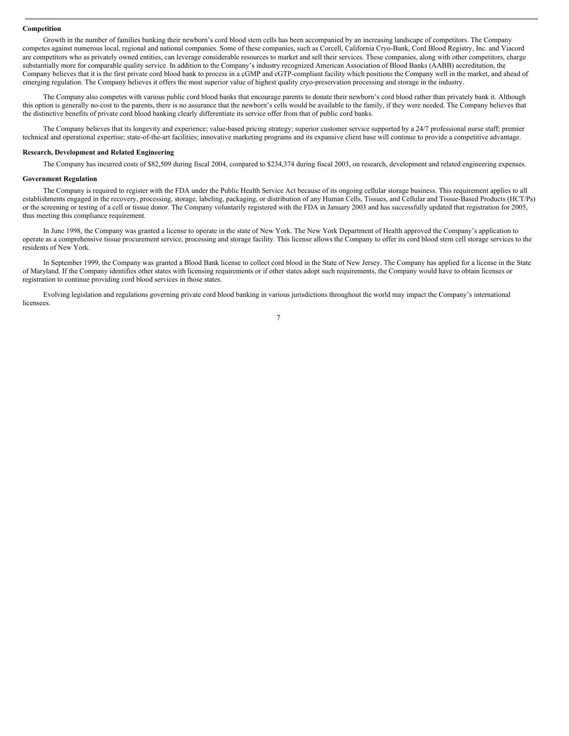**Competition**

Growth in the number of families banking their newborn's cord blood stem cells has been accompanied by an increasing landscape of competitors. The Company competes against numerous local, regional and national companies. Some of these companies, such as Corcell, California Cryo-Bank, Cord Blood Registry, Inc. and Viacord are competitors who as privately owned entities, can leverage considerable resources to market and sell their services. These companies, along with other competitors, charge substantially more for comparable quality service. In addition to the Company's industry recognized American Association of Blood Banks (AABB) accreditation, the Company believes that it is the first private cord blood bank to process in a cGMP and cGTP-compliant facility which positions the Company well in the market, and ahead of emerging regulation. The Company believes it offers the most superior value of highest quality cryo-preservation processing and storage in the industry.

The Company also competes with various public cord blood banks that encourage parents to donate their newborn's cord blood rather than privately bank it. Although this option is generally no-cost to the parents, there is no assurance that the newborn's cells would be available to the family, if they were needed. The Company believes that the distinctive benefits of private cord blood banking clearly differentiate its service offer from that of public cord banks.

The Company believes that its longevity and experience; value-based pricing strategy; superior customer service supported by a 24/7 professional nurse staff; premier technical and operational expertise; state-of-the-art facilities; innovative marketing programs and its expansive client base will continue to provide a competitive advantage.

**Research, Development and Related Engineering**

The Company has incurred costs of $82,509 during fiscal 2004, compared to $234,374 during fiscal 2003, on research, development and related engineering expenses.

**Government Regulation**

The Company is required to register with the FDA under the Public Health Service Act because of its ongoing cellular storage business. This requirement applies to all establishments engaged in the recovery, processing, storage, labeling, packaging, or distribution of any Human Cells, Tissues, and Cellular and Tissue-Based Products (HCT/Ps) or the screening or testing of a cell or tissue donor. The Company voluntarily registered with the FDA in January 2003 and has successfully updated that registration for 2005, thus meeting this compliance requirement.

In June 1998, the Company was granted a license to operate in the state of New York. The New York Department of Health approved the Company's application to operate as a comprehensive tissue procurement service, processing and storage facility. This license allows the Company to offer its cord blood stem cell storage services to the residents of New York.

In September 1999, the Company was granted a Blood Bank license to collect cord blood in the State of New Jersey. The Company has applied for a license in the State of Maryland. If the Company identifies other states with licensing requirements or if other states adopt such requirements, the Company would have to obtain licenses or registration to continue providing cord blood services in those states.

Evolving legislation and regulations governing private cord blood banking in various jurisdictions throughout the world may impact the Company's international licensees.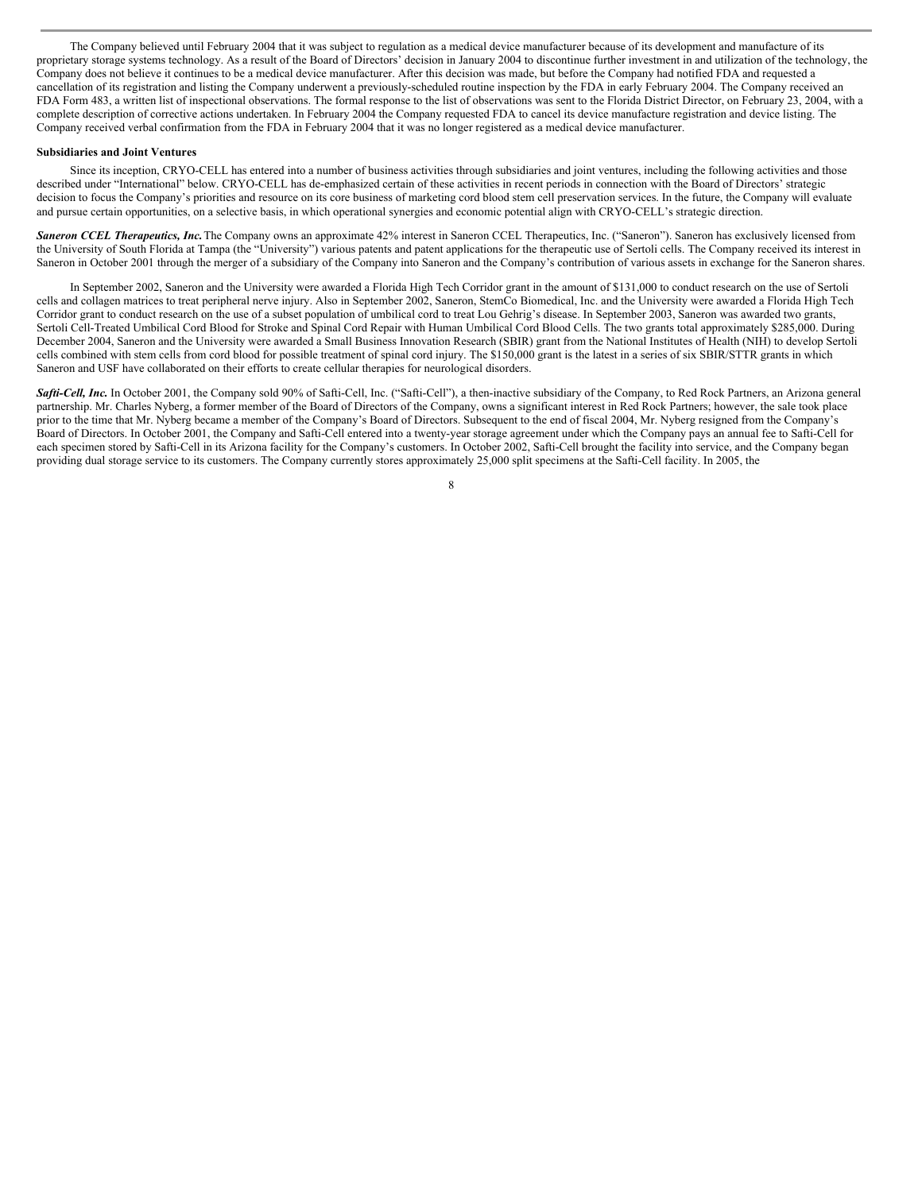The Company believed until February 2004 that it was subject to regulation as a medical device manufacturer because of its development and manufacture of its proprietary storage systems technology. As a result of the Board of Directors' decision in January 2004 to discontinue further investment in and utilization of the technology, the Company does not believe it continues to be a medical device manufacturer. After this decision was made, but before the Company had notified FDA and requested a cancellation of its registration and listing the Company underwent a previously-scheduled routine inspection by the FDA in early February 2004. The Company received an FDA Form 483, a written list of inspectional observations. The formal response to the list of observations was sent to the Florida District Director, on February 23, 2004, with a complete description of corrective actions undertaken. In February 2004 the Company requested FDA to cancel its device manufacture registration and device listing. The Company received verbal confirmation from the FDA in February 2004 that it was no longer registered as a medical device manufacturer.

**Subsidiaries and Joint Ventures**

Since its inception, CRYO-CELL has entered into a number of business activities through subsidiaries and joint ventures, including the following activities and those described under "International" below. CRYO-CELL has de-emphasized certain of these activities in recent periods in connection with the Board of Directors' strategic decision to focus the Company's priorities and resource on its core business of marketing cord blood stem cell preservation services. In the future, the Company will evaluate and pursue certain opportunities, on a selective basis, in which operational synergies and economic potential align with CRYO-CELL's strategic direction.

***Saneron CCEL Therapeutics, Inc.*** The Company owns an approximate 42% interest in Saneron CCEL Therapeutics, Inc. ("Saneron"). Saneron has exclusively licensed from the University of South Florida at Tampa (the "University") various patents and patent applications for the therapeutic use of Sertoli cells. The Company received its interest in Saneron in October 2001 through the merger of a subsidiary of the Company into Saneron and the Company's contribution of various assets in exchange for the Saneron shares.

In September 2002, Saneron and the University were awarded a Florida High Tech Corridor grant in the amount of $131,000 to conduct research on the use of Sertoli cells and collagen matrices to treat peripheral nerve injury. Also in September 2002, Saneron, StemCo Biomedical, Inc. and the University were awarded a Florida High Tech Corridor grant to conduct research on the use of a subset population of umbilical cord to treat Lou Gehrig's disease. In September 2003, Saneron was awarded two grants, Sertoli Cell-Treated Umbilical Cord Blood for Stroke and Spinal Cord Repair with Human Umbilical Cord Blood Cells. The two grants total approximately $285,000. During December 2004, Saneron and the University were awarded a Small Business Innovation Research (SBIR) grant from the National Institutes of Health (NIH) to develop Sertoli cells combined with stem cells from cord blood for possible treatment of spinal cord injury. The $150,000 grant is the latest in a series of six SBIR/STTR grants in which Saneron and USF have collaborated on their efforts to create cellular therapies for neurological disorders.

***Safti-Cell, Inc.*** In October 2001, the Company sold 90% of Safti-Cell, Inc. ("Safti-Cell"), a then-inactive subsidiary of the Company, to Red Rock Partners, an Arizona general partnership. Mr. Charles Nyberg, a former member of the Board of Directors of the Company, owns a significant interest in Red Rock Partners; however, the sale took place prior to the time that Mr. Nyberg became a member of the Company's Board of Directors. Subsequent to the end of fiscal 2004, Mr. Nyberg resigned from the Company's Board of Directors. In October 2001, the Company and Safti-Cell entered into a twenty-year storage agreement under which the Company pays an annual fee to Safti-Cell for each specimen stored by Safti-Cell in its Arizona facility for the Company's customers. In October 2002, Safti-Cell brought the facility into service, and the Company began providing dual storage service to its customers. The Company currently stores approximately 25,000 split specimens at the Safti-Cell facility. In 2005, the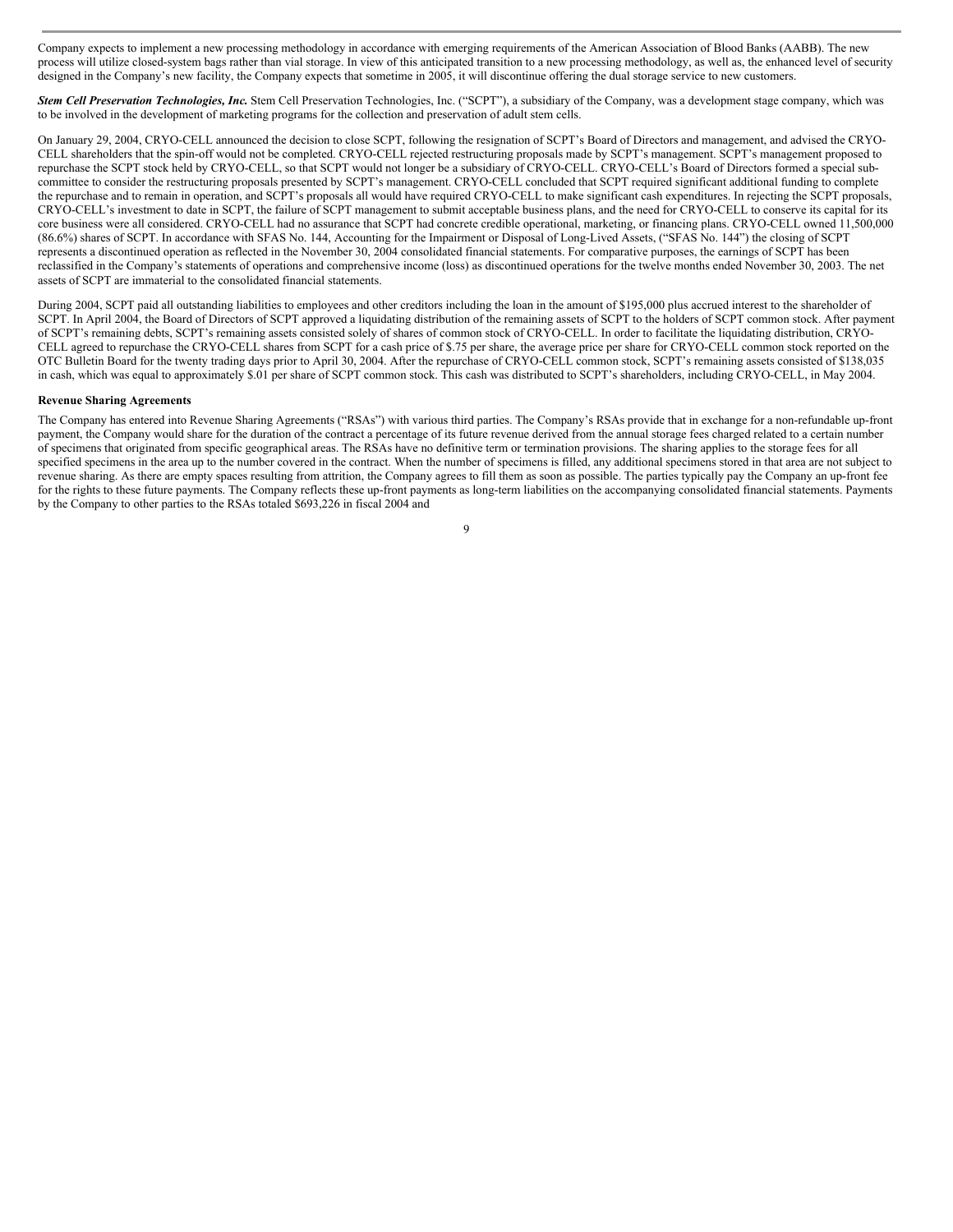Company expects to implement a new processing methodology in accordance with emerging requirements of the American Association of Blood Banks (AABB). The new process will utilize closed-system bags rather than vial storage. In view of this anticipated transition to a new processing methodology, as well as, the enhanced level of security designed in the Company's new facility, the Company expects that sometime in 2005, it will discontinue offering the dual storage service to new customers.

***Stem Cell Preservation Technologies, Inc.*** Stem Cell Preservation Technologies, Inc. ("SCPT"), a subsidiary of the Company, was a development stage company, which was to be involved in the development of marketing programs for the collection and preservation of adult stem cells.

On January 29, 2004, CRYO-CELL announced the decision to close SCPT, following the resignation of SCPT's Board of Directors and management, and advised the CRYO-CELL shareholders that the spin-off would not be completed. CRYO-CELL rejected restructuring proposals made by SCPT's management. SCPT's management proposed to repurchase the SCPT stock held by CRYO-CELL, so that SCPT would not longer be a subsidiary of CRYO-CELL. CRYO-CELL's Board of Directors formed a special sub-committee to consider the restructuring proposals presented by SCPT's management. CRYO-CELL concluded that SCPT required significant additional funding to complete the repurchase and to remain in operation, and SCPT's proposals all would have required CRYO-CELL to make significant cash expenditures. In rejecting the SCPT proposals, CRYO-CELL's investment to date in SCPT, the failure of SCPT management to submit acceptable business plans, and the need for CRYO-CELL to conserve its capital for its core business were all considered. CRYO-CELL had no assurance that SCPT had concrete credible operational, marketing, or financing plans. CRYO-CELL owned 11,500,000 (86.6%) shares of SCPT. In accordance with SFAS No. 144, Accounting for the Impairment or Disposal of Long-Lived Assets, ("SFAS No. 144") the closing of SCPT represents a discontinued operation as reflected in the November 30, 2004 consolidated financial statements. For comparative purposes, the earnings of SCPT has been reclassified in the Company's statements of operations and comprehensive income (loss) as discontinued operations for the twelve months ended November 30, 2003. The net assets of SCPT are immaterial to the consolidated financial statements.

During 2004, SCPT paid all outstanding liabilities to employees and other creditors including the loan in the amount of $195,000 plus accrued interest to the shareholder of SCPT. In April 2004, the Board of Directors of SCPT approved a liquidating distribution of the remaining assets of SCPT to the holders of SCPT common stock. After payment of SCPT's remaining debts, SCPT's remaining assets consisted solely of shares of common stock of CRYO-CELL. In order to facilitate the liquidating distribution, CRYO-CELL agreed to repurchase the CRYO-CELL shares from SCPT for a cash price of $.75 per share, the average price per share for CRYO-CELL common stock reported on the OTC Bulletin Board for the twenty trading days prior to April 30, 2004. After the repurchase of CRYO-CELL common stock, SCPT's remaining assets consisted of $138,035 in cash, which was equal to approximately $.01 per share of SCPT common stock. This cash was distributed to SCPT's shareholders, including CRYO-CELL, in May 2004.

**Revenue Sharing Agreements**

The Company has entered into Revenue Sharing Agreements ("RSAs") with various third parties. The Company's RSAs provide that in exchange for a non-refundable up-front payment, the Company would share for the duration of the contract a percentage of its future revenue derived from the annual storage fees charged related to a certain number of specimens that originated from specific geographical areas. The RSAs have no definitive term or termination provisions. The sharing applies to the storage fees for all specified specimens in the area up to the number covered in the contract. When the number of specimens is filled, any additional specimens stored in that area are not subject to revenue sharing. As there are empty spaces resulting from attrition, the Company agrees to fill them as soon as possible. The parties typically pay the Company an up-front fee for the rights to these future payments. The Company reflects these up-front payments as long-term liabilities on the accompanying consolidated financial statements. Payments by the Company to other parties to the RSAs totaled $693,226 in fiscal 2004 and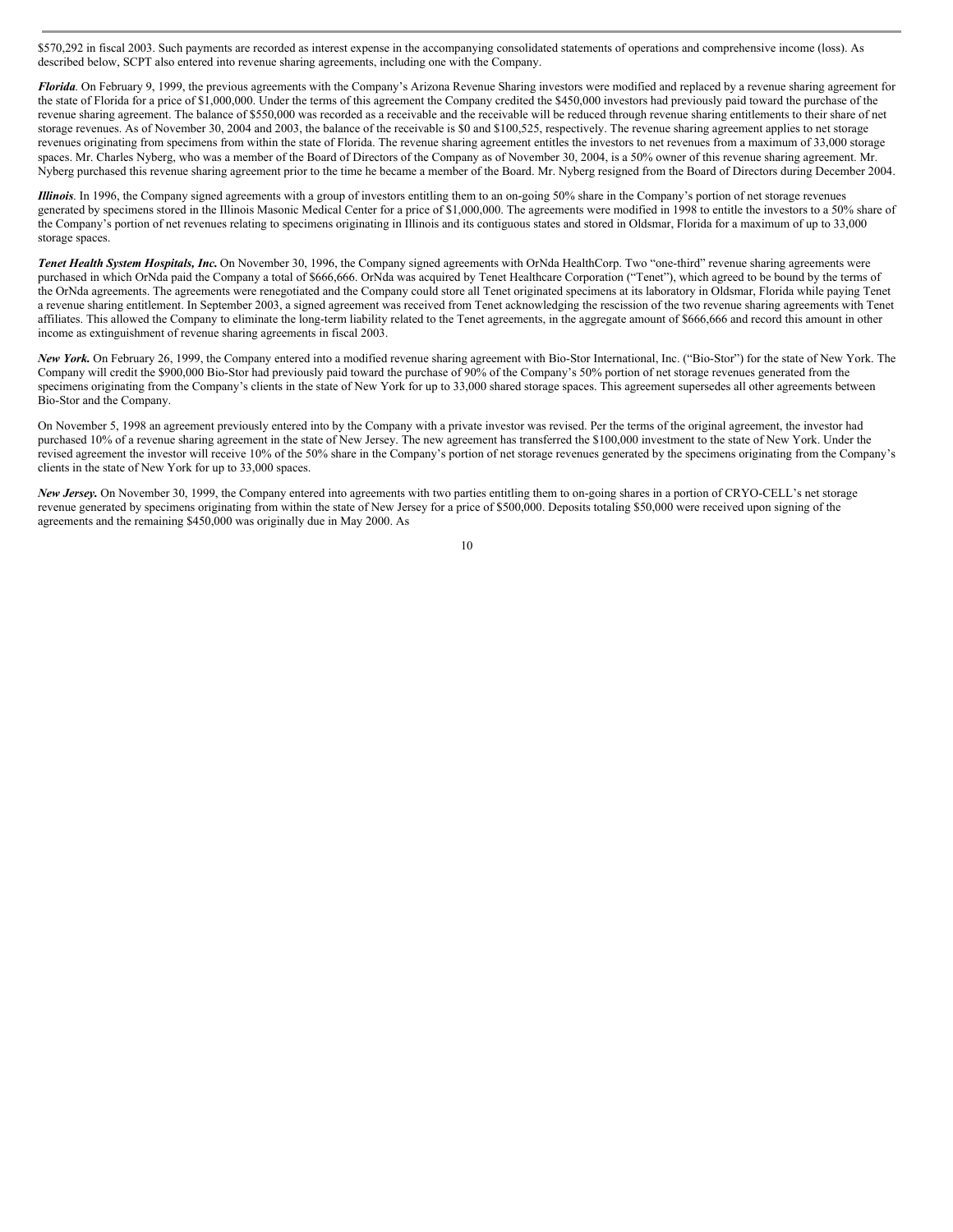$570,292 in fiscal 2003. Such payments are recorded as interest expense in the accompanying consolidated statements of operations and comprehensive income (loss). As described below, SCPT also entered into revenue sharing agreements, including one with the Company.

***Florida***. On February 9, 1999, the previous agreements with the Company's Arizona Revenue Sharing investors were modified and replaced by a revenue sharing agreement for the state of Florida for a price of $1,000,000. Under the terms of this agreement the Company credited the $450,000 investors had previously paid toward the purchase of the revenue sharing agreement. The balance of $550,000 was recorded as a receivable and the receivable will be reduced through revenue sharing entitlements to their share of net storage revenues. As of November 30, 2004 and 2003, the balance of the receivable is $0 and $100,525, respectively. The revenue sharing agreement applies to net storage revenues originating from specimens from within the state of Florida. The revenue sharing agreement entitles the investors to net revenues from a maximum of 33,000 storage spaces. Mr. Charles Nyberg, who was a member of the Board of Directors of the Company as of November 30, 2004, is a 50% owner of this revenue sharing agreement. Mr. Nyberg purchased this revenue sharing agreement prior to the time he became a member of the Board. Mr. Nyberg resigned from the Board of Directors during December 2004.

***Illinois***. In 1996, the Company signed agreements with a group of investors entitling them to an on-going 50% share in the Company's portion of net storage revenues generated by specimens stored in the Illinois Masonic Medical Center for a price of $1,000,000. The agreements were modified in 1998 to entitle the investors to a 50% share of the Company's portion of net revenues relating to specimens originating in Illinois and its contiguous states and stored in Oldsmar, Florida for a maximum of up to 33,000 storage spaces.

***Tenet Health System Hospitals, Inc.*** On November 30, 1996, the Company signed agreements with OrNda HealthCorp. Two "one-third" revenue sharing agreements were purchased in which OrNda paid the Company a total of $666,666. OrNda was acquired by Tenet Healthcare Corporation ("Tenet"), which agreed to be bound by the terms of the OrNda agreements. The agreements were renegotiated and the Company could store all Tenet originated specimens at its laboratory in Oldsmar, Florida while paying Tenet a revenue sharing entitlement. In September 2003, a signed agreement was received from Tenet acknowledging the rescission of the two revenue sharing agreements with Tenet affiliates. This allowed the Company to eliminate the long-term liability related to the Tenet agreements, in the aggregate amount of $666,666 and record this amount in other income as extinguishment of revenue sharing agreements in fiscal 2003.

***New York.*** On February 26, 1999, the Company entered into a modified revenue sharing agreement with Bio-Stor International, Inc. ("Bio-Stor") for the state of New York. The Company will credit the $900,000 Bio-Stor had previously paid toward the purchase of 90% of the Company's 50% portion of net storage revenues generated from the specimens originating from the Company's clients in the state of New York for up to 33,000 shared storage spaces. This agreement supersedes all other agreements between Bio-Stor and the Company.

On November 5, 1998 an agreement previously entered into by the Company with a private investor was revised. Per the terms of the original agreement, the investor had purchased 10% of a revenue sharing agreement in the state of New Jersey. The new agreement has transferred the $100,000 investment to the state of New York. Under the revised agreement the investor will receive 10% of the 50% share in the Company's portion of net storage revenues generated by the specimens originating from the Company's clients in the state of New York for up to 33,000 spaces.

***New Jersey.*** On November 30, 1999, the Company entered into agreements with two parties entitling them to on-going shares in a portion of CRYO-CELL's net storage revenue generated by specimens originating from within the state of New Jersey for a price of $500,000. Deposits totaling $50,000 were received upon signing of the agreements and the remaining $450,000 was originally due in May 2000. As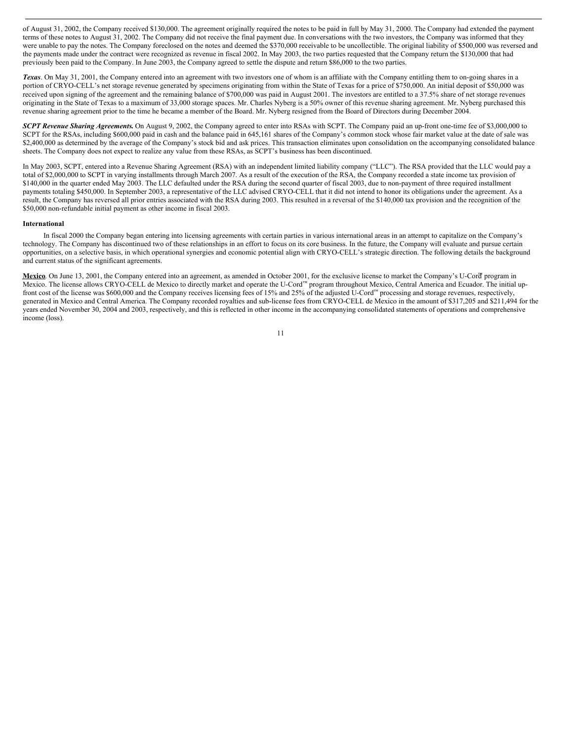of August 31, 2002, the Company received $130,000. The agreement originally required the notes to be paid in full by May 31, 2000. The Company had extended the payment terms of these notes to August 31, 2002. The Company did not receive the final payment due. In conversations with the two investors, the Company was informed that they were unable to pay the notes. The Company foreclosed on the notes and deemed the $370,000 receivable to be uncollectible. The original liability of $500,000 was reversed and the payments made under the contract were recognized as revenue in fiscal 2002. In May 2003, the two parties requested that the Company return the $130,000 that had previously been paid to the Company. In June 2003, the Company agreed to settle the dispute and return $86,000 to the two parties.

***Texas***. On May 31, 2001, the Company entered into an agreement with two investors one of whom is an affiliate with the Company entitling them to on-going shares in a portion of CRYO-CELL's net storage revenue generated by specimens originating from within the State of Texas for a price of $750,000. An initial deposit of $50,000 was received upon signing of the agreement and the remaining balance of $700,000 was paid in August 2001. The investors are entitled to a 37.5% share of net storage revenues originating in the State of Texas to a maximum of 33,000 storage spaces. Mr. Charles Nyberg is a 50% owner of this revenue sharing agreement. Mr. Nyberg purchased this revenue sharing agreement prior to the time he became a member of the Board. Mr. Nyberg resigned from the Board of Directors during December 2004.

***SCPT Revenue Sharing Agreements.*** On August 9, 2002, the Company agreed to enter into RSAs with SCPT. The Company paid an up-front one-time fee of $3,000,000 to SCPT for the RSAs, including $600,000 paid in cash and the balance paid in 645,161 shares of the Company's common stock whose fair market value at the date of sale was $2,400,000 as determined by the average of the Company's stock bid and ask prices. This transaction eliminates upon consolidation on the accompanying consolidated balance sheets. The Company does not expect to realize any value from these RSAs, as SCPT's business has been discontinued.

In May 2003, SCPT, entered into a Revenue Sharing Agreement (RSA) with an independent limited liability company ("LLC"). The RSA provided that the LLC would pay a total of $2,000,000 to SCPT in varying installments through March 2007. As a result of the execution of the RSA, the Company recorded a state income tax provision of $140,000 in the quarter ended May 2003. The LLC defaulted under the RSA during the second quarter of fiscal 2003, due to non-payment of three required installment payments totaling $450,000. In September 2003, a representative of the LLC advised CRYO-CELL that it did not intend to honor its obligations under the agreement. As a result, the Company has reversed all prior entries associated with the RSA during 2003. This resulted in a reversal of the $140,000 tax provision and the recognition of the $50,000 non-refundable initial payment as other income in fiscal 2003.

**International**

In fiscal 2000 the Company began entering into licensing agreements with certain parties in various international areas in an attempt to capitalize on the Company's technology. The Company has discontinued two of these relationships in an effort to focus on its core business. In the future, the Company will evaluate and pursue certain opportunities, on a selective basis, in which operational synergies and economic potential align with CRYO-CELL's strategic direction. The following details the background and current status of the significant agreements.

**Mexico**. On June 13, 2001, the Company entered into an agreement, as amended in October 2001, for the exclusive license to market the Company's U-Cord™ program in Mexico. The license allows CRYO-CELL de Mexico to directly market and operate the U-Cord™ program throughout Mexico, Central America and Ecuador. The initial up-front cost of the license was $600,000 and the Company receives licensing fees of 15% and 25% of the adjusted U-Cord™ processing and storage revenues, respectively, generated in Mexico and Central America. The Company recorded royalties and sub-license fees from CRYO-CELL de Mexico in the amount of $317,205 and $211,494 for the years ended November 30, 2004 and 2003, respectively, and this is reflected in other income in the accompanying consolidated statements of operations and comprehensive income (loss).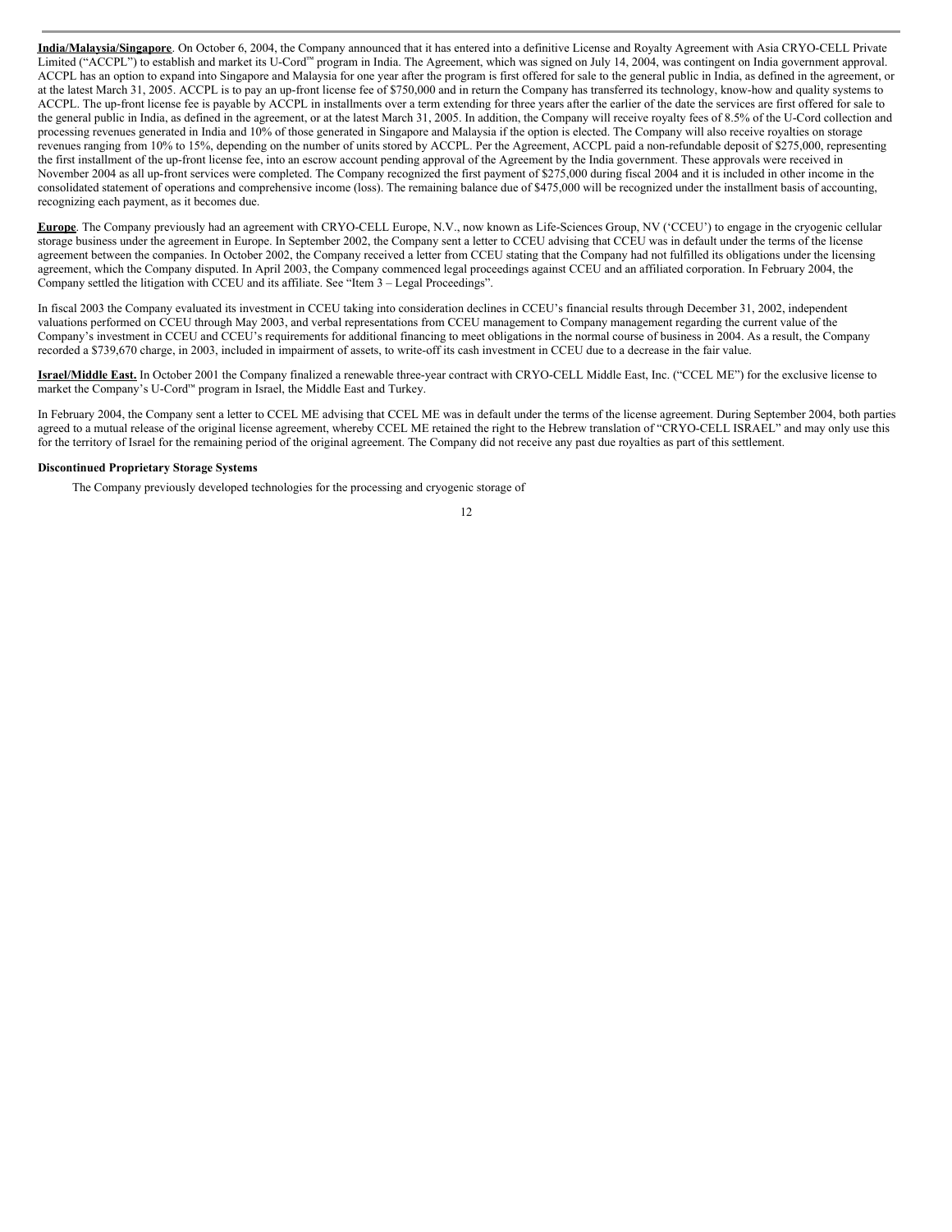**<u>India/Malaysia/Singapore</u>**. On October 6, 2004, the Company announced that it has entered into a definitive License and Royalty Agreement with Asia CRYO-CELL Private Limited ("ACCPL") to establish and market its U-Cord™ program in India. The Agreement, which was signed on July 14, 2004, was contingent on India government approval. ACCPL has an option to expand into Singapore and Malaysia for one year after the program is first offered for sale to the general public in India, as defined in the agreement, or at the latest March 31, 2005. ACCPL is to pay an up-front license fee of $750,000 and in return the Company has transferred its technology, know-how and quality systems to ACCPL. The up-front license fee is payable by ACCPL in installments over a term extending for three years after the earlier of the date the services are first offered for sale to the general public in India, as defined in the agreement, or at the latest March 31, 2005. In addition, the Company will receive royalty fees of 8.5% of the U-Cord collection and processing revenues generated in India and 10% of those generated in Singapore and Malaysia if the option is elected. The Company will also receive royalties on storage revenues ranging from 10% to 15%, depending on the number of units stored by ACCPL. Per the Agreement, ACCPL paid a non-refundable deposit of $275,000, representing the first installment of the up-front license fee, into an escrow account pending approval of the Agreement by the India government. These approvals were received in November 2004 as all up-front services were completed. The Company recognized the first payment of $275,000 during fiscal 2004 and it is included in other income in the consolidated statement of operations and comprehensive income (loss). The remaining balance due of $475,000 will be recognized under the installment basis of accounting, recognizing each payment, as it becomes due.

**<u>Europe</u>**. The Company previously had an agreement with CRYO-CELL Europe, N.V., now known as Life-Sciences Group, NV ('CCEU') to engage in the cryogenic cellular storage business under the agreement in Europe. In September 2002, the Company sent a letter to CCEU advising that CCEU was in default under the terms of the license agreement between the companies. In October 2002, the Company received a letter from CCEU stating that the Company had not fulfilled its obligations under the licensing agreement, which the Company disputed. In April 2003, the Company commenced legal proceedings against CCEU and an affiliated corporation. In February 2004, the Company settled the litigation with CCEU and its affiliate. See "Item 3 – Legal Proceedings".

In fiscal 2003 the Company evaluated its investment in CCEU taking into consideration declines in CCEU's financial results through December 31, 2002, independent valuations performed on CCEU through May 2003, and verbal representations from CCEU management to Company management regarding the current value of the Company's investment in CCEU and CCEU's requirements for additional financing to meet obligations in the normal course of business in 2004. As a result, the Company recorded a $739,670 charge, in 2003, included in impairment of assets, to write-off its cash investment in CCEU due to a decrease in the fair value.

**<u>Israel/Middle East.</u>** In October 2001 the Company finalized a renewable three-year contract with CRYO-CELL Middle East, Inc. ("CCEL ME") for the exclusive license to market the Company's U-Cord™ program in Israel, the Middle East and Turkey.

In February 2004, the Company sent a letter to CCEL ME advising that CCEL ME was in default under the terms of the license agreement. During September 2004, both parties agreed to a mutual release of the original license agreement, whereby CCEL ME retained the right to the Hebrew translation of "CRYO-CELL ISRAEL" and may only use this for the territory of Israel for the remaining period of the original agreement. The Company did not receive any past due royalties as part of this settlement.

**Discontinued Proprietary Storage Systems**

The Company previously developed technologies for the processing and cryogenic storage of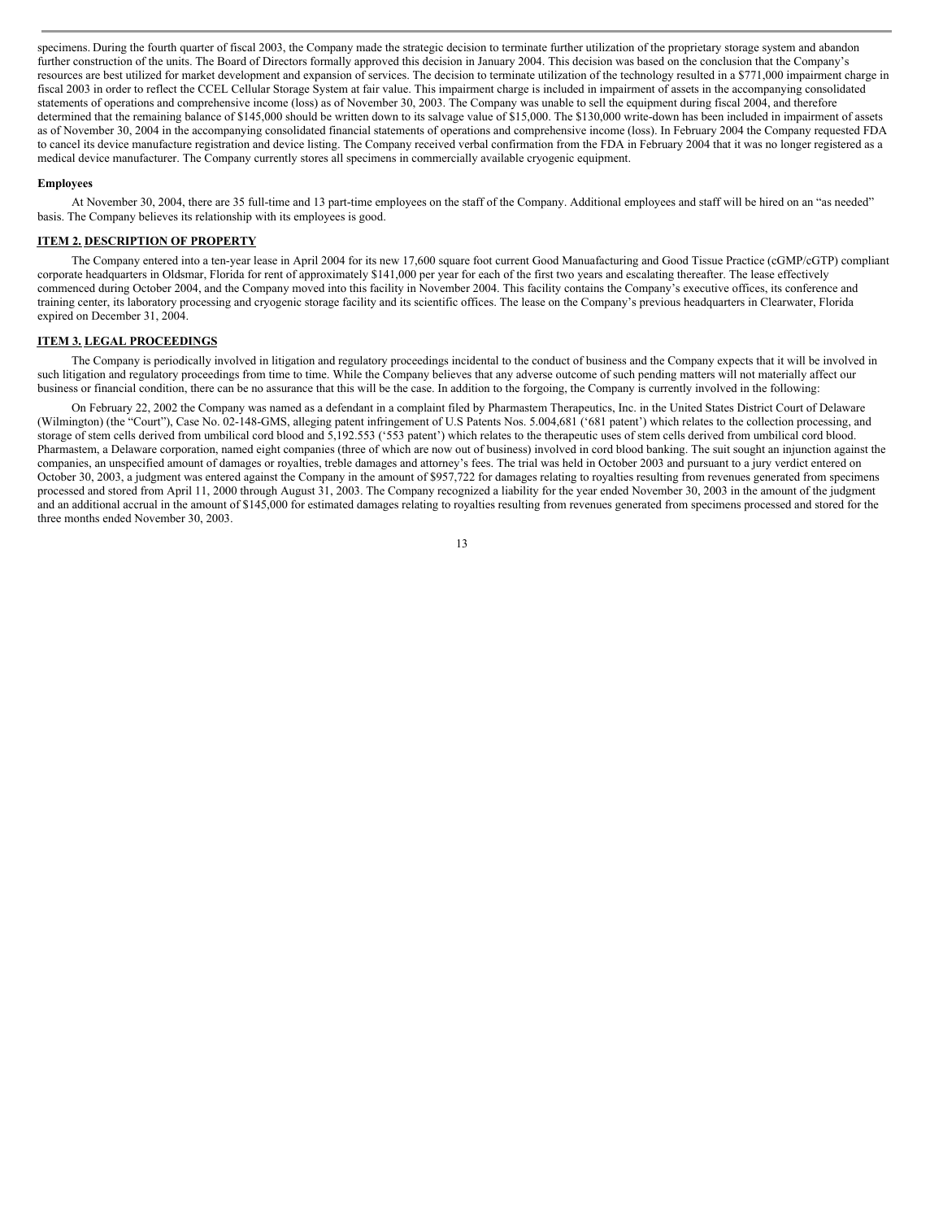specimens. During the fourth quarter of fiscal 2003, the Company made the strategic decision to terminate further utilization of the proprietary storage system and abandon further construction of the units. The Board of Directors formally approved this decision in January 2004. This decision was based on the conclusion that the Company's resources are best utilized for market development and expansion of services. The decision to terminate utilization of the technology resulted in a $771,000 impairment charge in fiscal 2003 in order to reflect the CCEL Cellular Storage System at fair value. This impairment charge is included in impairment of assets in the accompanying consolidated statements of operations and comprehensive income (loss) as of November 30, 2003. The Company was unable to sell the equipment during fiscal 2004, and therefore determined that the remaining balance of $145,000 should be written down to its salvage value of $15,000. The $130,000 write-down has been included in impairment of assets as of November 30, 2004 in the accompanying consolidated financial statements of operations and comprehensive income (loss). In February 2004 the Company requested FDA to cancel its device manufacture registration and device listing. The Company received verbal confirmation from the FDA in February 2004 that it was no longer registered as a medical device manufacturer. The Company currently stores all specimens in commercially available cryogenic equipment.

**Employees**

At November 30, 2004, there are 35 full-time and 13 part-time employees on the staff of the Company. Additional employees and staff will be hired on an "as needed" basis. The Company believes its relationship with its employees is good.

## ITEM 2. DESCRIPTION OF PROPERTY

The Company entered into a ten-year lease in April 2004 for its new 17,600 square foot current Good Manuafacturing and Good Tissue Practice (cGMP/cGTP) compliant corporate headquarters in Oldsmar, Florida for rent of approximately $141,000 per year for each of the first two years and escalating thereafter. The lease effectively commenced during October 2004, and the Company moved into this facility in November 2004. This facility contains the Company's executive offices, its conference and training center, its laboratory processing and cryogenic storage facility and its scientific offices. The lease on the Company's previous headquarters in Clearwater, Florida expired on December 31, 2004.

## ITEM 3. LEGAL PROCEEDINGS

The Company is periodically involved in litigation and regulatory proceedings incidental to the conduct of business and the Company expects that it will be involved in such litigation and regulatory proceedings from time to time. While the Company believes that any adverse outcome of such pending matters will not materially affect our business or financial condition, there can be no assurance that this will be the case. In addition to the forgoing, the Company is currently involved in the following:

On February 22, 2002 the Company was named as a defendant in a complaint filed by Pharmastem Therapeutics, Inc. in the United States District Court of Delaware (Wilmington) (the "Court"), Case No. 02-148-GMS, alleging patent infringement of U.S Patents Nos. 5.004,681 ('681 patent') which relates to the collection processing, and storage of stem cells derived from umbilical cord blood and 5,192.553 ('553 patent') which relates to the therapeutic uses of stem cells derived from umbilical cord blood. Pharmastem, a Delaware corporation, named eight companies (three of which are now out of business) involved in cord blood banking. The suit sought an injunction against the companies, an unspecified amount of damages or royalties, treble damages and attorney's fees. The trial was held in October 2003 and pursuant to a jury verdict entered on October 30, 2003, a judgment was entered against the Company in the amount of $957,722 for damages relating to royalties resulting from revenues generated from specimens processed and stored from April 11, 2000 through August 31, 2003. The Company recognized a liability for the year ended November 30, 2003 in the amount of the judgment and an additional accrual in the amount of $145,000 for estimated damages relating to royalties resulting from revenues generated from specimens processed and stored for the three months ended November 30, 2003.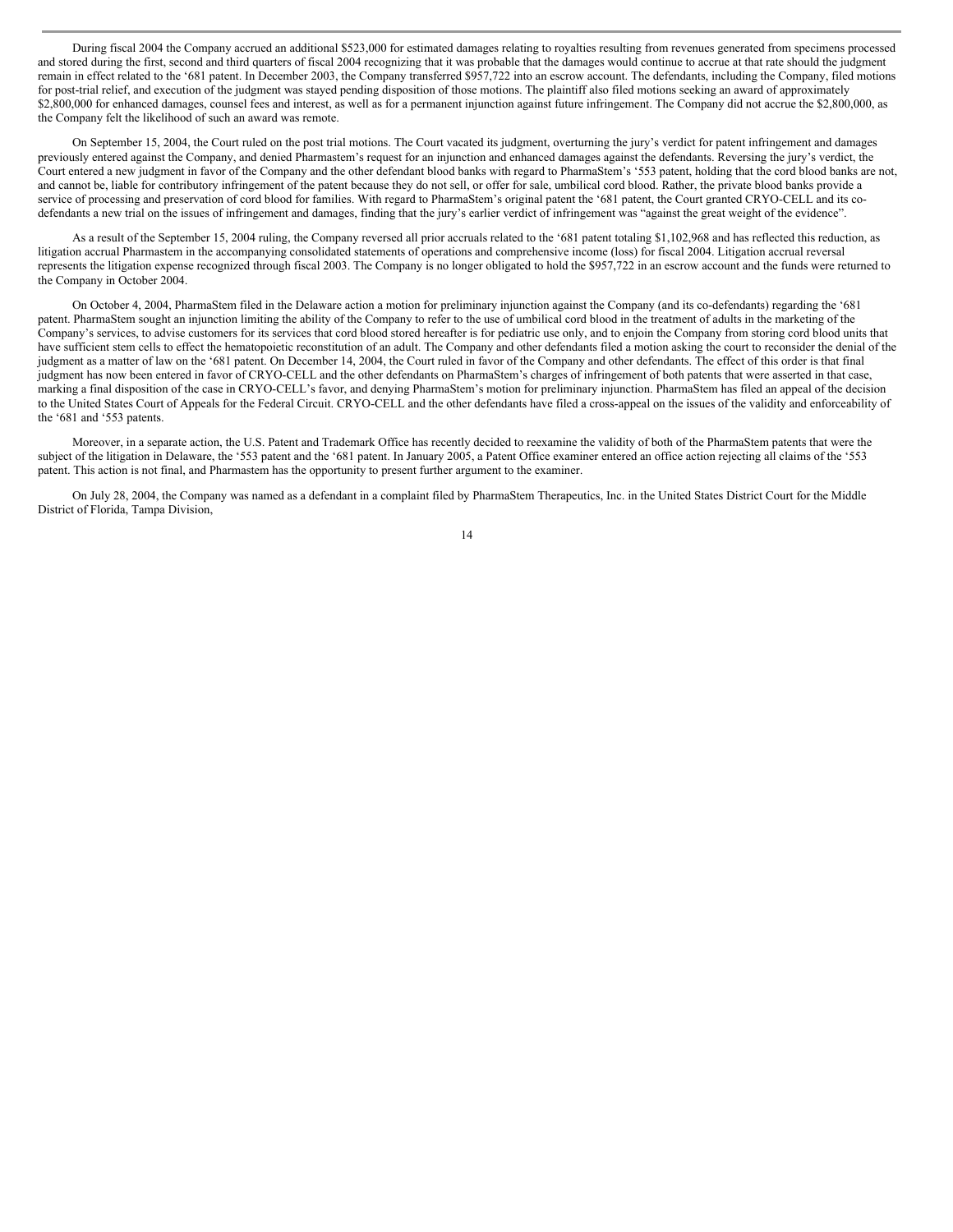During fiscal 2004 the Company accrued an additional $523,000 for estimated damages relating to royalties resulting from revenues generated from specimens processed and stored during the first, second and third quarters of fiscal 2004 recognizing that it was probable that the damages would continue to accrue at that rate should the judgment remain in effect related to the '681 patent. In December 2003, the Company transferred $957,722 into an escrow account. The defendants, including the Company, filed motions for post-trial relief, and execution of the judgment was stayed pending disposition of those motions. The plaintiff also filed motions seeking an award of approximately $2,800,000 for enhanced damages, counsel fees and interest, as well as for a permanent injunction against future infringement. The Company did not accrue the $2,800,000, as the Company felt the likelihood of such an award was remote.

On September 15, 2004, the Court ruled on the post trial motions. The Court vacated its judgment, overturning the jury's verdict for patent infringement and damages previously entered against the Company, and denied Pharmastem's request for an injunction and enhanced damages against the defendants. Reversing the jury's verdict, the Court entered a new judgment in favor of the Company and the other defendant blood banks with regard to PharmaStem's '553 patent, holding that the cord blood banks are not, and cannot be, liable for contributory infringement of the patent because they do not sell, or offer for sale, umbilical cord blood. Rather, the private blood banks provide a service of processing and preservation of cord blood for families. With regard to PharmaStem's original patent the '681 patent, the Court granted CRYO-CELL and its co-defendants a new trial on the issues of infringement and damages, finding that the jury's earlier verdict of infringement was "against the great weight of the evidence".

As a result of the September 15, 2004 ruling, the Company reversed all prior accruals related to the '681 patent totaling $1,102,968 and has reflected this reduction, as litigation accrual Pharmastem in the accompanying consolidated statements of operations and comprehensive income (loss) for fiscal 2004. Litigation accrual reversal represents the litigation expense recognized through fiscal 2003. The Company is no longer obligated to hold the $957,722 in an escrow account and the funds were returned to the Company in October 2004.

On October 4, 2004, PharmaStem filed in the Delaware action a motion for preliminary injunction against the Company (and its co-defendants) regarding the '681 patent. PharmaStem sought an injunction limiting the ability of the Company to refer to the use of umbilical cord blood in the treatment of adults in the marketing of the Company's services, to advise customers for its services that cord blood stored hereafter is for pediatric use only, and to enjoin the Company from storing cord blood units that have sufficient stem cells to effect the hematopoietic reconstitution of an adult. The Company and other defendants filed a motion asking the court to reconsider the denial of the judgment as a matter of law on the '681 patent. On December 14, 2004, the Court ruled in favor of the Company and other defendants. The effect of this order is that final judgment has now been entered in favor of CRYO-CELL and the other defendants on PharmaStem's charges of infringement of both patents that were asserted in that case, marking a final disposition of the case in CRYO-CELL's favor, and denying PharmaStem's motion for preliminary injunction. PharmaStem has filed an appeal of the decision to the United States Court of Appeals for the Federal Circuit. CRYO-CELL and the other defendants have filed a cross-appeal on the issues of the validity and enforceability of the '681 and '553 patents.

Moreover, in a separate action, the U.S. Patent and Trademark Office has recently decided to reexamine the validity of both of the PharmaStem patents that were the subject of the litigation in Delaware, the '553 patent and the '681 patent. In January 2005, a Patent Office examiner entered an office action rejecting all claims of the '553 patent. This action is not final, and Pharmastem has the opportunity to present further argument to the examiner.

On July 28, 2004, the Company was named as a defendant in a complaint filed by PharmaStem Therapeutics, Inc. in the United States District Court for the Middle District of Florida, Tampa Division,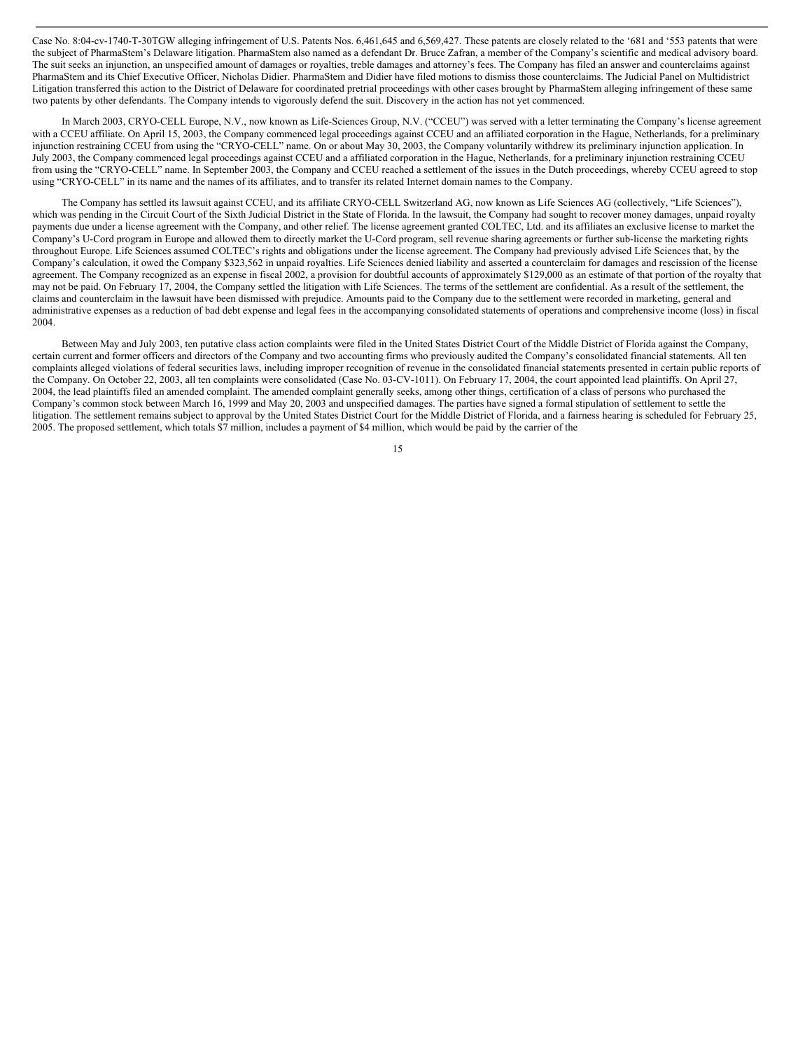Case No. 8:04-cv-1740-T-30TGW alleging infringement of U.S. Patents Nos. 6,461,645 and 6,569,427. These patents are closely related to the '681 and '553 patents that were the subject of PharmaStem's Delaware litigation. PharmaStem also named as a defendant Dr. Bruce Zafran, a member of the Company's scientific and medical advisory board. The suit seeks an injunction, an unspecified amount of damages or royalties, treble damages and attorney's fees. The Company has filed an answer and counterclaims against PharmaStem and its Chief Executive Officer, Nicholas Didier. PharmaStem and Didier have filed motions to dismiss those counterclaims. The Judicial Panel on Multidistrict Litigation transferred this action to the District of Delaware for coordinated pretrial proceedings with other cases brought by PharmaStem alleging infringement of these same two patents by other defendants. The Company intends to vigorously defend the suit. Discovery in the action has not yet commenced.

In March 2003, CRYO-CELL Europe, N.V., now known as Life-Sciences Group, N.V. ("CCEU") was served with a letter terminating the Company's license agreement with a CCEU affiliate. On April 15, 2003, the Company commenced legal proceedings against CCEU and an affiliated corporation in the Hague, Netherlands, for a preliminary injunction restraining CCEU from using the "CRYO-CELL" name. On or about May 30, 2003, the Company voluntarily withdrew its preliminary injunction application. In July 2003, the Company commenced legal proceedings against CCEU and a affiliated corporation in the Hague, Netherlands, for a preliminary injunction restraining CCEU from using the "CRYO-CELL" name. In September 2003, the Company and CCEU reached a settlement of the issues in the Dutch proceedings, whereby CCEU agreed to stop using "CRYO-CELL" in its name and the names of its affiliates, and to transfer its related Internet domain names to the Company.

The Company has settled its lawsuit against CCEU, and its affiliate CRYO-CELL Switzerland AG, now known as Life Sciences AG (collectively, "Life Sciences"), which was pending in the Circuit Court of the Sixth Judicial District in the State of Florida. In the lawsuit, the Company had sought to recover money damages, unpaid royalty payments due under a license agreement with the Company, and other relief. The license agreement granted COLTEC, Ltd. and its affiliates an exclusive license to market the Company's U-Cord program in Europe and allowed them to directly market the U-Cord program, sell revenue sharing agreements or further sub-license the marketing rights throughout Europe. Life Sciences assumed COLTEC's rights and obligations under the license agreement. The Company had previously advised Life Sciences that, by the Company's calculation, it owed the Company $323,562 in unpaid royalties. Life Sciences denied liability and asserted a counterclaim for damages and rescission of the license agreement. The Company recognized as an expense in fiscal 2002, a provision for doubtful accounts of approximately $129,000 as an estimate of that portion of the royalty that may not be paid. On February 17, 2004, the Company settled the litigation with Life Sciences. The terms of the settlement are confidential. As a result of the settlement, the claims and counterclaim in the lawsuit have been dismissed with prejudice. Amounts paid to the Company due to the settlement were recorded in marketing, general and administrative expenses as a reduction of bad debt expense and legal fees in the accompanying consolidated statements of operations and comprehensive income (loss) in fiscal 2004.

Between May and July 2003, ten putative class action complaints were filed in the United States District Court of the Middle District of Florida against the Company, certain current and former officers and directors of the Company and two accounting firms who previously audited the Company's consolidated financial statements. All ten complaints alleged violations of federal securities laws, including improper recognition of revenue in the consolidated financial statements presented in certain public reports of the Company. On October 22, 2003, all ten complaints were consolidated (Case No. 03-CV-1011). On February 17, 2004, the court appointed lead plaintiffs. On April 27, 2004, the lead plaintiffs filed an amended complaint. The amended complaint generally seeks, among other things, certification of a class of persons who purchased the Company's common stock between March 16, 1999 and May 20, 2003 and unspecified damages. The parties have signed a formal stipulation of settlement to settle the litigation. The settlement remains subject to approval by the United States District Court for the Middle District of Florida, and a fairness hearing is scheduled for February 25, 2005. The proposed settlement, which totals $7 million, includes a payment of $4 million, which would be paid by the carrier of the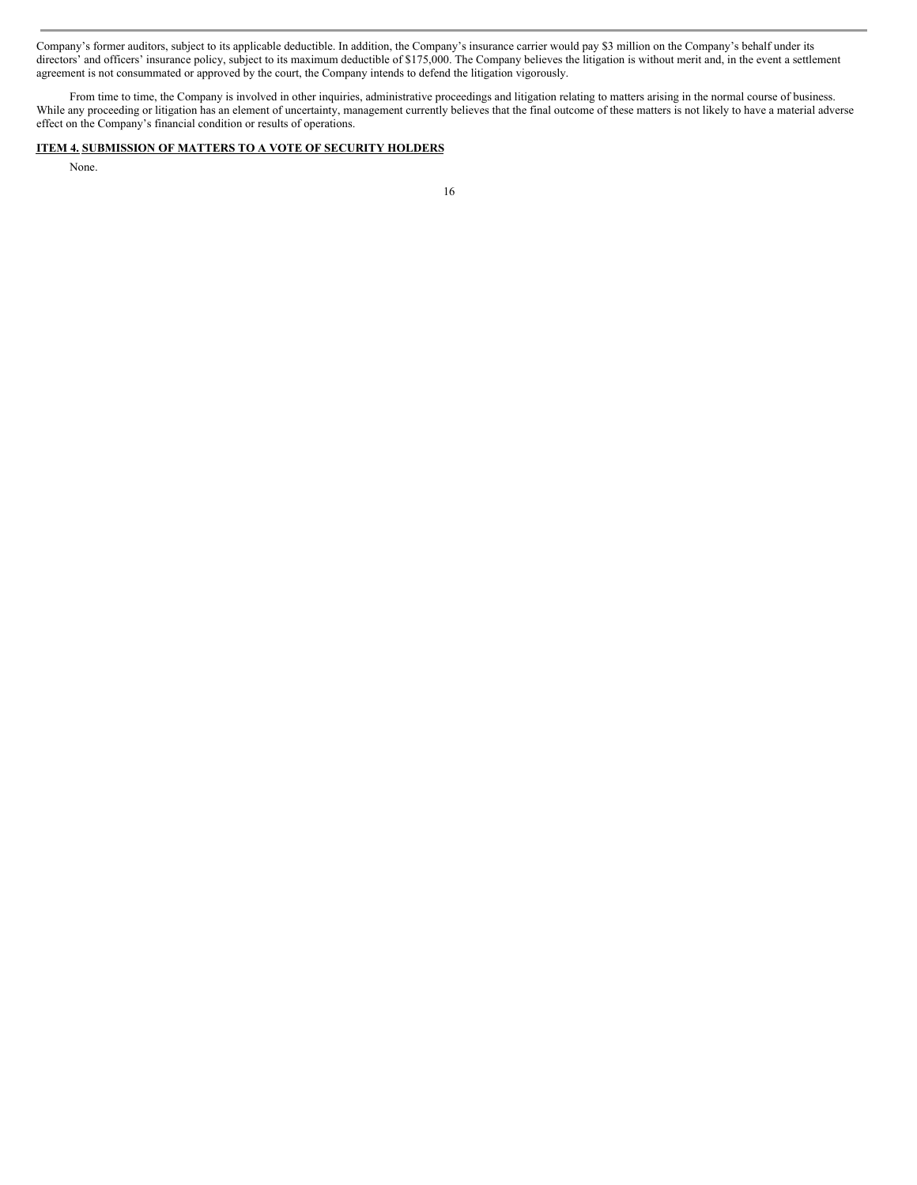Company's former auditors, subject to its applicable deductible. In addition, the Company's insurance carrier would pay $3 million on the Company's behalf under its directors' and officers' insurance policy, subject to its maximum deductible of $175,000. The Company believes the litigation is without merit and, in the event a settlement agreement is not consummated or approved by the court, the Company intends to defend the litigation vigorously.

From time to time, the Company is involved in other inquiries, administrative proceedings and litigation relating to matters arising in the normal course of business. While any proceeding or litigation has an element of uncertainty, management currently believes that the final outcome of these matters is not likely to have a material adverse effect on the Company's financial condition or results of operations.

## ITEM 4. SUBMISSION OF MATTERS TO A VOTE OF SECURITY HOLDERS

None.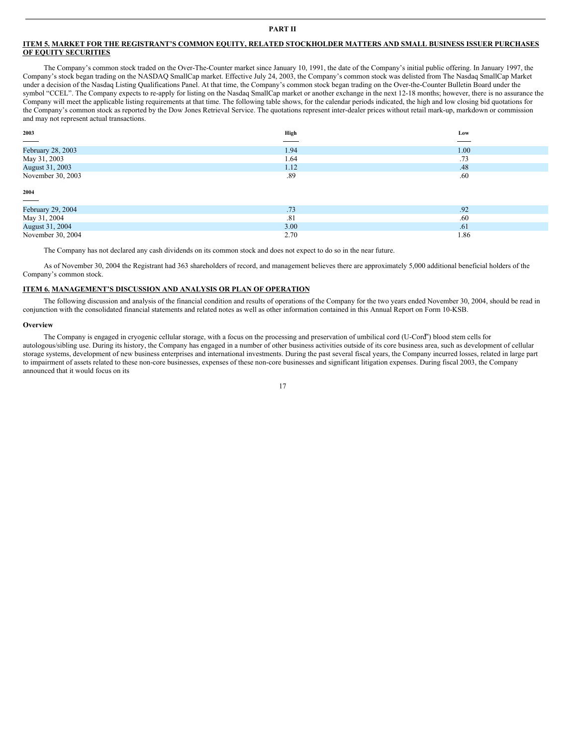**PART II**

## ITEM 5. MARKET FOR THE REGISTRANT'S COMMON EQUITY, RELATED STOCKHOLDER MATTERS AND SMALL BUSINESS ISSUER PURCHASES OF EQUITY SECURITIES

The Company's common stock traded on the Over-The-Counter market since January 10, 1991, the date of the Company's initial public offering. In January 1997, the Company's stock began trading on the NASDAQ SmallCap market. Effective July 24, 2003, the Company's common stock was delisted from The Nasdaq SmallCap Market under a decision of the Nasdaq Listing Qualifications Panel. At that time, the Company's common stock began trading on the Over-the-Counter Bulletin Board under the symbol "CCEL". The Company expects to re-apply for listing on the Nasdaq SmallCap market or another exchange in the next 12-18 months; however, there is no assurance the Company will meet the applicable listing requirements at that time. The following table shows, for the calendar periods indicated, the high and low closing bid quotations for the Company's common stock as reported by the Dow Jones Retrieval Service. The quotations represent inter-dealer prices without retail mark-up, markdown or commission and may not represent actual transactions.

| 2003 | High | Low |
|---|---|---|
| February 28, 2003 | 1.94 | 1.00 |
| May 31, 2003 | 1.64 | .73 |
| August 31, 2003 | 1.12 | .48 |
| November 30, 2003 | .89 | .60 |
| **2004** | | |
| February 29, 2004 | .73 | .92 |
| May 31, 2004 | .81 | .60 |
| August 31, 2004 | 3.00 | .61 |
| November 30, 2004 | 2.70 | 1.86 |

The Company has not declared any cash dividends on its common stock and does not expect to do so in the near future.

As of November 30, 2004 the Registrant had 363 shareholders of record, and management believes there are approximately 5,000 additional beneficial holders of the Company's common stock.

## ITEM 6. MANAGEMENT'S DISCUSSION AND ANALYSIS OR PLAN OF OPERATION

The following discussion and analysis of the financial condition and results of operations of the Company for the two years ended November 30, 2004, should be read in conjunction with the consolidated financial statements and related notes as well as other information contained in this Annual Report on Form 10-KSB.

### Overview

The Company is engaged in cryogenic cellular storage, with a focus on the processing and preservation of umbilical cord (U-Cord™) blood stem cells for autologous/sibling use. During its history, the Company has engaged in a number of other business activities outside of its core business area, such as development of cellular storage systems, development of new business enterprises and international investments. During the past several fiscal years, the Company incurred losses, related in large part to impairment of assets related to these non-core businesses, expenses of these non-core businesses and significant litigation expenses. During fiscal 2003, the Company announced that it would focus on its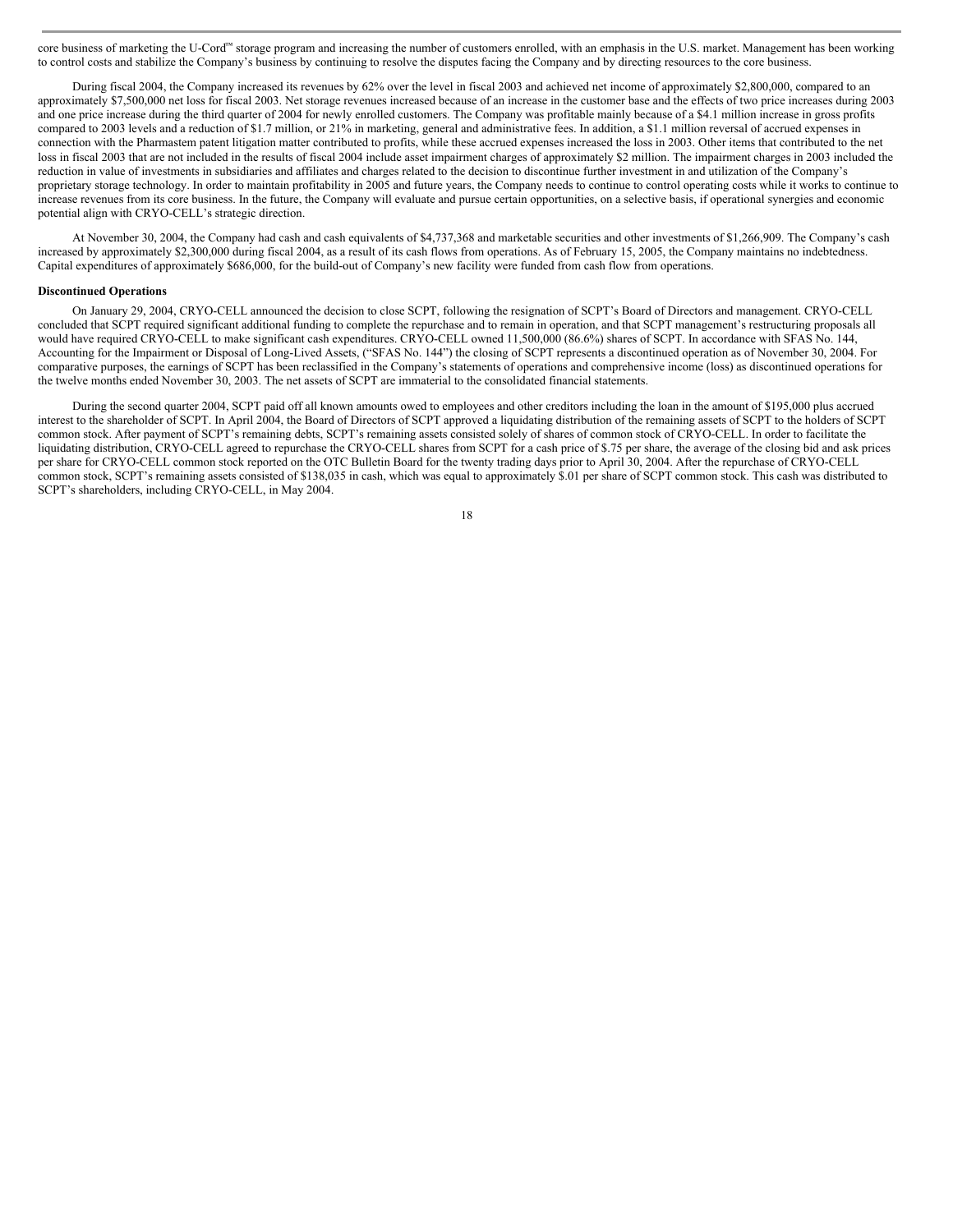core business of marketing the U-Cord™ storage program and increasing the number of customers enrolled, with an emphasis in the U.S. market. Management has been working to control costs and stabilize the Company's business by continuing to resolve the disputes facing the Company and by directing resources to the core business.

During fiscal 2004, the Company increased its revenues by 62% over the level in fiscal 2003 and achieved net income of approximately $2,800,000, compared to an approximately $7,500,000 net loss for fiscal 2003. Net storage revenues increased because of an increase in the customer base and the effects of two price increases during 2003 and one price increase during the third quarter of 2004 for newly enrolled customers. The Company was profitable mainly because of a $4.1 million increase in gross profits compared to 2003 levels and a reduction of $1.7 million, or 21% in marketing, general and administrative fees. In addition, a $1.1 million reversal of accrued expenses in connection with the Pharmastem patent litigation matter contributed to profits, while these accrued expenses increased the loss in 2003. Other items that contributed to the net loss in fiscal 2003 that are not included in the results of fiscal 2004 include asset impairment charges of approximately $2 million. The impairment charges in 2003 included the reduction in value of investments in subsidiaries and affiliates and charges related to the decision to discontinue further investment in and utilization of the Company's proprietary storage technology. In order to maintain profitability in 2005 and future years, the Company needs to continue to control operating costs while it works to continue to increase revenues from its core business. In the future, the Company will evaluate and pursue certain opportunities, on a selective basis, if operational synergies and economic potential align with CRYO-CELL's strategic direction.

At November 30, 2004, the Company had cash and cash equivalents of $4,737,368 and marketable securities and other investments of $1,266,909. The Company's cash increased by approximately $2,300,000 during fiscal 2004, as a result of its cash flows from operations. As of February 15, 2005, the Company maintains no indebtedness. Capital expenditures of approximately $686,000, for the build-out of Company's new facility were funded from cash flow from operations.

**Discontinued Operations**

On January 29, 2004, CRYO-CELL announced the decision to close SCPT, following the resignation of SCPT's Board of Directors and management. CRYO-CELL concluded that SCPT required significant additional funding to complete the repurchase and to remain in operation, and that SCPT management's restructuring proposals all would have required CRYO-CELL to make significant cash expenditures. CRYO-CELL owned 11,500,000 (86.6%) shares of SCPT. In accordance with SFAS No. 144, Accounting for the Impairment or Disposal of Long-Lived Assets, ("SFAS No. 144") the closing of SCPT represents a discontinued operation as of November 30, 2004. For comparative purposes, the earnings of SCPT has been reclassified in the Company's statements of operations and comprehensive income (loss) as discontinued operations for the twelve months ended November 30, 2003. The net assets of SCPT are immaterial to the consolidated financial statements.

During the second quarter 2004, SCPT paid off all known amounts owed to employees and other creditors including the loan in the amount of $195,000 plus accrued interest to the shareholder of SCPT. In April 2004, the Board of Directors of SCPT approved a liquidating distribution of the remaining assets of SCPT to the holders of SCPT common stock. After payment of SCPT's remaining debts, SCPT's remaining assets consisted solely of shares of common stock of CRYO-CELL. In order to facilitate the liquidating distribution, CRYO-CELL agreed to repurchase the CRYO-CELL shares from SCPT for a cash price of $.75 per share, the average of the closing bid and ask prices per share for CRYO-CELL common stock reported on the OTC Bulletin Board for the twenty trading days prior to April 30, 2004. After the repurchase of CRYO-CELL common stock, SCPT's remaining assets consisted of $138,035 in cash, which was equal to approximately $.01 per share of SCPT common stock. This cash was distributed to SCPT's shareholders, including CRYO-CELL, in May 2004.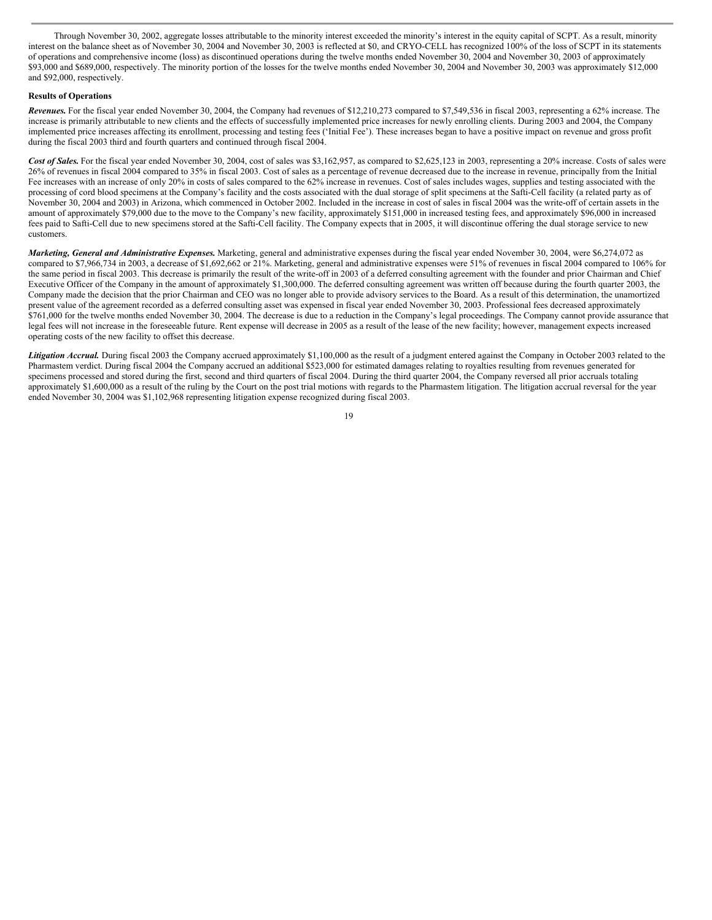Through November 30, 2002, aggregate losses attributable to the minority interest exceeded the minority's interest in the equity capital of SCPT. As a result, minority interest on the balance sheet as of November 30, 2004 and November 30, 2003 is reflected at $0, and CRYO-CELL has recognized 100% of the loss of SCPT in its statements of operations and comprehensive income (loss) as discontinued operations during the twelve months ended November 30, 2004 and November 30, 2003 of approximately $93,000 and $689,000, respectively. The minority portion of the losses for the twelve months ended November 30, 2004 and November 30, 2003 was approximately $12,000 and $92,000, respectively.

**Results of Operations**

***Revenues.*** For the fiscal year ended November 30, 2004, the Company had revenues of $12,210,273 compared to $7,549,536 in fiscal 2003, representing a 62% increase. The increase is primarily attributable to new clients and the effects of successfully implemented price increases for newly enrolling clients. During 2003 and 2004, the Company implemented price increases affecting its enrollment, processing and testing fees ('Initial Fee'). These increases began to have a positive impact on revenue and gross profit during the fiscal 2003 third and fourth quarters and continued through fiscal 2004.

***Cost of Sales.*** For the fiscal year ended November 30, 2004, cost of sales was $3,162,957, as compared to $2,625,123 in 2003, representing a 20% increase. Costs of sales were 26% of revenues in fiscal 2004 compared to 35% in fiscal 2003. Cost of sales as a percentage of revenue decreased due to the increase in revenue, principally from the Initial Fee increases with an increase of only 20% in costs of sales compared to the 62% increase in revenues. Cost of sales includes wages, supplies and testing associated with the processing of cord blood specimens at the Company's facility and the costs associated with the dual storage of split specimens at the Safti-Cell facility (a related party as of November 30, 2004 and 2003) in Arizona, which commenced in October 2002. Included in the increase in cost of sales in fiscal 2004 was the write-off of certain assets in the amount of approximately $79,000 due to the move to the Company's new facility, approximately $151,000 in increased testing fees, and approximately $96,000 in increased fees paid to Safti-Cell due to new specimens stored at the Safti-Cell facility. The Company expects that in 2005, it will discontinue offering the dual storage service to new customers.

***Marketing, General and Administrative Expenses.*** Marketing, general and administrative expenses during the fiscal year ended November 30, 2004, were $6,274,072 as compared to $7,966,734 in 2003, a decrease of $1,692,662 or 21%. Marketing, general and administrative expenses were 51% of revenues in fiscal 2004 compared to 106% for the same period in fiscal 2003. This decrease is primarily the result of the write-off in 2003 of a deferred consulting agreement with the founder and prior Chairman and Chief Executive Officer of the Company in the amount of approximately $1,300,000. The deferred consulting agreement was written off because during the fourth quarter 2003, the Company made the decision that the prior Chairman and CEO was no longer able to provide advisory services to the Board. As a result of this determination, the unamortized present value of the agreement recorded as a deferred consulting asset was expensed in fiscal year ended November 30, 2003. Professional fees decreased approximately $761,000 for the twelve months ended November 30, 2004. The decrease is due to a reduction in the Company's legal proceedings. The Company cannot provide assurance that legal fees will not increase in the foreseeable future. Rent expense will decrease in 2005 as a result of the lease of the new facility; however, management expects increased operating costs of the new facility to offset this decrease.

***Litigation Accrual.*** During fiscal 2003 the Company accrued approximately $1,100,000 as the result of a judgment entered against the Company in October 2003 related to the Pharmastem verdict. During fiscal 2004 the Company accrued an additional $523,000 for estimated damages relating to royalties resulting from revenues generated for specimens processed and stored during the first, second and third quarters of fiscal 2004. During the third quarter 2004, the Company reversed all prior accruals totaling approximately $1,600,000 as a result of the ruling by the Court on the post trial motions with regards to the Pharmastem litigation. The litigation accrual reversal for the year ended November 30, 2004 was $1,102,968 representing litigation expense recognized during fiscal 2003.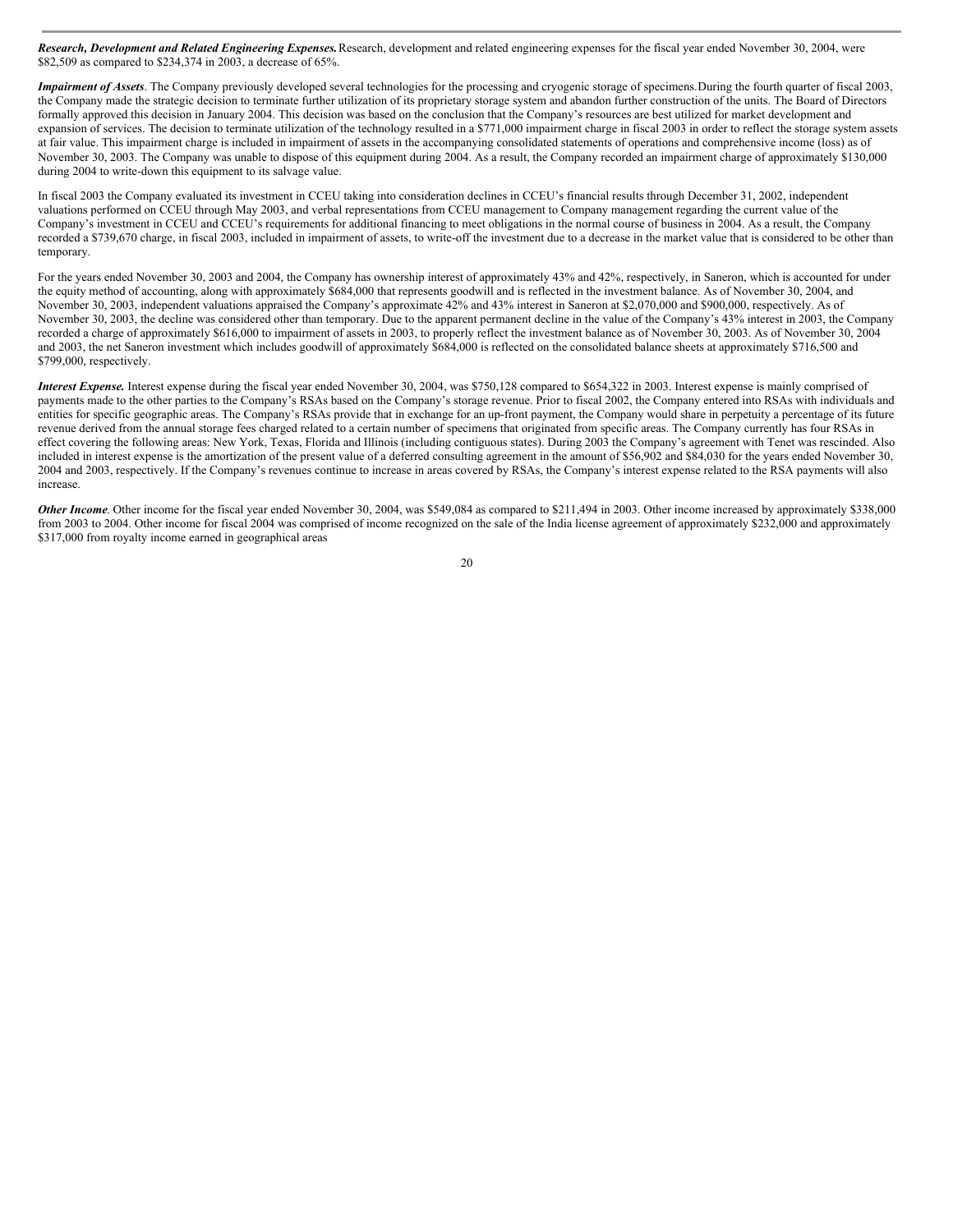***Research, Development and Related Engineering Expenses.*** Research, development and related engineering expenses for the fiscal year ended November 30, 2004, were $82,509 as compared to $234,374 in 2003, a decrease of 65%.

***Impairment of Assets***. The Company previously developed several technologies for the processing and cryogenic storage of specimens. During the fourth quarter of fiscal 2003, the Company made the strategic decision to terminate further utilization of its proprietary storage system and abandon further construction of the units. The Board of Directors formally approved this decision in January 2004. This decision was based on the conclusion that the Company's resources are best utilized for market development and expansion of services. The decision to terminate utilization of the technology resulted in a $771,000 impairment charge in fiscal 2003 in order to reflect the storage system assets at fair value. This impairment charge is included in impairment of assets in the accompanying consolidated statements of operations and comprehensive income (loss) as of November 30, 2003. The Company was unable to dispose of this equipment during 2004. As a result, the Company recorded an impairment charge of approximately $130,000 during 2004 to write-down this equipment to its salvage value.

In fiscal 2003 the Company evaluated its investment in CCEU taking into consideration declines in CCEU's financial results through December 31, 2002, independent valuations performed on CCEU through May 2003, and verbal representations from CCEU management to Company management regarding the current value of the Company's investment in CCEU and CCEU's requirements for additional financing to meet obligations in the normal course of business in 2004. As a result, the Company recorded a $739,670 charge, in fiscal 2003, included in impairment of assets, to write-off the investment due to a decrease in the market value that is considered to be other than temporary.

For the years ended November 30, 2003 and 2004, the Company has ownership interest of approximately 43% and 42%, respectively, in Saneron, which is accounted for under the equity method of accounting, along with approximately $684,000 that represents goodwill and is reflected in the investment balance. As of November 30, 2004, and November 30, 2003, independent valuations appraised the Company's approximate 42% and 43% interest in Saneron at $2,070,000 and $900,000, respectively. As of November 30, 2003, the decline was considered other than temporary. Due to the apparent permanent decline in the value of the Company's 43% interest in 2003, the Company recorded a charge of approximately $616,000 to impairment of assets in 2003, to properly reflect the investment balance as of November 30, 2003. As of November 30, 2004 and 2003, the net Saneron investment which includes goodwill of approximately $684,000 is reflected on the consolidated balance sheets at approximately $716,500 and $799,000, respectively.

***Interest Expense.*** Interest expense during the fiscal year ended November 30, 2004, was $750,128 compared to $654,322 in 2003. Interest expense is mainly comprised of payments made to the other parties to the Company's RSAs based on the Company's storage revenue. Prior to fiscal 2002, the Company entered into RSAs with individuals and entities for specific geographic areas. The Company's RSAs provide that in exchange for an up-front payment, the Company would share in perpetuity a percentage of its future revenue derived from the annual storage fees charged related to a certain number of specimens that originated from specific areas. The Company currently has four RSAs in effect covering the following areas: New York, Texas, Florida and Illinois (including contiguous states). During 2003 the Company's agreement with Tenet was rescinded. Also included in interest expense is the amortization of the present value of a deferred consulting agreement in the amount of $56,902 and $84,030 for the years ended November 30, 2004 and 2003, respectively. If the Company's revenues continue to increase in areas covered by RSAs, the Company's interest expense related to the RSA payments will also increase.

***Other Income***. Other income for the fiscal year ended November 30, 2004, was $549,084 as compared to $211,494 in 2003. Other income increased by approximately $338,000 from 2003 to 2004. Other income for fiscal 2004 was comprised of income recognized on the sale of the India license agreement of approximately $232,000 and approximately $317,000 from royalty income earned in geographical areas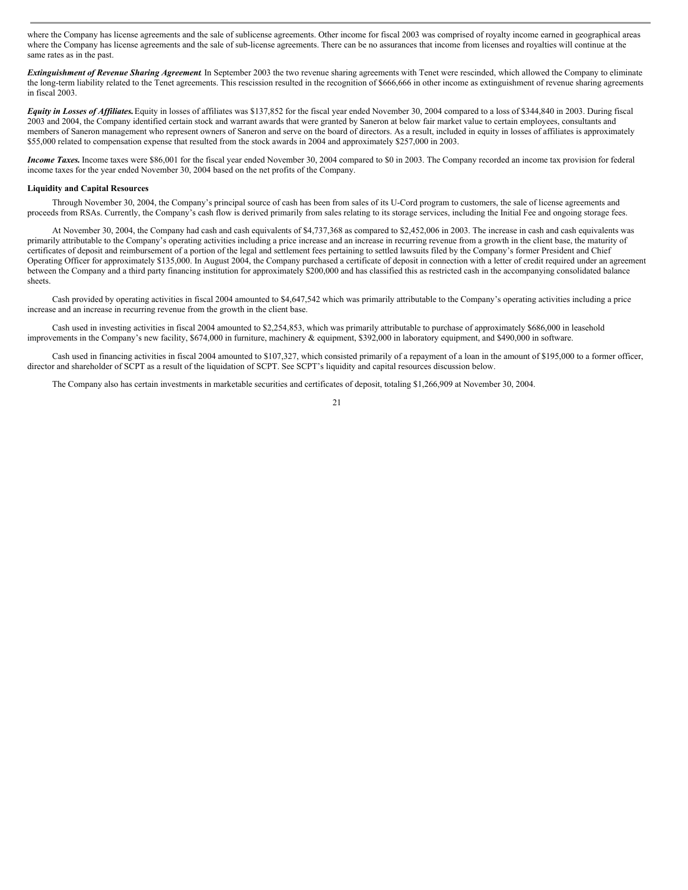where the Company has license agreements and the sale of sublicense agreements. Other income for fiscal 2003 was comprised of royalty income earned in geographical areas where the Company has license agreements and the sale of sub-license agreements. There can be no assurances that income from licenses and royalties will continue at the same rates as in the past.

***Extinguishment of Revenue Sharing Agreement.*** In September 2003 the two revenue sharing agreements with Tenet were rescinded, which allowed the Company to eliminate the long-term liability related to the Tenet agreements. This rescission resulted in the recognition of $666,666 in other income as extinguishment of revenue sharing agreements in fiscal 2003.

***Equity in Losses of Affiliates.*** Equity in losses of affiliates was $137,852 for the fiscal year ended November 30, 2004 compared to a loss of $344,840 in 2003. During fiscal 2003 and 2004, the Company identified certain stock and warrant awards that were granted by Saneron at below fair market value to certain employees, consultants and members of Saneron management who represent owners of Saneron and serve on the board of directors. As a result, included in equity in losses of affiliates is approximately $55,000 related to compensation expense that resulted from the stock awards in 2004 and approximately $257,000 in 2003.

***Income Taxes.*** Income taxes were $86,001 for the fiscal year ended November 30, 2004 compared to $0 in 2003. The Company recorded an income tax provision for federal income taxes for the year ended November 30, 2004 based on the net profits of the Company.

**Liquidity and Capital Resources**

Through November 30, 2004, the Company's principal source of cash has been from sales of its U-Cord program to customers, the sale of license agreements and proceeds from RSAs. Currently, the Company's cash flow is derived primarily from sales relating to its storage services, including the Initial Fee and ongoing storage fees.

At November 30, 2004, the Company had cash and cash equivalents of $4,737,368 as compared to $2,452,006 in 2003. The increase in cash and cash equivalents was primarily attributable to the Company's operating activities including a price increase and an increase in recurring revenue from a growth in the client base, the maturity of certificates of deposit and reimbursement of a portion of the legal and settlement fees pertaining to settled lawsuits filed by the Company's former President and Chief Operating Officer for approximately $135,000. In August 2004, the Company purchased a certificate of deposit in connection with a letter of credit required under an agreement between the Company and a third party financing institution for approximately $200,000 and has classified this as restricted cash in the accompanying consolidated balance sheets.

Cash provided by operating activities in fiscal 2004 amounted to $4,647,542 which was primarily attributable to the Company's operating activities including a price increase and an increase in recurring revenue from the growth in the client base.

Cash used in investing activities in fiscal 2004 amounted to $2,254,853, which was primarily attributable to purchase of approximately $686,000 in leasehold improvements in the Company's new facility, $674,000 in furniture, machinery & equipment, $392,000 in laboratory equipment, and $490,000 in software.

Cash used in financing activities in fiscal 2004 amounted to $107,327, which consisted primarily of a repayment of a loan in the amount of $195,000 to a former officer, director and shareholder of SCPT as a result of the liquidation of SCPT. See SCPT's liquidity and capital resources discussion below.

The Company also has certain investments in marketable securities and certificates of deposit, totaling $1,266,909 at November 30, 2004.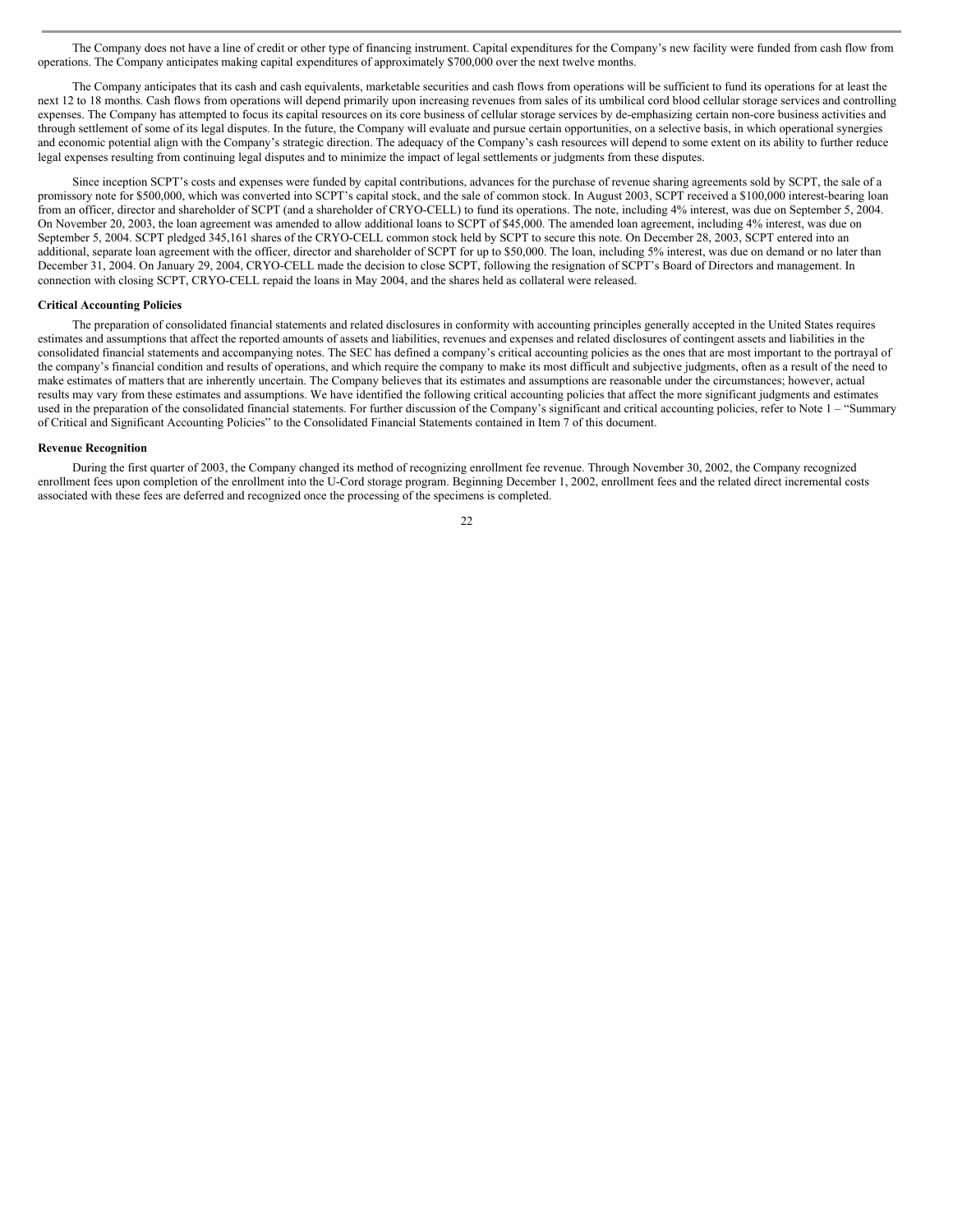The Company does not have a line of credit or other type of financing instrument. Capital expenditures for the Company's new facility were funded from cash flow from operations. The Company anticipates making capital expenditures of approximately $700,000 over the next twelve months.

The Company anticipates that its cash and cash equivalents, marketable securities and cash flows from operations will be sufficient to fund its operations for at least the next 12 to 18 months. Cash flows from operations will depend primarily upon increasing revenues from sales of its umbilical cord blood cellular storage services and controlling expenses. The Company has attempted to focus its capital resources on its core business of cellular storage services by de-emphasizing certain non-core business activities and through settlement of some of its legal disputes. In the future, the Company will evaluate and pursue certain opportunities, on a selective basis, in which operational synergies and economic potential align with the Company's strategic direction. The adequacy of the Company's cash resources will depend to some extent on its ability to further reduce legal expenses resulting from continuing legal disputes and to minimize the impact of legal settlements or judgments from these disputes.

Since inception SCPT's costs and expenses were funded by capital contributions, advances for the purchase of revenue sharing agreements sold by SCPT, the sale of a promissory note for $500,000, which was converted into SCPT's capital stock, and the sale of common stock. In August 2003, SCPT received a $100,000 interest-bearing loan from an officer, director and shareholder of SCPT (and a shareholder of CRYO-CELL) to fund its operations. The note, including 4% interest, was due on September 5, 2004. On November 20, 2003, the loan agreement was amended to allow additional loans to SCPT of $45,000. The amended loan agreement, including 4% interest, was due on September 5, 2004. SCPT pledged 345,161 shares of the CRYO-CELL common stock held by SCPT to secure this note. On December 28, 2003, SCPT entered into an additional, separate loan agreement with the officer, director and shareholder of SCPT for up to $50,000. The loan, including 5% interest, was due on demand or no later than December 31, 2004. On January 29, 2004, CRYO-CELL made the decision to close SCPT, following the resignation of SCPT's Board of Directors and management. In connection with closing SCPT, CRYO-CELL repaid the loans in May 2004, and the shares held as collateral were released.

**Critical Accounting Policies**

The preparation of consolidated financial statements and related disclosures in conformity with accounting principles generally accepted in the United States requires estimates and assumptions that affect the reported amounts of assets and liabilities, revenues and expenses and related disclosures of contingent assets and liabilities in the consolidated financial statements and accompanying notes. The SEC has defined a company's critical accounting policies as the ones that are most important to the portrayal of the company's financial condition and results of operations, and which require the company to make its most difficult and subjective judgments, often as a result of the need to make estimates of matters that are inherently uncertain. The Company believes that its estimates and assumptions are reasonable under the circumstances; however, actual results may vary from these estimates and assumptions. We have identified the following critical accounting policies that affect the more significant judgments and estimates used in the preparation of the consolidated financial statements. For further discussion of the Company's significant and critical accounting policies, refer to Note 1 – "Summary of Critical and Significant Accounting Policies" to the Consolidated Financial Statements contained in Item 7 of this document.

**Revenue Recognition**

During the first quarter of 2003, the Company changed its method of recognizing enrollment fee revenue. Through November 30, 2002, the Company recognized enrollment fees upon completion of the enrollment into the U-Cord storage program. Beginning December 1, 2002, enrollment fees and the related direct incremental costs associated with these fees are deferred and recognized once the processing of the specimens is completed.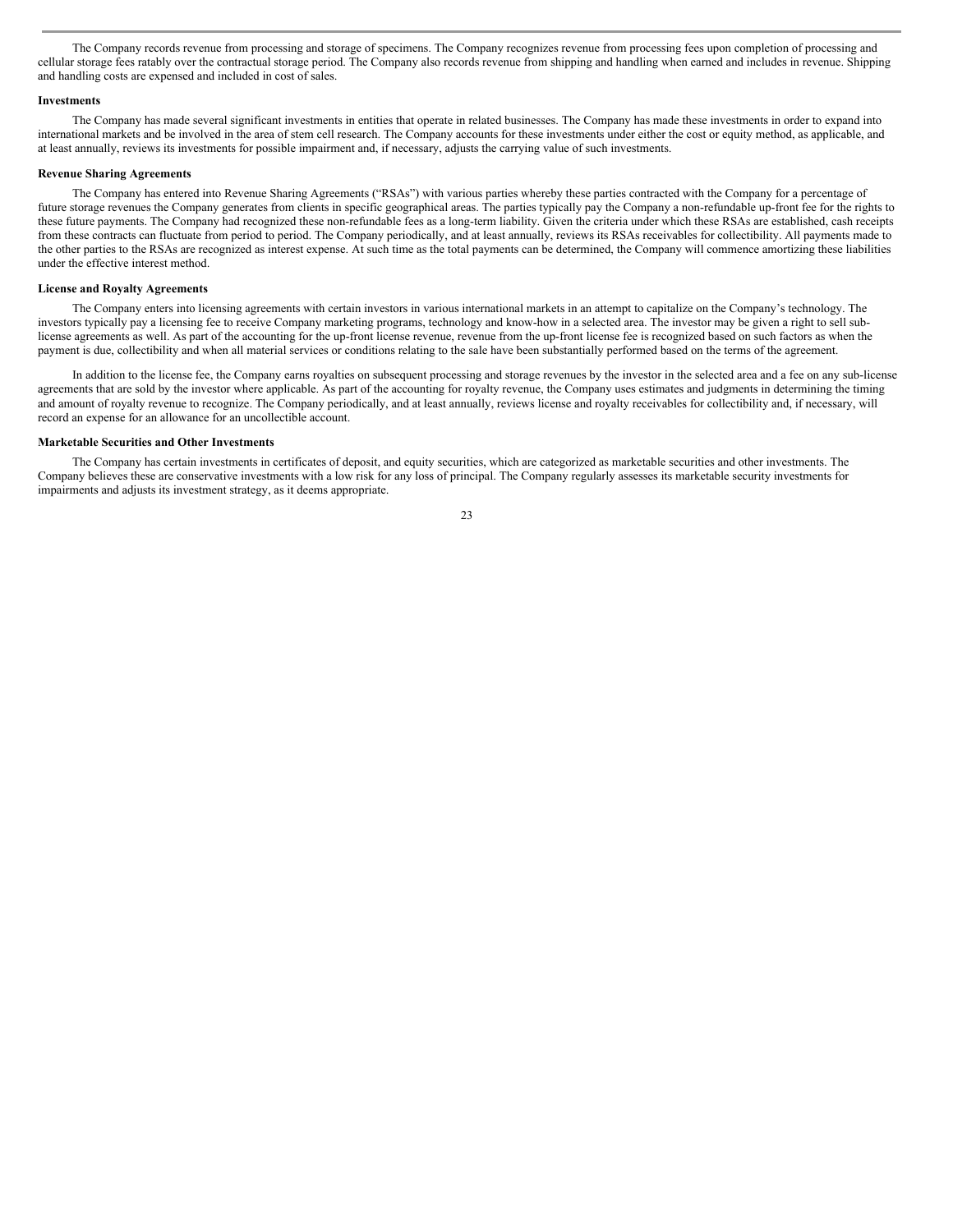The Company records revenue from processing and storage of specimens. The Company recognizes revenue from processing fees upon completion of processing and cellular storage fees ratably over the contractual storage period. The Company also records revenue from shipping and handling when earned and includes in revenue. Shipping and handling costs are expensed and included in cost of sales.

**Investments**

The Company has made several significant investments in entities that operate in related businesses. The Company has made these investments in order to expand into international markets and be involved in the area of stem cell research. The Company accounts for these investments under either the cost or equity method, as applicable, and at least annually, reviews its investments for possible impairment and, if necessary, adjusts the carrying value of such investments.

**Revenue Sharing Agreements**

The Company has entered into Revenue Sharing Agreements ("RSAs") with various parties whereby these parties contracted with the Company for a percentage of future storage revenues the Company generates from clients in specific geographical areas. The parties typically pay the Company a non-refundable up-front fee for the rights to these future payments. The Company had recognized these non-refundable fees as a long-term liability. Given the criteria under which these RSAs are established, cash receipts from these contracts can fluctuate from period to period. The Company periodically, and at least annually, reviews its RSAs receivables for collectibility. All payments made to the other parties to the RSAs are recognized as interest expense. At such time as the total payments can be determined, the Company will commence amortizing these liabilities under the effective interest method.

**License and Royalty Agreements**

The Company enters into licensing agreements with certain investors in various international markets in an attempt to capitalize on the Company's technology. The investors typically pay a licensing fee to receive Company marketing programs, technology and know-how in a selected area. The investor may be given a right to sell sub-license agreements as well. As part of the accounting for the up-front license revenue, revenue from the up-front license fee is recognized based on such factors as when the payment is due, collectibility and when all material services or conditions relating to the sale have been substantially performed based on the terms of the agreement.

In addition to the license fee, the Company earns royalties on subsequent processing and storage revenues by the investor in the selected area and a fee on any sub-license agreements that are sold by the investor where applicable. As part of the accounting for royalty revenue, the Company uses estimates and judgments in determining the timing and amount of royalty revenue to recognize. The Company periodically, and at least annually, reviews license and royalty receivables for collectibility and, if necessary, will record an expense for an allowance for an uncollectible account.

**Marketable Securities and Other Investments**

The Company has certain investments in certificates of deposit, and equity securities, which are categorized as marketable securities and other investments. The Company believes these are conservative investments with a low risk for any loss of principal. The Company regularly assesses its marketable security investments for impairments and adjusts its investment strategy, as it deems appropriate.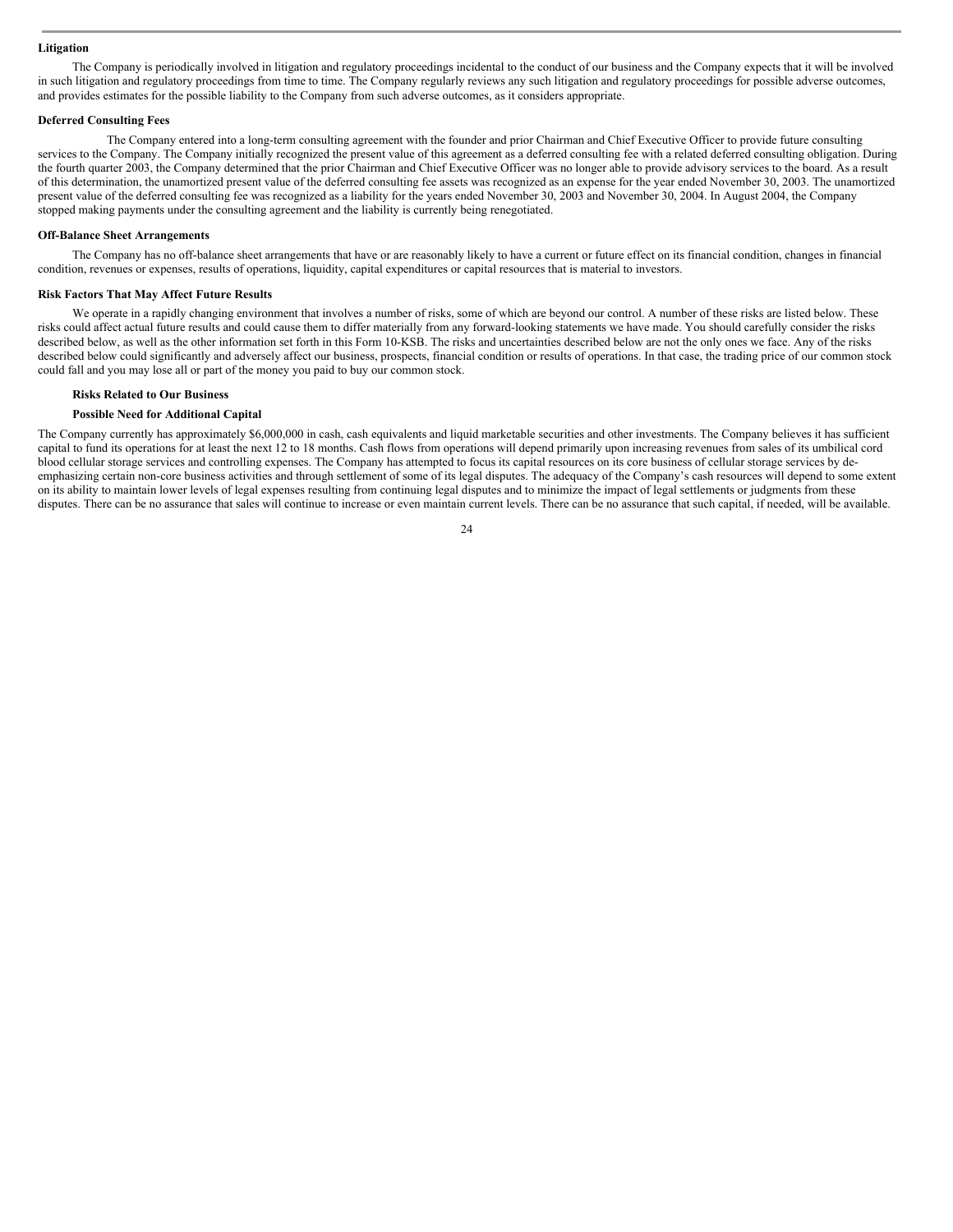**Litigation**

The Company is periodically involved in litigation and regulatory proceedings incidental to the conduct of our business and the Company expects that it will be involved in such litigation and regulatory proceedings from time to time. The Company regularly reviews any such litigation and regulatory proceedings for possible adverse outcomes, and provides estimates for the possible liability to the Company from such adverse outcomes, as it considers appropriate.

**Deferred Consulting Fees**

The Company entered into a long-term consulting agreement with the founder and prior Chairman and Chief Executive Officer to provide future consulting services to the Company. The Company initially recognized the present value of this agreement as a deferred consulting fee with a related deferred consulting obligation. During the fourth quarter 2003, the Company determined that the prior Chairman and Chief Executive Officer was no longer able to provide advisory services to the board. As a result of this determination, the unamortized present value of the deferred consulting fee assets was recognized as an expense for the year ended November 30, 2003. The unamortized present value of the deferred consulting fee was recognized as a liability for the years ended November 30, 2003 and November 30, 2004. In August 2004, the Company stopped making payments under the consulting agreement and the liability is currently being renegotiated.

**Off-Balance Sheet Arrangements**

The Company has no off-balance sheet arrangements that have or are reasonably likely to have a current or future effect on its financial condition, changes in financial condition, revenues or expenses, results of operations, liquidity, capital expenditures or capital resources that is material to investors.

**Risk Factors That May Affect Future Results**

We operate in a rapidly changing environment that involves a number of risks, some of which are beyond our control. A number of these risks are listed below. These risks could affect actual future results and could cause them to differ materially from any forward-looking statements we have made. You should carefully consider the risks described below, as well as the other information set forth in this Form 10-KSB. The risks and uncertainties described below are not the only ones we face. Any of the risks described below could significantly and adversely affect our business, prospects, financial condition or results of operations. In that case, the trading price of our common stock could fall and you may lose all or part of the money you paid to buy our common stock.

**Risks Related to Our Business**

**Possible Need for Additional Capital**

The Company currently has approximately $6,000,000 in cash, cash equivalents and liquid marketable securities and other investments. The Company believes it has sufficient capital to fund its operations for at least the next 12 to 18 months. Cash flows from operations will depend primarily upon increasing revenues from sales of its umbilical cord blood cellular storage services and controlling expenses. The Company has attempted to focus its capital resources on its core business of cellular storage services by de-emphasizing certain non-core business activities and through settlement of some of its legal disputes. The adequacy of the Company's cash resources will depend to some extent on its ability to maintain lower levels of legal expenses resulting from continuing legal disputes and to minimize the impact of legal settlements or judgments from these disputes. There can be no assurance that sales will continue to increase or even maintain current levels. There can be no assurance that such capital, if needed, will be available.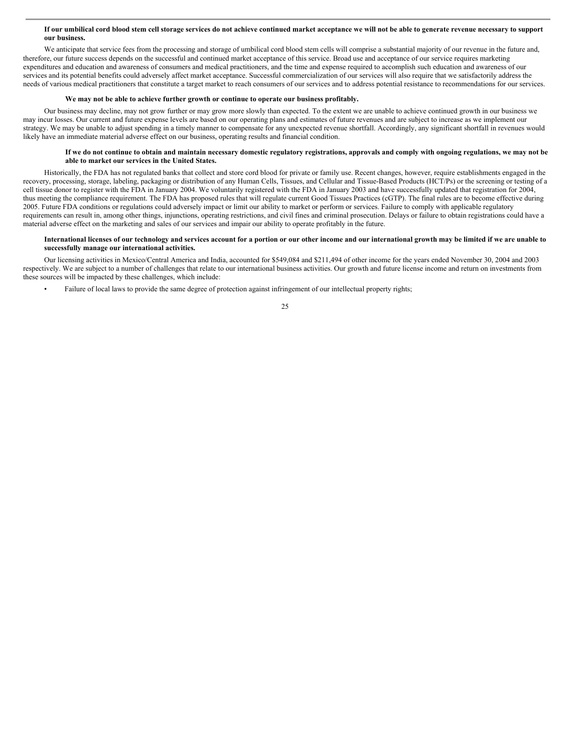**If our umbilical cord blood stem cell storage services do not achieve continued market acceptance we will not be able to generate revenue necessary to support our business.**

We anticipate that service fees from the processing and storage of umbilical cord blood stem cells will comprise a substantial majority of our revenue in the future and, therefore, our future success depends on the successful and continued market acceptance of this service. Broad use and acceptance of our service requires marketing expenditures and education and awareness of consumers and medical practitioners, and the time and expense required to accomplish such education and awareness of our services and its potential benefits could adversely affect market acceptance. Successful commercialization of our services will also require that we satisfactorily address the needs of various medical practitioners that constitute a target market to reach consumers of our services and to address potential resistance to recommendations for our services.

**We may not be able to achieve further growth or continue to operate our business profitably.**

Our business may decline, may not grow further or may grow more slowly than expected. To the extent we are unable to achieve continued growth in our business we may incur losses. Our current and future expense levels are based on our operating plans and estimates of future revenues and are subject to increase as we implement our strategy. We may be unable to adjust spending in a timely manner to compensate for any unexpected revenue shortfall. Accordingly, any significant shortfall in revenues would likely have an immediate material adverse effect on our business, operating results and financial condition.

**If we do not continue to obtain and maintain necessary domestic regulatory registrations, approvals and comply with ongoing regulations, we may not be able to market our services in the United States.**

Historically, the FDA has not regulated banks that collect and store cord blood for private or family use. Recent changes, however, require establishments engaged in the recovery, processing, storage, labeling, packaging or distribution of any Human Cells, Tissues, and Cellular and Tissue-Based Products (HCT/Ps) or the screening or testing of a cell tissue donor to register with the FDA in January 2004. We voluntarily registered with the FDA in January 2003 and have successfully updated that registration for 2004, thus meeting the compliance requirement. The FDA has proposed rules that will regulate current Good Tissues Practices (cGTP). The final rules are to become effective during 2005. Future FDA conditions or regulations could adversely impact or limit our ability to market or perform or services. Failure to comply with applicable regulatory requirements can result in, among other things, injunctions, operating restrictions, and civil fines and criminal prosecution. Delays or failure to obtain registrations could have a material adverse effect on the marketing and sales of our services and impair our ability to operate profitably in the future.

**International licenses of our technology and services account for a portion or our other income and our international growth may be limited if we are unable to successfully manage our international activities.**

Our licensing activities in Mexico/Central America and India, accounted for $549,084 and $211,494 of other income for the years ended November 30, 2004 and 2003 respectively. We are subject to a number of challenges that relate to our international business activities. Our growth and future license income and return on investments from these sources will be impacted by these challenges, which include:

- Failure of local laws to provide the same degree of protection against infringement of our intellectual property rights;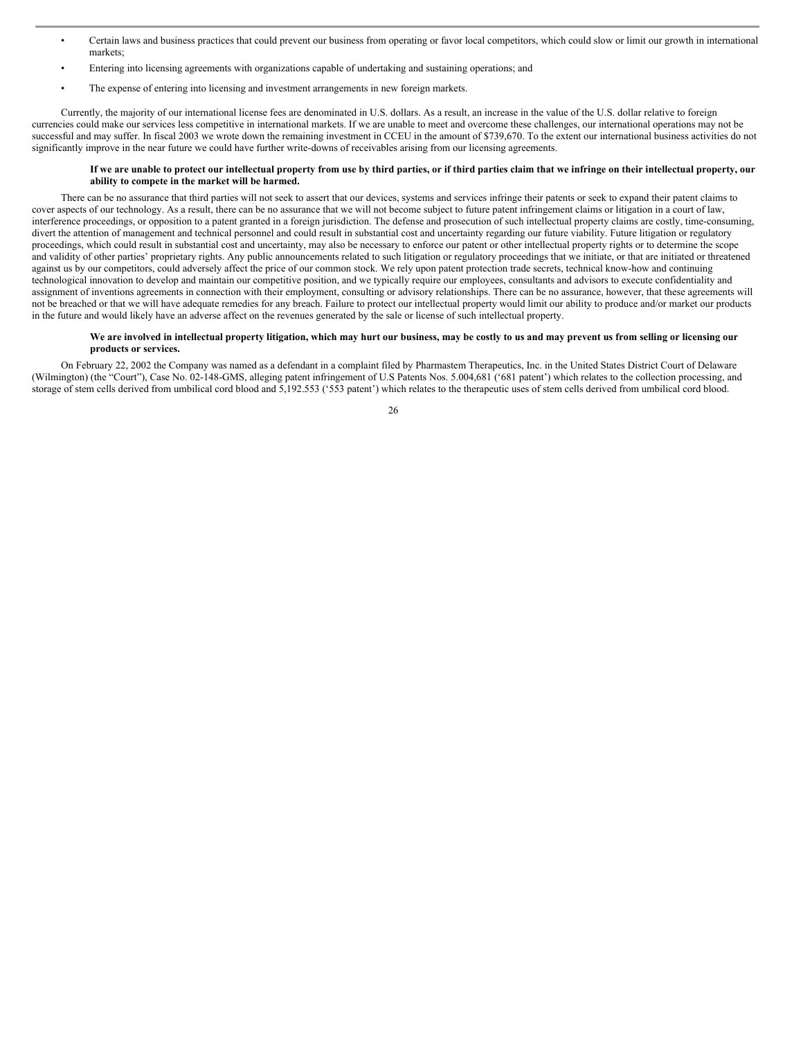- Certain laws and business practices that could prevent our business from operating or favor local competitors, which could slow or limit our growth in international markets;
- Entering into licensing agreements with organizations capable of undertaking and sustaining operations; and
- The expense of entering into licensing and investment arrangements in new foreign markets.

Currently, the majority of our international license fees are denominated in U.S. dollars. As a result, an increase in the value of the U.S. dollar relative to foreign currencies could make our services less competitive in international markets. If we are unable to meet and overcome these challenges, our international operations may not be successful and may suffer. In fiscal 2003 we wrote down the remaining investment in CCEU in the amount of $739,670. To the extent our international business activities do not significantly improve in the near future we could have further write-downs of receivables arising from our licensing agreements.

**If we are unable to protect our intellectual property from use by third parties, or if third parties claim that we infringe on their intellectual property, our ability to compete in the market will be harmed.**

There can be no assurance that third parties will not seek to assert that our devices, systems and services infringe their patents or seek to expand their patent claims to cover aspects of our technology. As a result, there can be no assurance that we will not become subject to future patent infringement claims or litigation in a court of law, interference proceedings, or opposition to a patent granted in a foreign jurisdiction. The defense and prosecution of such intellectual property claims are costly, time-consuming, divert the attention of management and technical personnel and could result in substantial cost and uncertainty regarding our future viability. Future litigation or regulatory proceedings, which could result in substantial cost and uncertainty, may also be necessary to enforce our patent or other intellectual property rights or to determine the scope and validity of other parties' proprietary rights. Any public announcements related to such litigation or regulatory proceedings that we initiate, or that are initiated or threatened against us by our competitors, could adversely affect the price of our common stock. We rely upon patent protection trade secrets, technical know-how and continuing technological innovation to develop and maintain our competitive position, and we typically require our employees, consultants and advisors to execute confidentiality and assignment of inventions agreements in connection with their employment, consulting or advisory relationships. There can be no assurance, however, that these agreements will not be breached or that we will have adequate remedies for any breach. Failure to protect our intellectual property would limit our ability to produce and/or market our products in the future and would likely have an adverse affect on the revenues generated by the sale or license of such intellectual property.

**We are involved in intellectual property litigation, which may hurt our business, may be costly to us and may prevent us from selling or licensing our products or services.**

On February 22, 2002 the Company was named as a defendant in a complaint filed by Pharmastem Therapeutics, Inc. in the United States District Court of Delaware (Wilmington) (the "Court"), Case No. 02-148-GMS, alleging patent infringement of U.S Patents Nos. 5.004,681 ('681 patent') which relates to the collection processing, and storage of stem cells derived from umbilical cord blood and 5,192.553 ('553 patent') which relates to the therapeutic uses of stem cells derived from umbilical cord blood.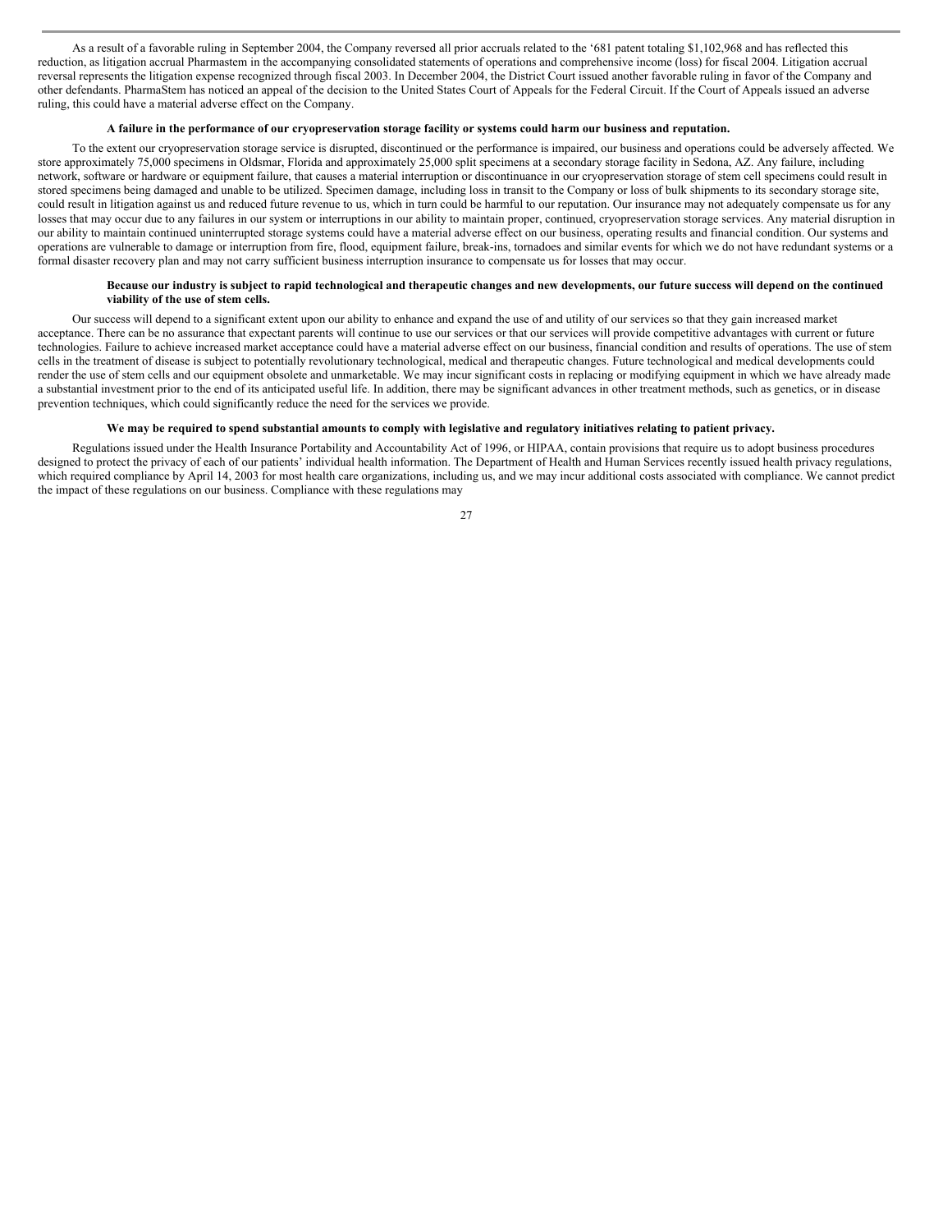As a result of a favorable ruling in September 2004, the Company reversed all prior accruals related to the ‘681 patent totaling $1,102,968 and has reflected this reduction, as litigation accrual Pharmastem in the accompanying consolidated statements of operations and comprehensive income (loss) for fiscal 2004. Litigation accrual reversal represents the litigation expense recognized through fiscal 2003. In December 2004, the District Court issued another favorable ruling in favor of the Company and other defendants. PharmaStem has noticed an appeal of the decision to the United States Court of Appeals for the Federal Circuit. If the Court of Appeals issued an adverse ruling, this could have a material adverse effect on the Company.

**A failure in the performance of our cryopreservation storage facility or systems could harm our business and reputation.**

To the extent our cryopreservation storage service is disrupted, discontinued or the performance is impaired, our business and operations could be adversely affected. We store approximately 75,000 specimens in Oldsmar, Florida and approximately 25,000 split specimens at a secondary storage facility in Sedona, AZ. Any failure, including network, software or hardware or equipment failure, that causes a material interruption or discontinuance in our cryopreservation storage of stem cell specimens could result in stored specimens being damaged and unable to be utilized. Specimen damage, including loss in transit to the Company or loss of bulk shipments to its secondary storage site, could result in litigation against us and reduced future revenue to us, which in turn could be harmful to our reputation. Our insurance may not adequately compensate us for any losses that may occur due to any failures in our system or interruptions in our ability to maintain proper, continued, cryopreservation storage services. Any material disruption in our ability to maintain continued uninterrupted storage systems could have a material adverse effect on our business, operating results and financial condition. Our systems and operations are vulnerable to damage or interruption from fire, flood, equipment failure, break-ins, tornadoes and similar events for which we do not have redundant systems or a formal disaster recovery plan and may not carry sufficient business interruption insurance to compensate us for losses that may occur.

**Because our industry is subject to rapid technological and therapeutic changes and new developments, our future success will depend on the continued viability of the use of stem cells.**

Our success will depend to a significant extent upon our ability to enhance and expand the use of and utility of our services so that they gain increased market acceptance. There can be no assurance that expectant parents will continue to use our services or that our services will provide competitive advantages with current or future technologies. Failure to achieve increased market acceptance could have a material adverse effect on our business, financial condition and results of operations. The use of stem cells in the treatment of disease is subject to potentially revolutionary technological, medical and therapeutic changes. Future technological and medical developments could render the use of stem cells and our equipment obsolete and unmarketable. We may incur significant costs in replacing or modifying equipment in which we have already made a substantial investment prior to the end of its anticipated useful life. In addition, there may be significant advances in other treatment methods, such as genetics, or in disease prevention techniques, which could significantly reduce the need for the services we provide.

**We may be required to spend substantial amounts to comply with legislative and regulatory initiatives relating to patient privacy.**

Regulations issued under the Health Insurance Portability and Accountability Act of 1996, or HIPAA, contain provisions that require us to adopt business procedures designed to protect the privacy of each of our patients’ individual health information. The Department of Health and Human Services recently issued health privacy regulations, which required compliance by April 14, 2003 for most health care organizations, including us, and we may incur additional costs associated with compliance. We cannot predict the impact of these regulations on our business. Compliance with these regulations may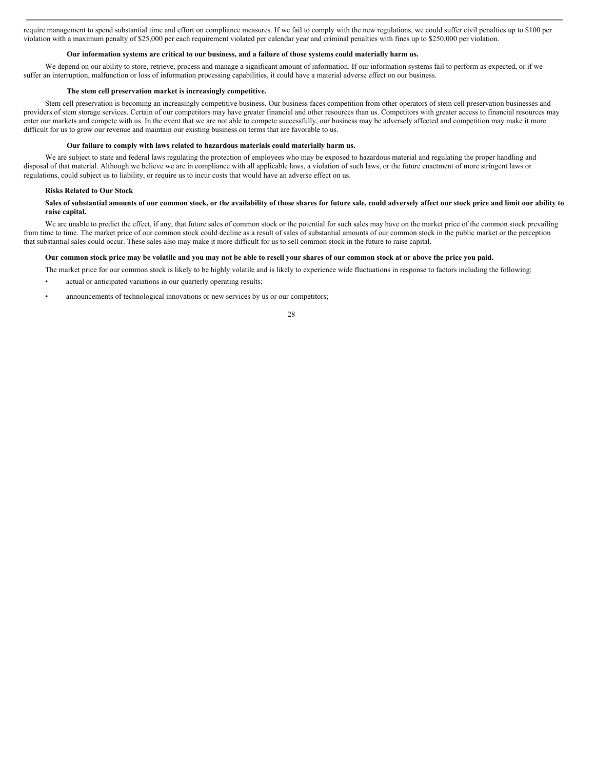require management to spend substantial time and effort on compliance measures. If we fail to comply with the new regulations, we could suffer civil penalties up to $100 per violation with a maximum penalty of $25,000 per each requirement violated per calendar year and criminal penalties with fines up to $250,000 per violation.

**Our information systems are critical to our business, and a failure of those systems could materially harm us.**

We depend on our ability to store, retrieve, process and manage a significant amount of information. If our information systems fail to perform as expected, or if we suffer an interruption, malfunction or loss of information processing capabilities, it could have a material adverse effect on our business.

**The stem cell preservation market is increasingly competitive.**

Stem cell preservation is becoming an increasingly competitive business. Our business faces competition from other operators of stem cell preservation businesses and providers of stem storage services. Certain of our competitors may have greater financial and other resources than us. Competitors with greater access to financial resources may enter our markets and compete with us. In the event that we are not able to compete successfully, our business may be adversely affected and competition may make it more difficult for us to grow our revenue and maintain our existing business on terms that are favorable to us.

**Our failure to comply with laws related to hazardous materials could materially harm us.**

We are subject to state and federal laws regulating the protection of employees who may be exposed to hazardous material and regulating the proper handling and disposal of that material. Although we believe we are in compliance with all applicable laws, a violation of such laws, or the future enactment of more stringent laws or regulations, could subject us to liability, or require us to incur costs that would have an adverse effect on us.

**Risks Related to Our Stock**

**Sales of substantial amounts of our common stock, or the availability of those shares for future sale, could adversely affect our stock price and limit our ability to raise capital.**

We are unable to predict the effect, if any, that future sales of common stock or the potential for such sales may have on the market price of the common stock prevailing from time to time. The market price of our common stock could decline as a result of sales of substantial amounts of our common stock in the public market or the perception that substantial sales could occur. These sales also may make it more difficult for us to sell common stock in the future to raise capital.

**Our common stock price may be volatile and you may not be able to resell your shares of our common stock at or above the price you paid.**

The market price for our common stock is likely to be highly volatile and is likely to experience wide fluctuations in response to factors including the following:

- actual or anticipated variations in our quarterly operating results;
- announcements of technological innovations or new services by us or our competitors;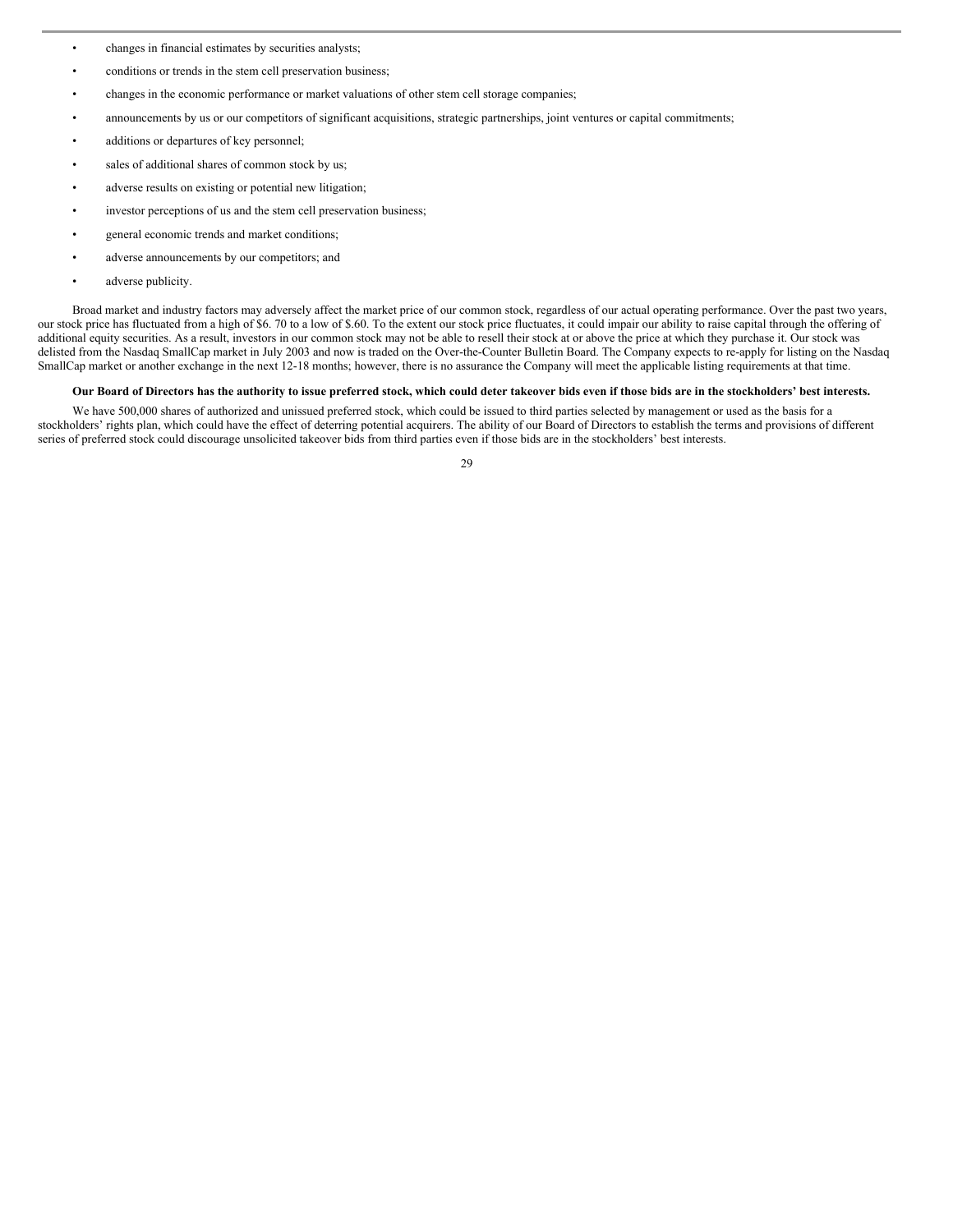- changes in financial estimates by securities analysts;
- conditions or trends in the stem cell preservation business;
- changes in the economic performance or market valuations of other stem cell storage companies;
- announcements by us or our competitors of significant acquisitions, strategic partnerships, joint ventures or capital commitments;
- additions or departures of key personnel;
- sales of additional shares of common stock by us;
- adverse results on existing or potential new litigation;
- investor perceptions of us and the stem cell preservation business;
- general economic trends and market conditions;
- adverse announcements by our competitors; and
- adverse publicity.

Broad market and industry factors may adversely affect the market price of our common stock, regardless of our actual operating performance. Over the past two years, our stock price has fluctuated from a high of $6. 70 to a low of $.60. To the extent our stock price fluctuates, it could impair our ability to raise capital through the offering of additional equity securities. As a result, investors in our common stock may not be able to resell their stock at or above the price at which they purchase it. Our stock was delisted from the Nasdaq SmallCap market in July 2003 and now is traded on the Over-the-Counter Bulletin Board. The Company expects to re-apply for listing on the Nasdaq SmallCap market or another exchange in the next 12-18 months; however, there is no assurance the Company will meet the applicable listing requirements at that time.

**Our Board of Directors has the authority to issue preferred stock, which could deter takeover bids even if those bids are in the stockholders' best interests.**

We have 500,000 shares of authorized and unissued preferred stock, which could be issued to third parties selected by management or used as the basis for a stockholders' rights plan, which could have the effect of deterring potential acquirers. The ability of our Board of Directors to establish the terms and provisions of different series of preferred stock could discourage unsolicited takeover bids from third parties even if those bids are in the stockholders' best interests.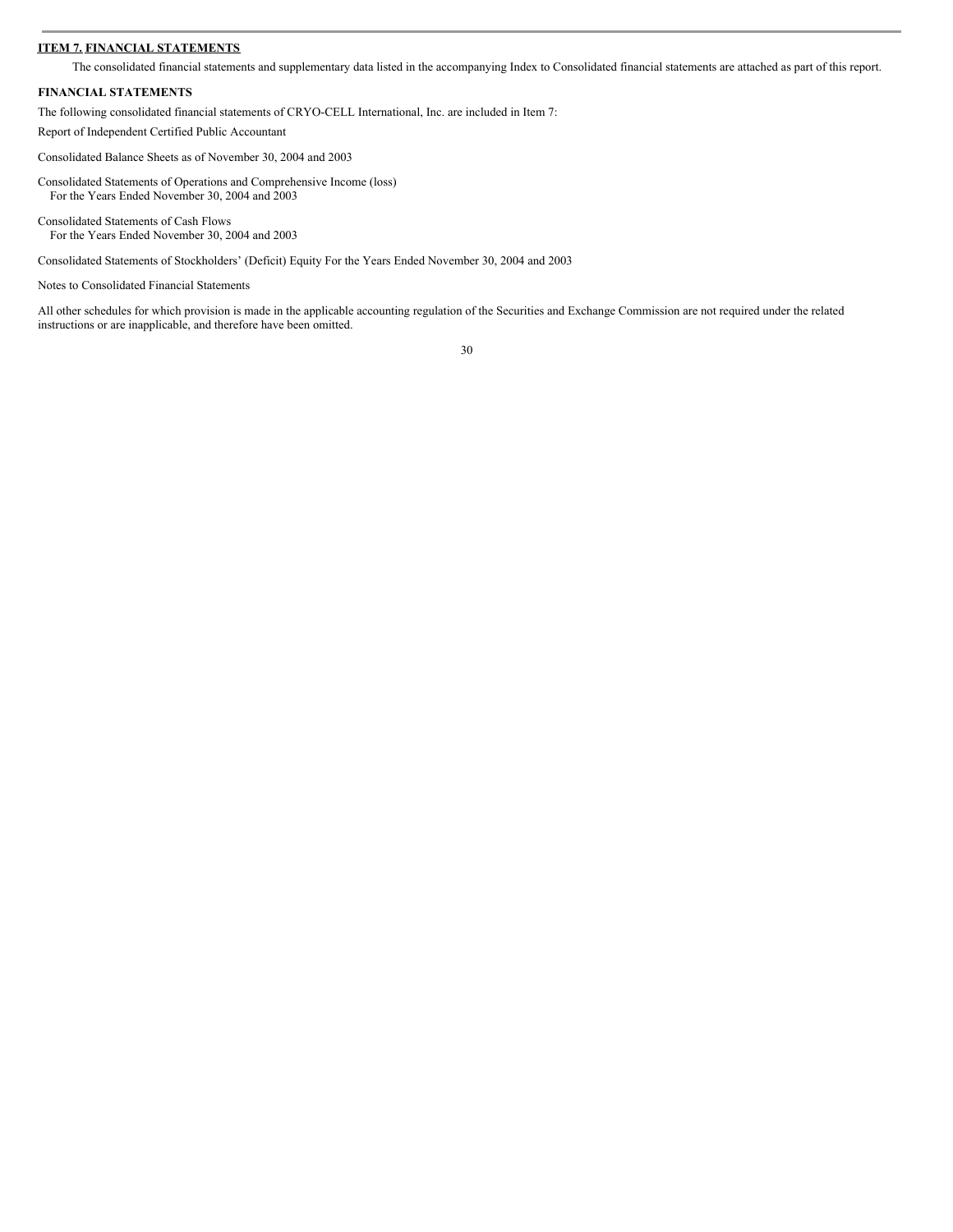## ITEM 7. FINANCIAL STATEMENTS

The consolidated financial statements and supplementary data listed in the accompanying Index to Consolidated financial statements are attached as part of this report.

### FINANCIAL STATEMENTS

The following consolidated financial statements of CRYO-CELL International, Inc. are included in Item 7:

Report of Independent Certified Public Accountant

Consolidated Balance Sheets as of November 30, 2004 and 2003

Consolidated Statements of Operations and Comprehensive Income (loss)
For the Years Ended November 30, 2004 and 2003

Consolidated Statements of Cash Flows
For the Years Ended November 30, 2004 and 2003

Consolidated Statements of Stockholders' (Deficit) Equity For the Years Ended November 30, 2004 and 2003

Notes to Consolidated Financial Statements

All other schedules for which provision is made in the applicable accounting regulation of the Securities and Exchange Commission are not required under the related instructions or are inapplicable, and therefore have been omitted.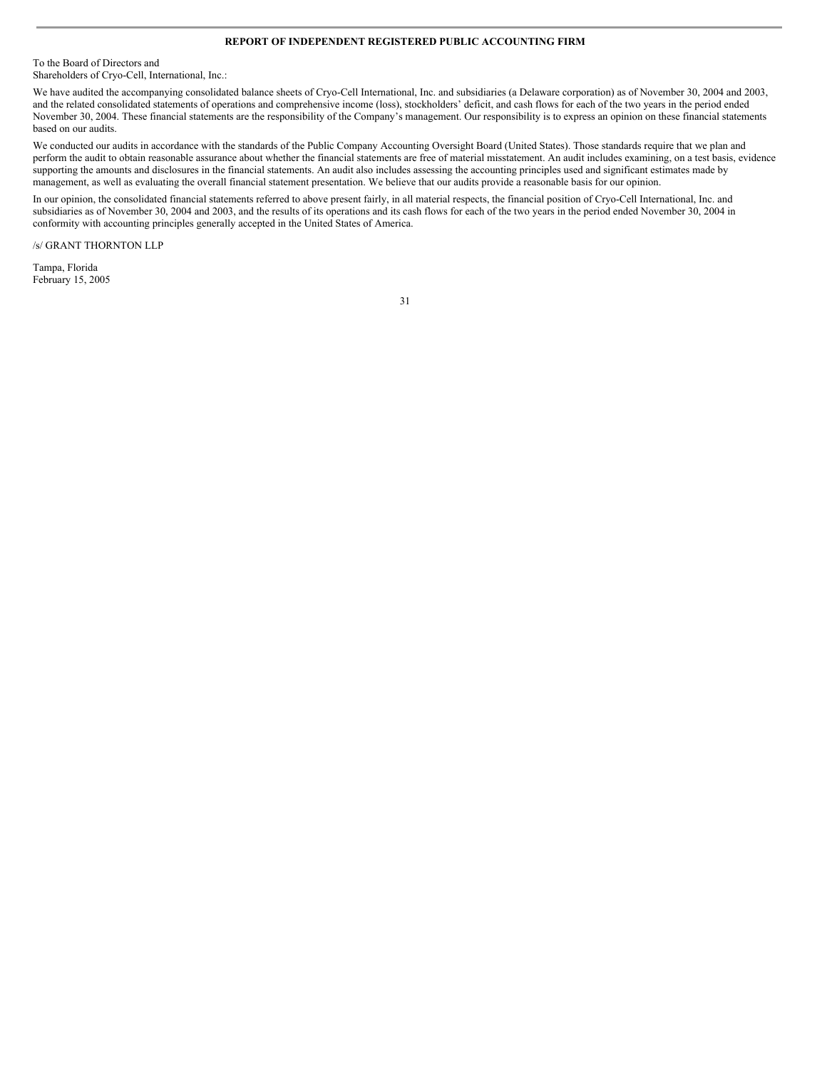## REPORT OF INDEPENDENT REGISTERED PUBLIC ACCOUNTING FIRM

To the Board of Directors and
Shareholders of Cryo-Cell, International, Inc.:

We have audited the accompanying consolidated balance sheets of Cryo-Cell International, Inc. and subsidiaries (a Delaware corporation) as of November 30, 2004 and 2003, and the related consolidated statements of operations and comprehensive income (loss), stockholders' deficit, and cash flows for each of the two years in the period ended November 30, 2004. These financial statements are the responsibility of the Company's management. Our responsibility is to express an opinion on these financial statements based on our audits.

We conducted our audits in accordance with the standards of the Public Company Accounting Oversight Board (United States). Those standards require that we plan and perform the audit to obtain reasonable assurance about whether the financial statements are free of material misstatement. An audit includes examining, on a test basis, evidence supporting the amounts and disclosures in the financial statements. An audit also includes assessing the accounting principles used and significant estimates made by management, as well as evaluating the overall financial statement presentation. We believe that our audits provide a reasonable basis for our opinion.

In our opinion, the consolidated financial statements referred to above present fairly, in all material respects, the financial position of Cryo-Cell International, Inc. and subsidiaries as of November 30, 2004 and 2003, and the results of its operations and its cash flows for each of the two years in the period ended November 30, 2004 in conformity with accounting principles generally accepted in the United States of America.

/s/ GRANT THORNTON LLP

Tampa, Florida
February 15, 2005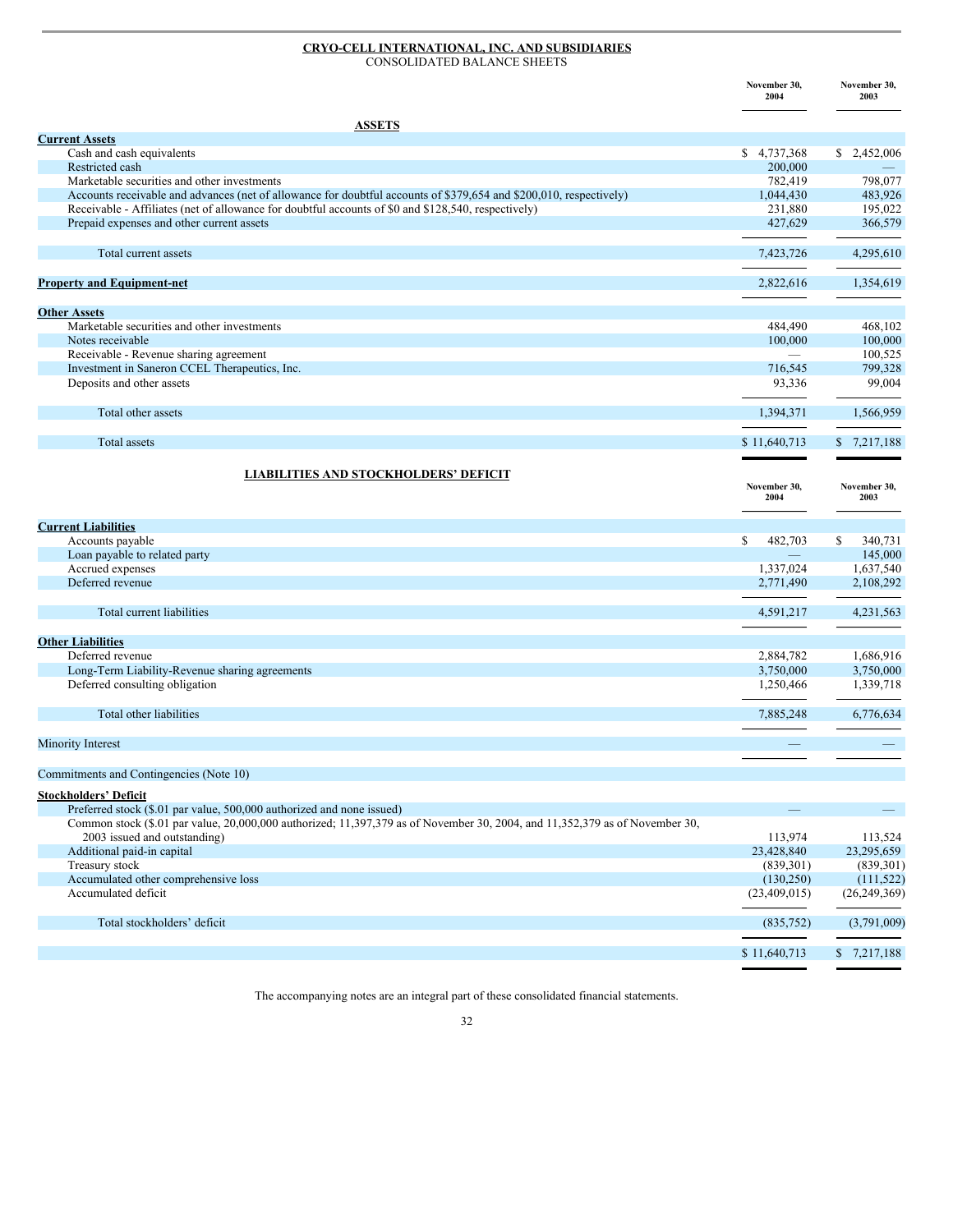**CRYO-CELL INTERNATIONAL, INC. AND SUBSIDIARIES**
CONSOLIDATED BALANCE SHEETS

| | November 30, 2004 | November 30, 2003 |
|---|---|---|
| **ASSETS** | | |
| **Current Assets** | | |
| Cash and cash equivalents | $ 4,737,368 | $ 2,452,006 |
| Restricted cash | 200,000 | — |
| Marketable securities and other investments | 782,419 | 798,077 |
| Accounts receivable and advances (net of allowance for doubtful accounts of $379,654 and $200,010, respectively) | 1,044,430 | 483,926 |
| Receivable - Affiliates (net of allowance for doubtful accounts of $0 and $128,540, respectively) | 231,880 | 195,022 |
| Prepaid expenses and other current assets | 427,629 | 366,579 |
| Total current assets | 7,423,726 | 4,295,610 |
| **Property and Equipment-net** | 2,822,616 | 1,354,619 |
| **Other Assets** | | |
| Marketable securities and other investments | 484,490 | 468,102 |
| Notes receivable | 100,000 | 100,000 |
| Receivable - Revenue sharing agreement | — | 100,525 |
| Investment in Saneron CCEL Therapeutics, Inc. | 716,545 | 799,328 |
| Deposits and other assets | 93,336 | 99,004 |
| Total other assets | 1,394,371 | 1,566,959 |
| Total assets | $ 11,640,713 | $ 7,217,188 |

| | November 30, 2004 | November 30, 2003 |
|---|---|---|
| **LIABILITIES AND STOCKHOLDERS' DEFICIT** | | |
| **Current Liabilities** | | |
| Accounts payable | $ 482,703 | $ 340,731 |
| Loan payable to related party | — | 145,000 |
| Accrued expenses | 1,337,024 | 1,637,540 |
| Deferred revenue | 2,771,490 | 2,108,292 |
| Total current liabilities | 4,591,217 | 4,231,563 |
| **Other Liabilities** | | |
| Deferred revenue | 2,884,782 | 1,686,916 |
| Long-Term Liability-Revenue sharing agreements | 3,750,000 | 3,750,000 |
| Deferred consulting obligation | 1,250,466 | 1,339,718 |
| Total other liabilities | 7,885,248 | 6,776,634 |
| Minority Interest | — | — |
| Commitments and Contingencies (Note 10) | | |
| **Stockholders' Deficit** | | |
| Preferred stock ($.01 par value, 500,000 authorized and none issued) | — | — |
| Common stock ($.01 par value, 20,000,000 authorized; 11,397,379 as of November 30, 2004, and 11,352,379 as of November 30, 2003 issued and outstanding) | 113,974 | 113,524 |
| Additional paid-in capital | 23,428,840 | 23,295,659 |
| Treasury stock | (839,301) | (839,301) |
| Accumulated other comprehensive loss | (130,250) | (111,522) |
| Accumulated deficit | (23,409,015) | (26,249,369) |
| Total stockholders' deficit | (835,752) | (3,791,009) |
| | $ 11,640,713 | $ 7,217,188 |

The accompanying notes are an integral part of these consolidated financial statements.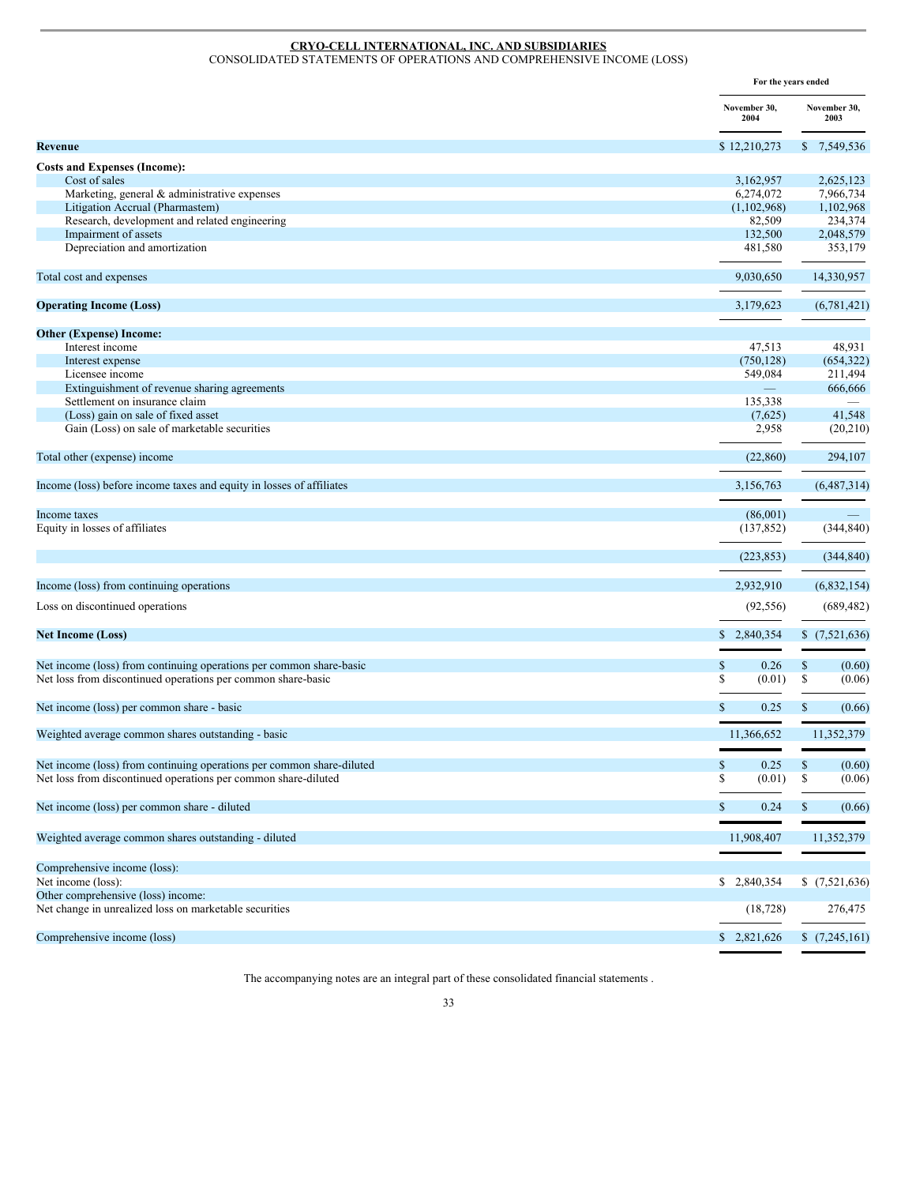**CRYO-CELL INTERNATIONAL, INC. AND SUBSIDIARIES**

CONSOLIDATED STATEMENTS OF OPERATIONS AND COMPREHENSIVE INCOME (LOSS)

| | For the years ended | |
|---|---|---|
| | November 30, 2004 | November 30, 2003 |
| **Revenue** | $ 12,210,273 | $ 7,549,536 |
| **Costs and Expenses (Income):** | | |
| Cost of sales | 3,162,957 | 2,625,123 |
| Marketing, general & administrative expenses | 6,274,072 | 7,966,734 |
| Litigation Accrual (Pharmastem) | (1,102,968) | 1,102,968 |
| Research, development and related engineering | 82,509 | 234,374 |
| Impairment of assets | 132,500 | 2,048,579 |
| Depreciation and amortization | 481,580 | 353,179 |
| Total cost and expenses | 9,030,650 | 14,330,957 |
| **Operating Income (Loss)** | 3,179,623 | (6,781,421) |
| **Other (Expense) Income:** | | |
| Interest income | 47,513 | 48,931 |
| Interest expense | (750,128) | (654,322) |
| Licensee income | 549,084 | 211,494 |
| Extinguishment of revenue sharing agreements | — | 666,666 |
| Settlement on insurance claim | 135,338 | — |
| (Loss) gain on sale of fixed asset | (7,625) | 41,548 |
| Gain (Loss) on sale of marketable securities | 2,958 | (20,210) |
| Total other (expense) income | (22,860) | 294,107 |
| Income (loss) before income taxes and equity in losses of affiliates | 3,156,763 | (6,487,314) |
| Income taxes | (86,001) | — |
| Equity in losses of affiliates | (137,852) | (344,840) |
| | (223,853) | (344,840) |
| Income (loss) from continuing operations | 2,932,910 | (6,832,154) |
| Loss on discontinued operations | (92,556) | (689,482) |
| **Net Income (Loss)** | $ 2,840,354 | $ (7,521,636) |
| Net income (loss) from continuing operations per common share-basic | $ 0.26 | $ (0.60) |
| Net loss from discontinued operations per common share-basic | $ (0.01) | $ (0.06) |
| Net income (loss) per common share - basic | $ 0.25 | $ (0.66) |
| Weighted average common shares outstanding - basic | 11,366,652 | 11,352,379 |
| Net income (loss) from continuing operations per common share-diluted | $ 0.25 | $ (0.60) |
| Net loss from discontinued operations per common share-diluted | $ (0.01) | $ (0.06) |
| Net income (loss) per common share - diluted | $ 0.24 | $ (0.66) |
| Weighted average common shares outstanding - diluted | 11,908,407 | 11,352,379 |
| Comprehensive income (loss): | | |
| Net income (loss): | $ 2,840,354 | $ (7,521,636) |
| Other comprehensive (loss) income: | | |
| Net change in unrealized loss on marketable securities | (18,728) | 276,475 |
| Comprehensive income (loss) | $ 2,821,626 | $ (7,245,161) |

The accompanying notes are an integral part of these consolidated financial statements .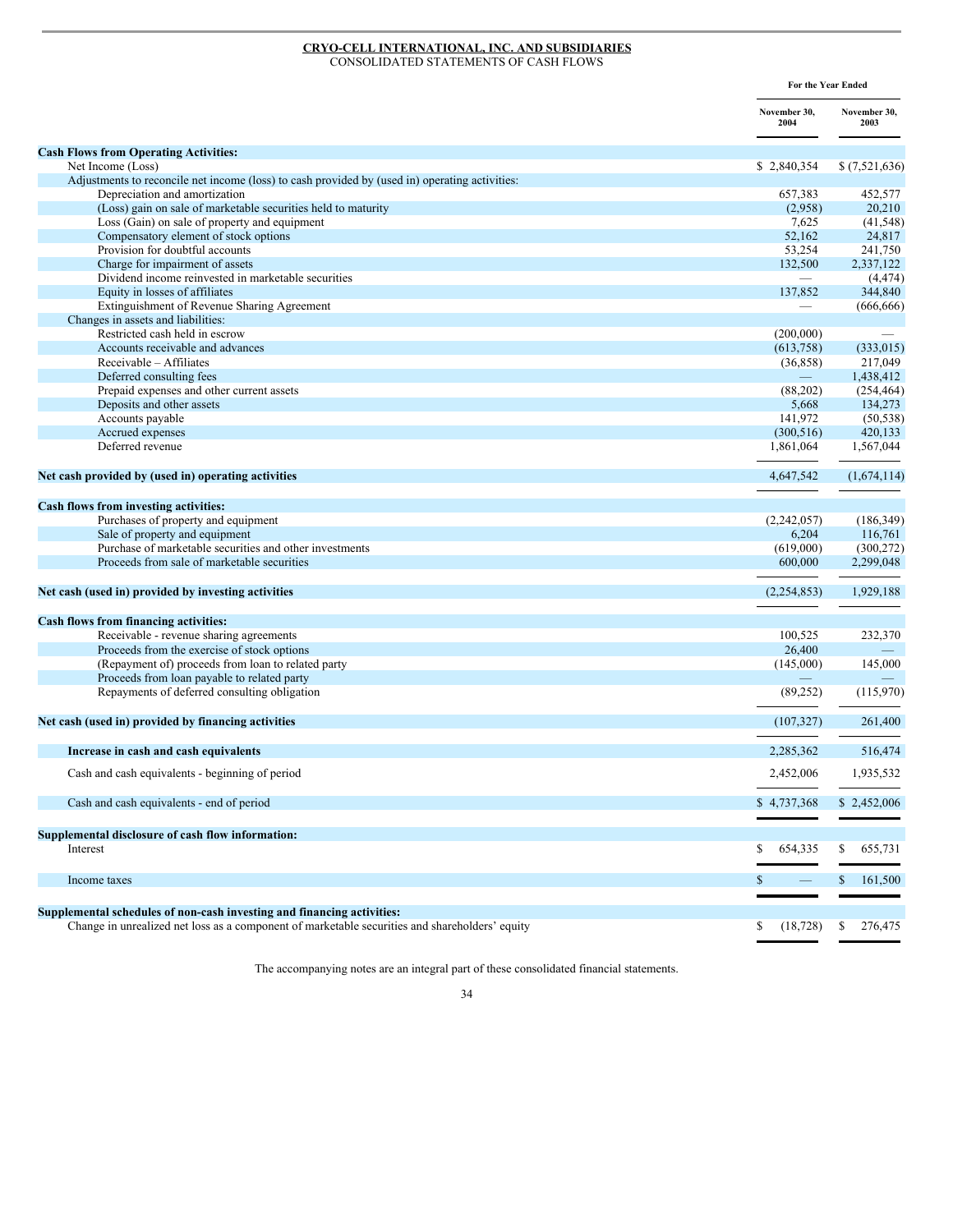**CRYO-CELL INTERNATIONAL, INC. AND SUBSIDIARIES**
CONSOLIDATED STATEMENTS OF CASH FLOWS

| | For the Year Ended | |
|---|---|---|
| | November 30, 2004 | November 30, 2003 |
| **Cash Flows from Operating Activities:** | | |
| Net Income (Loss) | $ 2,840,354 | $ (7,521,636) |
| Adjustments to reconcile net income (loss) to cash provided by (used in) operating activities: | | |
| Depreciation and amortization | 657,383 | 452,577 |
| (Loss) gain on sale of marketable securities held to maturity | (2,958) | 20,210 |
| Loss (Gain) on sale of property and equipment | 7,625 | (41,548) |
| Compensatory element of stock options | 52,162 | 24,817 |
| Provision for doubtful accounts | 53,254 | 241,750 |
| Charge for impairment of assets | 132,500 | 2,337,122 |
| Dividend income reinvested in marketable securities | — | (4,474) |
| Equity in losses of affiliates | 137,852 | 344,840 |
| Extinguishment of Revenue Sharing Agreement | — | (666,666) |
| Changes in assets and liabilities: | | |
| Restricted cash held in escrow | (200,000) | — |
| Accounts receivable and advances | (613,758) | (333,015) |
| Receivable – Affiliates | (36,858) | 217,049 |
| Deferred consulting fees | — | 1,438,412 |
| Prepaid expenses and other current assets | (88,202) | (254,464) |
| Deposits and other assets | 5,668 | 134,273 |
| Accounts payable | 141,972 | (50,538) |
| Accrued expenses | (300,516) | 420,133 |
| Deferred revenue | 1,861,064 | 1,567,044 |
| **Net cash provided by (used in) operating activities** | 4,647,542 | (1,674,114) |
| **Cash flows from investing activities:** | | |
| Purchases of property and equipment | (2,242,057) | (186,349) |
| Sale of property and equipment | 6,204 | 116,761 |
| Purchase of marketable securities and other investments | (619,000) | (300,272) |
| Proceeds from sale of marketable securities | 600,000 | 2,299,048 |
| **Net cash (used in) provided by investing activities** | (2,254,853) | 1,929,188 |
| **Cash flows from financing activities:** | | |
| Receivable - revenue sharing agreements | 100,525 | 232,370 |
| Proceeds from the exercise of stock options | 26,400 | — |
| (Repayment of) proceeds from loan to related party | (145,000) | 145,000 |
| Proceeds from loan payable to related party | — | — |
| Repayments of deferred consulting obligation | (89,252) | (115,970) |
| **Net cash (used in) provided by financing activities** | (107,327) | 261,400 |
| **Increase in cash and cash equivalents** | 2,285,362 | 516,474 |
| Cash and cash equivalents - beginning of period | 2,452,006 | 1,935,532 |
| Cash and cash equivalents - end of period | $ 4,737,368 | $ 2,452,006 |
| **Supplemental disclosure of cash flow information:** | | |
| Interest | $ 654,335 | $ 655,731 |
| Income taxes | $ — | $ 161,500 |
| **Supplemental schedules of non-cash investing and financing activities:** | | |
| Change in unrealized net loss as a component of marketable securities and shareholders' equity | $ (18,728) | $ 276,475 |

The accompanying notes are an integral part of these consolidated financial statements.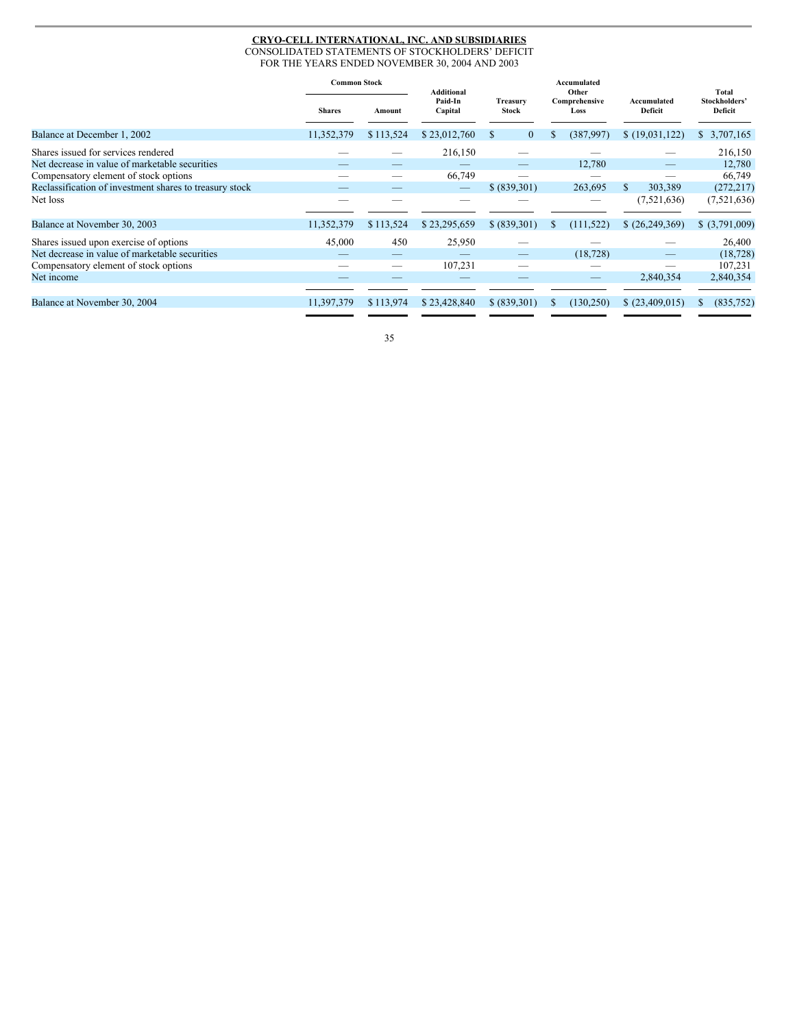**CRYO-CELL INTERNATIONAL, INC. AND SUBSIDIARIES**
CONSOLIDATED STATEMENTS OF STOCKHOLDERS' DEFICIT
FOR THE YEARS ENDED NOVEMBER 30, 2004 AND 2003

| | Common Stock | | Additional Paid-In Capital | Treasury Stock | Accumulated Other Comprehensive Loss | Accumulated Deficit | Total Stockholders' Deficit |
|---|---|---|---|---|---|---|---|
| | Shares | Amount | | | | | |
| Balance at December 1, 2002 | 11,352,379 | $ 113,524 | $ 23,012,760 | $ 0 | $ (387,997) | $ (19,031,122) | $ 3,707,165 |
| Shares issued for services rendered | — | — | 216,150 | — | — | — | 216,150 |
| Net decrease in value of marketable securities | — | — | — | — | 12,780 | — | 12,780 |
| Compensatory element of stock options | — | — | 66,749 | — | — | — | 66,749 |
| Reclassification of investment shares to treasury stock | — | — | — | $ (839,301) | 263,695 | $ 303,389 | (272,217) |
| Net loss | — | — | — | — | — | (7,521,636) | (7,521,636) |
| Balance at November 30, 2003 | 11,352,379 | $ 113,524 | $ 23,295,659 | $ (839,301) | $ (111,522) | $ (26,249,369) | $ (3,791,009) |
| Shares issued upon exercise of options | 45,000 | 450 | 25,950 | — | — | — | 26,400 |
| Net decrease in value of marketable securities | — | — | — | — | (18,728) | — | (18,728) |
| Compensatory element of stock options | — | — | 107,231 | — | — | — | 107,231 |
| Net income | — | — | — | — | — | 2,840,354 | 2,840,354 |
| Balance at November 30, 2004 | 11,397,379 | $ 113,974 | $ 23,428,840 | $ (839,301) | $ (130,250) | $ (23,409,015) | $ (835,752) |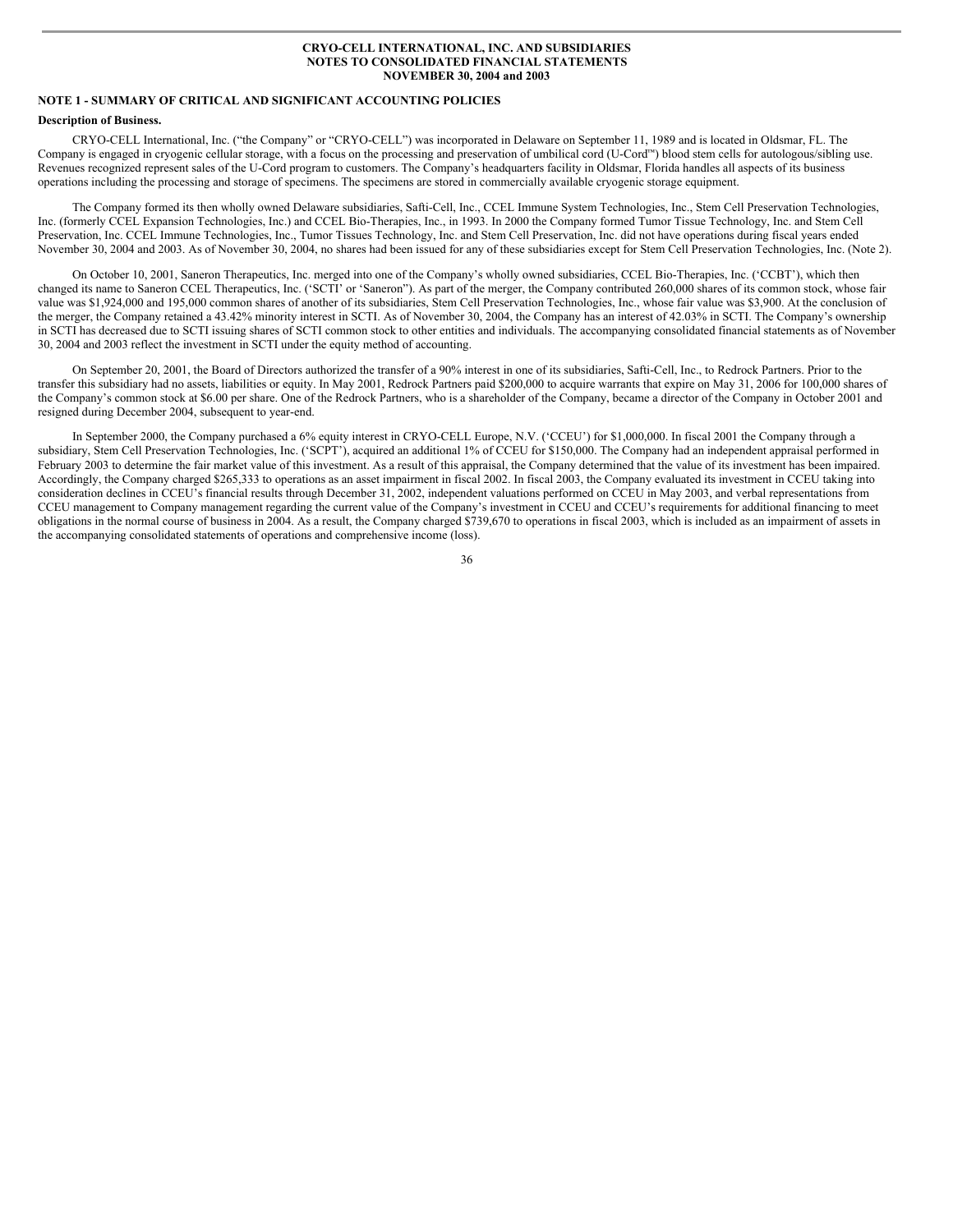**CRYO-CELL INTERNATIONAL, INC. AND SUBSIDIARIES**
**NOTES TO CONSOLIDATED FINANCIAL STATEMENTS**
**NOVEMBER 30, 2004 and 2003**

## NOTE 1 - SUMMARY OF CRITICAL AND SIGNIFICANT ACCOUNTING POLICIES

**Description of Business.**

CRYO-CELL International, Inc. ("the Company" or "CRYO-CELL") was incorporated in Delaware on September 11, 1989 and is located in Oldsmar, FL. The Company is engaged in cryogenic cellular storage, with a focus on the processing and preservation of umbilical cord (U-Cord™) blood stem cells for autologous/sibling use. Revenues recognized represent sales of the U-Cord program to customers. The Company's headquarters facility in Oldsmar, Florida handles all aspects of its business operations including the processing and storage of specimens. The specimens are stored in commercially available cryogenic storage equipment.

The Company formed its then wholly owned Delaware subsidiaries, Safti-Cell, Inc., CCEL Immune System Technologies, Inc., Stem Cell Preservation Technologies, Inc. (formerly CCEL Expansion Technologies, Inc.) and CCEL Bio-Therapies, Inc., in 1993. In 2000 the Company formed Tumor Tissue Technology, Inc. and Stem Cell Preservation, Inc. CCEL Immune Technologies, Inc., Tumor Tissues Technology, Inc. and Stem Cell Preservation, Inc. did not have operations during fiscal years ended November 30, 2004 and 2003. As of November 30, 2004, no shares had been issued for any of these subsidiaries except for Stem Cell Preservation Technologies, Inc. (Note 2).

On October 10, 2001, Saneron Therapeutics, Inc. merged into one of the Company's wholly owned subsidiaries, CCEL Bio-Therapies, Inc. ('CCBT'), which then changed its name to Saneron CCEL Therapeutics, Inc. ('SCTI' or 'Saneron"). As part of the merger, the Company contributed 260,000 shares of its common stock, whose fair value was $1,924,000 and 195,000 common shares of another of its subsidiaries, Stem Cell Preservation Technologies, Inc., whose fair value was $3,900. At the conclusion of the merger, the Company retained a 43.42% minority interest in SCTI. As of November 30, 2004, the Company has an interest of 42.03% in SCTI. The Company's ownership in SCTI has decreased due to SCTI issuing shares of SCTI common stock to other entities and individuals. The accompanying consolidated financial statements as of November 30, 2004 and 2003 reflect the investment in SCTI under the equity method of accounting.

On September 20, 2001, the Board of Directors authorized the transfer of a 90% interest in one of its subsidiaries, Safti-Cell, Inc., to Redrock Partners. Prior to the transfer this subsidiary had no assets, liabilities or equity. In May 2001, Redrock Partners paid $200,000 to acquire warrants that expire on May 31, 2006 for 100,000 shares of the Company's common stock at $6.00 per share. One of the Redrock Partners, who is a shareholder of the Company, became a director of the Company in October 2001 and resigned during December 2004, subsequent to year-end.

In September 2000, the Company purchased a 6% equity interest in CRYO-CELL Europe, N.V. ('CCEU') for $1,000,000. In fiscal 2001 the Company through a subsidiary, Stem Cell Preservation Technologies, Inc. ('SCPT'), acquired an additional 1% of CCEU for $150,000. The Company had an independent appraisal performed in February 2003 to determine the fair market value of this investment. As a result of this appraisal, the Company determined that the value of its investment has been impaired. Accordingly, the Company charged $265,333 to operations as an asset impairment in fiscal 2002. In fiscal 2003, the Company evaluated its investment in CCEU taking into consideration declines in CCEU's financial results through December 31, 2002, independent valuations performed on CCEU in May 2003, and verbal representations from CCEU management to Company management regarding the current value of the Company's investment in CCEU and CCEU's requirements for additional financing to meet obligations in the normal course of business in 2004. As a result, the Company charged $739,670 to operations in fiscal 2003, which is included as an impairment of assets in the accompanying consolidated statements of operations and comprehensive income (loss).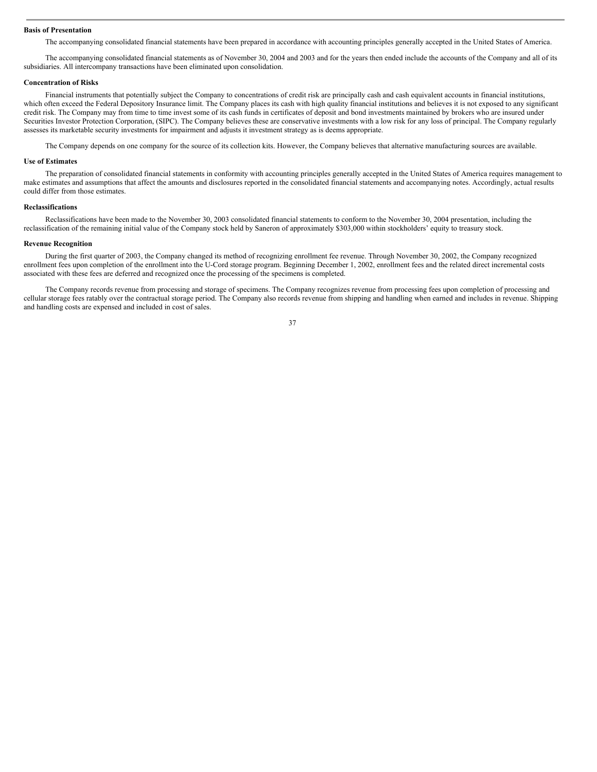**Basis of Presentation**

The accompanying consolidated financial statements have been prepared in accordance with accounting principles generally accepted in the United States of America.

The accompanying consolidated financial statements as of November 30, 2004 and 2003 and for the years then ended include the accounts of the Company and all of its subsidiaries. All intercompany transactions have been eliminated upon consolidation.

**Concentration of Risks**

Financial instruments that potentially subject the Company to concentrations of credit risk are principally cash and cash equivalent accounts in financial institutions, which often exceed the Federal Depository Insurance limit. The Company places its cash with high quality financial institutions and believes it is not exposed to any significant credit risk. The Company may from time to time invest some of its cash funds in certificates of deposit and bond investments maintained by brokers who are insured under Securities Investor Protection Corporation, (SIPC). The Company believes these are conservative investments with a low risk for any loss of principal. The Company regularly assesses its marketable security investments for impairment and adjusts it investment strategy as is deems appropriate.

The Company depends on one company for the source of its collection kits. However, the Company believes that alternative manufacturing sources are available.

**Use of Estimates**

The preparation of consolidated financial statements in conformity with accounting principles generally accepted in the United States of America requires management to make estimates and assumptions that affect the amounts and disclosures reported in the consolidated financial statements and accompanying notes. Accordingly, actual results could differ from those estimates.

**Reclassifications**

Reclassifications have been made to the November 30, 2003 consolidated financial statements to conform to the November 30, 2004 presentation, including the reclassification of the remaining initial value of the Company stock held by Saneron of approximately $303,000 within stockholders' equity to treasury stock.

**Revenue Recognition**

During the first quarter of 2003, the Company changed its method of recognizing enrollment fee revenue. Through November 30, 2002, the Company recognized enrollment fees upon completion of the enrollment into the U-Cord storage program. Beginning December 1, 2002, enrollment fees and the related direct incremental costs associated with these fees are deferred and recognized once the processing of the specimens is completed.

The Company records revenue from processing and storage of specimens. The Company recognizes revenue from processing fees upon completion of processing and cellular storage fees ratably over the contractual storage period. The Company also records revenue from shipping and handling when earned and includes in revenue. Shipping and handling costs are expensed and included in cost of sales.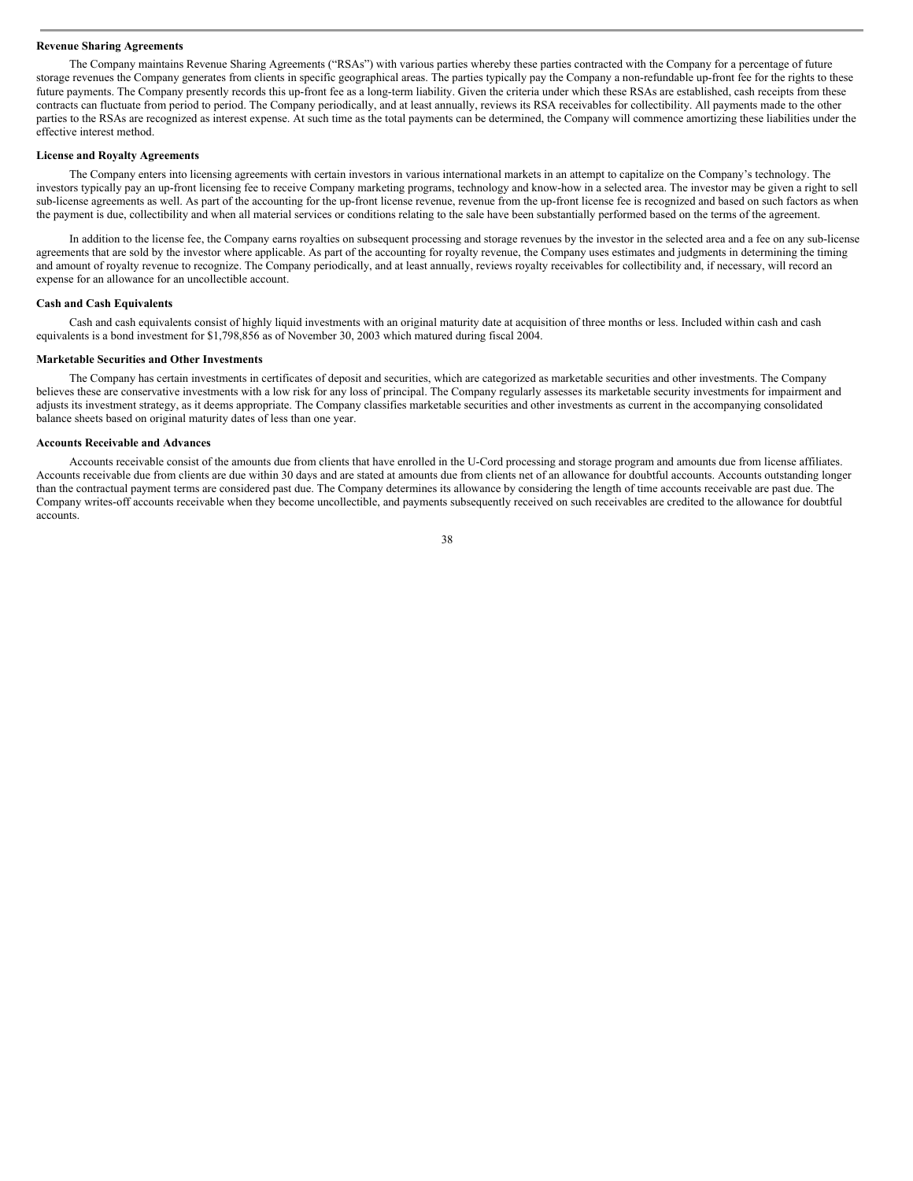**Revenue Sharing Agreements**

The Company maintains Revenue Sharing Agreements ("RSAs") with various parties whereby these parties contracted with the Company for a percentage of future storage revenues the Company generates from clients in specific geographical areas. The parties typically pay the Company a non-refundable up-front fee for the rights to these future payments. The Company presently records this up-front fee as a long-term liability. Given the criteria under which these RSAs are established, cash receipts from these contracts can fluctuate from period to period. The Company periodically, and at least annually, reviews its RSA receivables for collectibility. All payments made to the other parties to the RSAs are recognized as interest expense. At such time as the total payments can be determined, the Company will commence amortizing these liabilities under the effective interest method.

**License and Royalty Agreements**

The Company enters into licensing agreements with certain investors in various international markets in an attempt to capitalize on the Company's technology. The investors typically pay an up-front licensing fee to receive Company marketing programs, technology and know-how in a selected area. The investor may be given a right to sell sub-license agreements as well. As part of the accounting for the up-front license revenue, revenue from the up-front license fee is recognized and based on such factors as when the payment is due, collectibility and when all material services or conditions relating to the sale have been substantially performed based on the terms of the agreement.

In addition to the license fee, the Company earns royalties on subsequent processing and storage revenues by the investor in the selected area and a fee on any sub-license agreements that are sold by the investor where applicable. As part of the accounting for royalty revenue, the Company uses estimates and judgments in determining the timing and amount of royalty revenue to recognize. The Company periodically, and at least annually, reviews royalty receivables for collectibility and, if necessary, will record an expense for an allowance for an uncollectible account.

**Cash and Cash Equivalents**

Cash and cash equivalents consist of highly liquid investments with an original maturity date at acquisition of three months or less. Included within cash and cash equivalents is a bond investment for $1,798,856 as of November 30, 2003 which matured during fiscal 2004.

**Marketable Securities and Other Investments**

The Company has certain investments in certificates of deposit and securities, which are categorized as marketable securities and other investments. The Company believes these are conservative investments with a low risk for any loss of principal. The Company regularly assesses its marketable security investments for impairment and adjusts its investment strategy, as it deems appropriate. The Company classifies marketable securities and other investments as current in the accompanying consolidated balance sheets based on original maturity dates of less than one year.

**Accounts Receivable and Advances**

Accounts receivable consist of the amounts due from clients that have enrolled in the U-Cord processing and storage program and amounts due from license affiliates. Accounts receivable due from clients are due within 30 days and are stated at amounts due from clients net of an allowance for doubtful accounts. Accounts outstanding longer than the contractual payment terms are considered past due. The Company determines its allowance by considering the length of time accounts receivable are past due. The Company writes-off accounts receivable when they become uncollectible, and payments subsequently received on such receivables are credited to the allowance for doubtful accounts.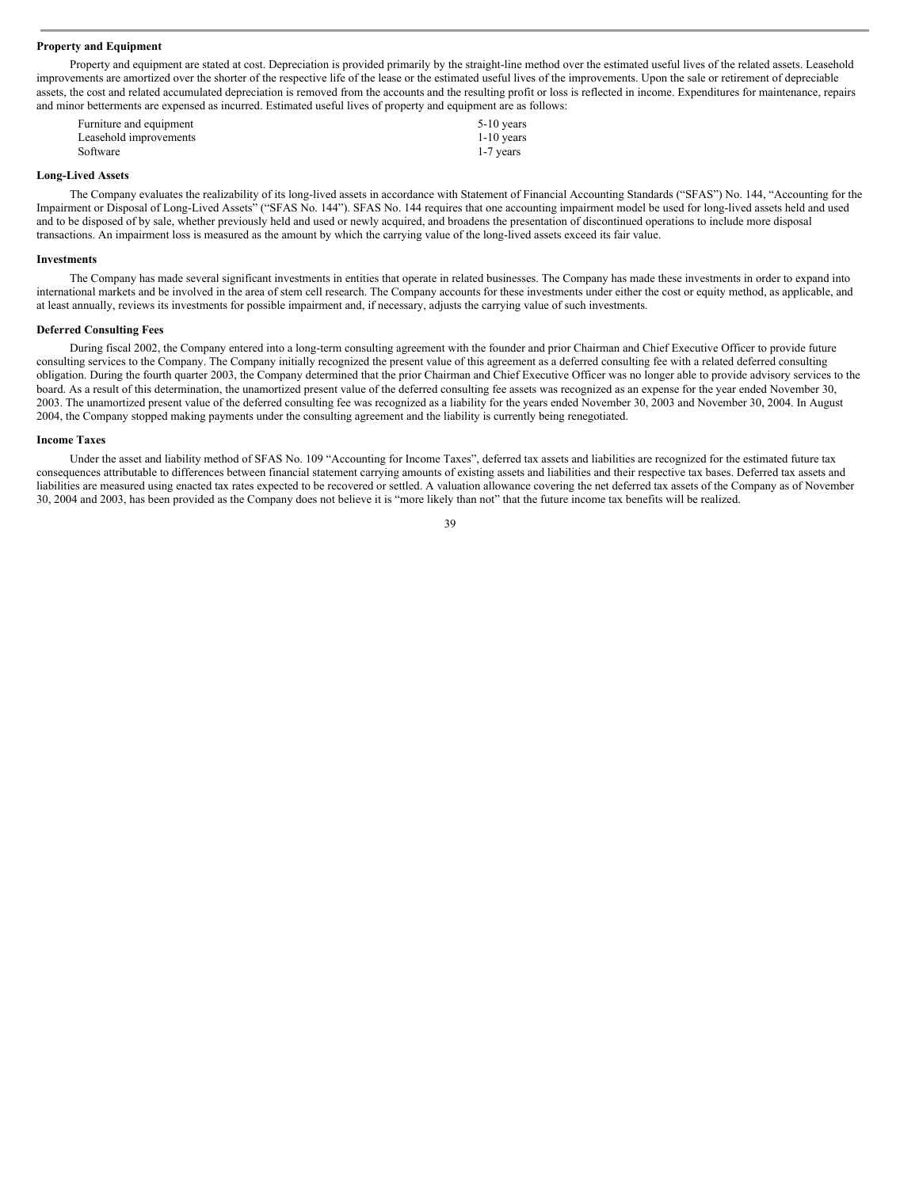**Property and Equipment**

Property and equipment are stated at cost. Depreciation is provided primarily by the straight-line method over the estimated useful lives of the related assets. Leasehold improvements are amortized over the shorter of the respective life of the lease or the estimated useful lives of the improvements. Upon the sale or retirement of depreciable assets, the cost and related accumulated depreciation is removed from the accounts and the resulting profit or loss is reflected in income. Expenditures for maintenance, repairs and minor betterments are expensed as incurred. Estimated useful lives of property and equipment are as follows:

| | |
|---|---|
| Furniture and equipment | 5-10 years |
| Leasehold improvements | 1-10 years |
| Software | 1-7 years |

**Long-Lived Assets**

The Company evaluates the realizability of its long-lived assets in accordance with Statement of Financial Accounting Standards ("SFAS") No. 144, "Accounting for the Impairment or Disposal of Long-Lived Assets" ("SFAS No. 144"). SFAS No. 144 requires that one accounting impairment model be used for long-lived assets held and used and to be disposed of by sale, whether previously held and used or newly acquired, and broadens the presentation of discontinued operations to include more disposal transactions. An impairment loss is measured as the amount by which the carrying value of the long-lived assets exceed its fair value.

**Investments**

The Company has made several significant investments in entities that operate in related businesses. The Company has made these investments in order to expand into international markets and be involved in the area of stem cell research. The Company accounts for these investments under either the cost or equity method, as applicable, and at least annually, reviews its investments for possible impairment and, if necessary, adjusts the carrying value of such investments.

**Deferred Consulting Fees**

During fiscal 2002, the Company entered into a long-term consulting agreement with the founder and prior Chairman and Chief Executive Officer to provide future consulting services to the Company. The Company initially recognized the present value of this agreement as a deferred consulting fee with a related deferred consulting obligation. During the fourth quarter 2003, the Company determined that the prior Chairman and Chief Executive Officer was no longer able to provide advisory services to the board. As a result of this determination, the unamortized present value of the deferred consulting fee assets was recognized as an expense for the year ended November 30, 2003. The unamortized present value of the deferred consulting fee was recognized as a liability for the years ended November 30, 2003 and November 30, 2004. In August 2004, the Company stopped making payments under the consulting agreement and the liability is currently being renegotiated.

**Income Taxes**

Under the asset and liability method of SFAS No. 109 "Accounting for Income Taxes", deferred tax assets and liabilities are recognized for the estimated future tax consequences attributable to differences between financial statement carrying amounts of existing assets and liabilities and their respective tax bases. Deferred tax assets and liabilities are measured using enacted tax rates expected to be recovered or settled. A valuation allowance covering the net deferred tax assets of the Company as of November 30, 2004 and 2003, has been provided as the Company does not believe it is "more likely than not" that the future income tax benefits will be realized.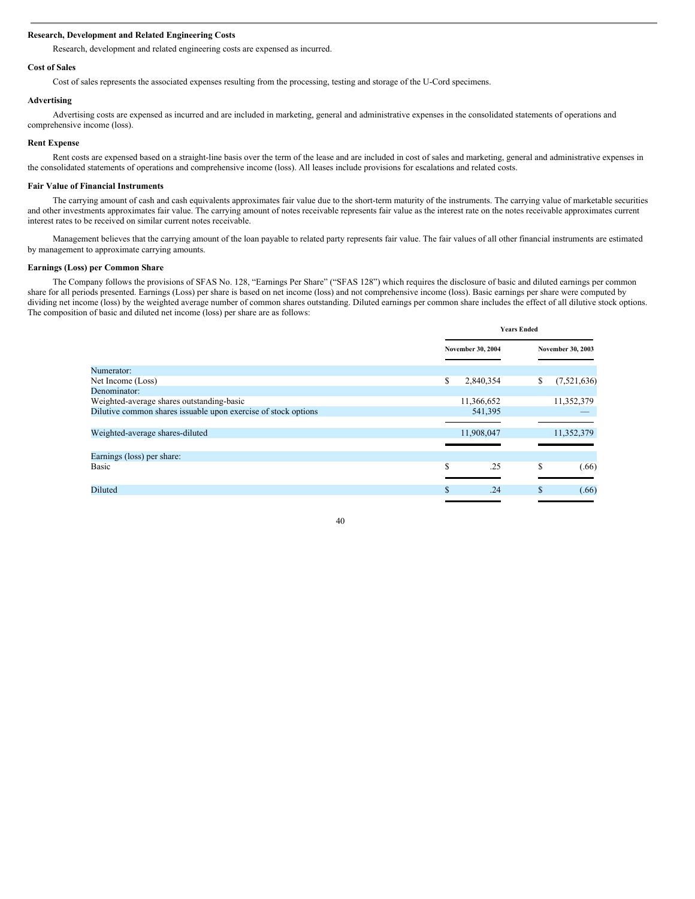### Research, Development and Related Engineering Costs

Research, development and related engineering costs are expensed as incurred.

### Cost of Sales

Cost of sales represents the associated expenses resulting from the processing, testing and storage of the U-Cord specimens.

### Advertising

Advertising costs are expensed as incurred and are included in marketing, general and administrative expenses in the consolidated statements of operations and comprehensive income (loss).

### Rent Expense

Rent costs are expensed based on a straight-line basis over the term of the lease and are included in cost of sales and marketing, general and administrative expenses in the consolidated statements of operations and comprehensive income (loss). All leases include provisions for escalations and related costs.

### Fair Value of Financial Instruments

The carrying amount of cash and cash equivalents approximates fair value due to the short-term maturity of the instruments. The carrying value of marketable securities and other investments approximates fair value. The carrying amount of notes receivable represents fair value as the interest rate on the notes receivable approximates current interest rates to be received on similar current notes receivable.

Management believes that the carrying amount of the loan payable to related party represents fair value. The fair values of all other financial instruments are estimated by management to approximate carrying amounts.

### Earnings (Loss) per Common Share

The Company follows the provisions of SFAS No. 128, "Earnings Per Share" ("SFAS 128") which requires the disclosure of basic and diluted earnings per common share for all periods presented. Earnings (Loss) per share is based on net income (loss) and not comprehensive income (loss). Basic earnings per share were computed by dividing net income (loss) by the weighted average number of common shares outstanding. Diluted earnings per common share includes the effect of all dilutive stock options. The composition of basic and diluted net income (loss) per share are as follows:

| | Years Ended | |
|---|---|---|
| | November 30, 2004 | November 30, 2003 |
| Numerator: | | |
| Net Income (Loss) | $ 2,840,354 | $ (7,521,636) |
| Denominator: | | |
| Weighted-average shares outstanding-basic | 11,366,652 | 11,352,379 |
| Dilutive common shares issuable upon exercise of stock options | 541,395 | — |
| Weighted-average shares-diluted | 11,908,047 | 11,352,379 |
| Earnings (loss) per share: | | |
| Basic | $ .25 | $ (.66) |
| Diluted | $ .24 | $ (.66) |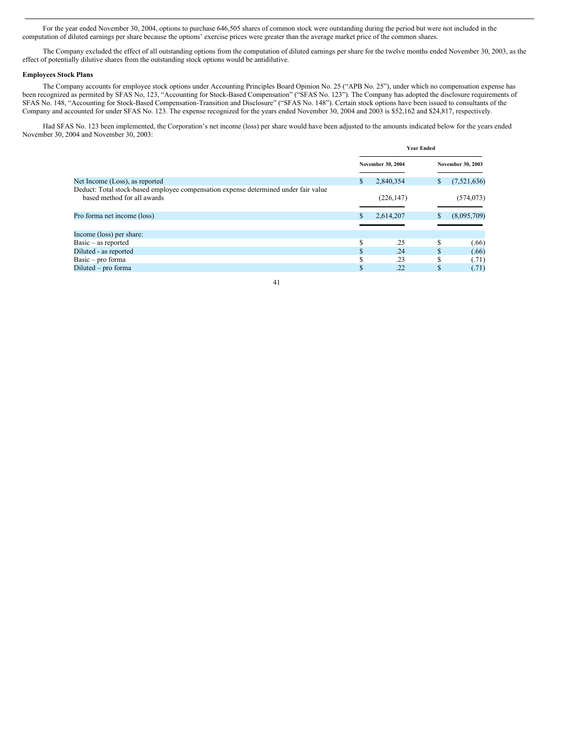For the year ended November 30, 2004, options to purchase 646,505 shares of common stock were outstanding during the period but were not included in the computation of diluted earnings per share because the options' exercise prices were greater than the average market price of the common shares.

The Company excluded the effect of all outstanding options from the computation of diluted earnings per share for the twelve months ended November 30, 2003, as the effect of potentially dilutive shares from the outstanding stock options would be antidilutive.

**Employees Stock Plans**

The Company accounts for employee stock options under Accounting Principles Board Opinion No. 25 ("APB No. 25"), under which no compensation expense has been recognized as permited by SFAS No, 123, "Accounting for Stock-Based Compensation" ("SFAS No. 123"). The Company has adopted the disclosure requirements of SFAS No. 148, "Accounting for Stock-Based Compensation-Transition and Disclosure" ("SFAS No. 148"). Certain stock options have been issued to consultants of the Company and accounted for under SFAS No. 123. The expense recognized for the years ended November 30, 2004 and 2003 is $52,162 and $24,817, respectively.

Had SFAS No. 123 been implemented, the Corporation's net income (loss) per share would have been adjusted to the amounts indicated below for the years ended November 30, 2004 and November 30, 2003:

| | Year Ended | |
|---|---|---|
| | November 30, 2004 | November 30, 2003 |
| Net Income (Loss), as reported | $ 2,840,354 | $ (7,521,636) |
| Deduct: Total stock-based employee compensation expense determined under fair value based method for all awards | (226,147) | (574,073) |
| Pro forma net income (loss) | $ 2,614,207 | $ (8,095,709) |
| Income (loss) per share: | | |
| Basic – as reported | $ .25 | $ (.66) |
| Diluted - as reported | $ .24 | $ (.66) |
| Basic – pro forma | $ .23 | $ (.71) |
| Diluted – pro forma | $ .22 | $ (.71) |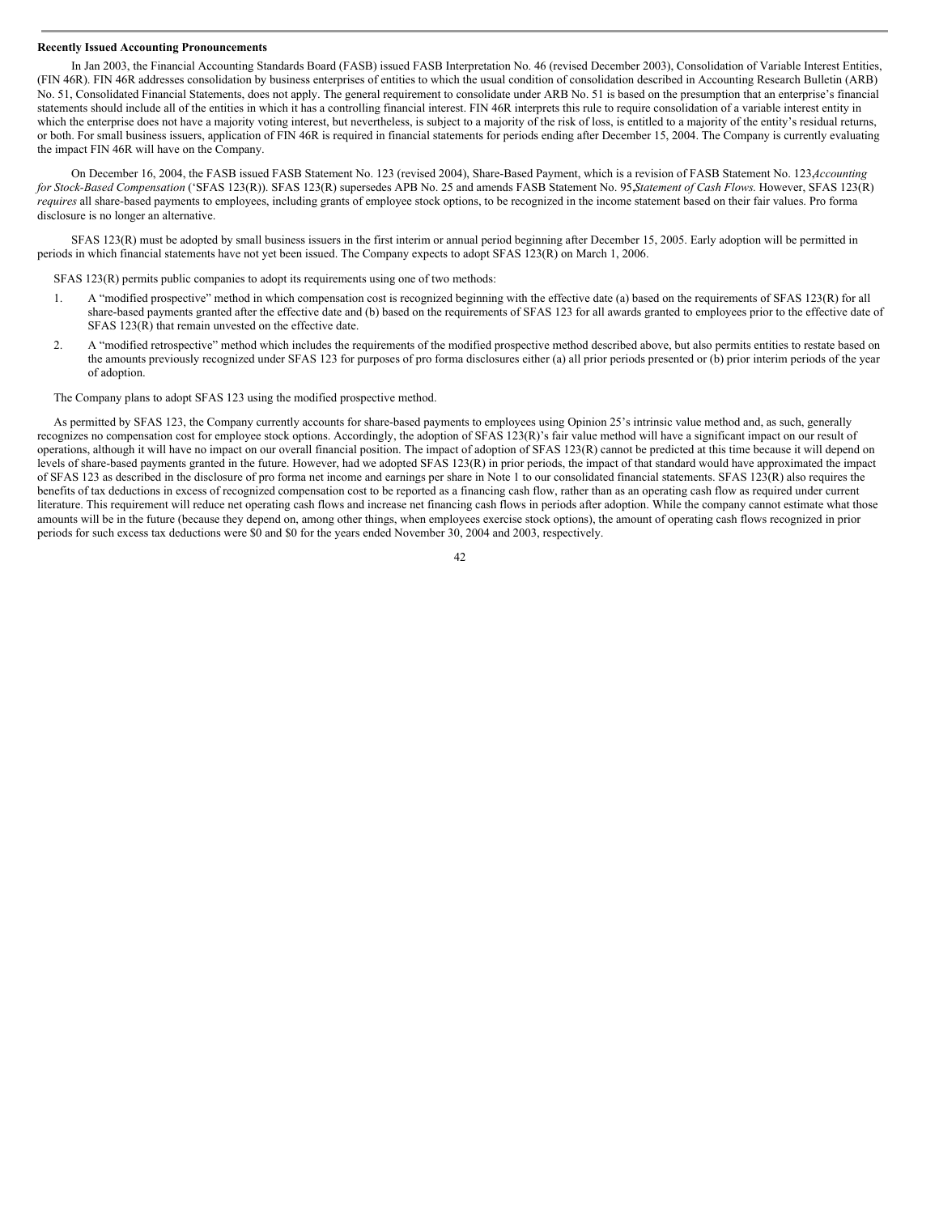**Recently Issued Accounting Pronouncements**

In Jan 2003, the Financial Accounting Standards Board (FASB) issued FASB Interpretation No. 46 (revised December 2003), Consolidation of Variable Interest Entities, (FIN 46R). FIN 46R addresses consolidation by business enterprises of entities to which the usual condition of consolidation described in Accounting Research Bulletin (ARB) No. 51, Consolidated Financial Statements, does not apply. The general requirement to consolidate under ARB No. 51 is based on the presumption that an enterprise's financial statements should include all of the entities in which it has a controlling financial interest. FIN 46R interprets this rule to require consolidation of a variable interest entity in which the enterprise does not have a majority voting interest, but nevertheless, is subject to a majority of the risk of loss, is entitled to a majority of the entity's residual returns, or both. For small business issuers, application of FIN 46R is required in financial statements for periods ending after December 15, 2004. The Company is currently evaluating the impact FIN 46R will have on the Company.

On December 16, 2004, the FASB issued FASB Statement No. 123 (revised 2004), Share-Based Payment, which is a revision of FASB Statement No. 123,*Accounting for Stock-Based Compensation* ('SFAS 123(R)). SFAS 123(R) supersedes APB No. 25 and amends FASB Statement No. 95,*Statement of Cash Flows.* However, SFAS 123(R) *requires* all share-based payments to employees, including grants of employee stock options, to be recognized in the income statement based on their fair values. Pro forma disclosure is no longer an alternative.

SFAS 123(R) must be adopted by small business issuers in the first interim or annual period beginning after December 15, 2005. Early adoption will be permitted in periods in which financial statements have not yet been issued. The Company expects to adopt SFAS 123(R) on March 1, 2006.

SFAS 123(R) permits public companies to adopt its requirements using one of two methods:

1. A "modified prospective" method in which compensation cost is recognized beginning with the effective date (a) based on the requirements of SFAS 123(R) for all share-based payments granted after the effective date and (b) based on the requirements of SFAS 123 for all awards granted to employees prior to the effective date of SFAS 123(R) that remain unvested on the effective date.
2. A "modified retrospective" method which includes the requirements of the modified prospective method described above, but also permits entities to restate based on the amounts previously recognized under SFAS 123 for purposes of pro forma disclosures either (a) all prior periods presented or (b) prior interim periods of the year of adoption.

The Company plans to adopt SFAS 123 using the modified prospective method.

As permitted by SFAS 123, the Company currently accounts for share-based payments to employees using Opinion 25's intrinsic value method and, as such, generally recognizes no compensation cost for employee stock options. Accordingly, the adoption of SFAS 123(R)'s fair value method will have a significant impact on our result of operations, although it will have no impact on our overall financial position. The impact of adoption of SFAS 123(R) cannot be predicted at this time because it will depend on levels of share-based payments granted in the future. However, had we adopted SFAS 123(R) in prior periods, the impact of that standard would have approximated the impact of SFAS 123 as described in the disclosure of pro forma net income and earnings per share in Note 1 to our consolidated financial statements. SFAS 123(R) also requires the benefits of tax deductions in excess of recognized compensation cost to be reported as a financing cash flow, rather than as an operating cash flow as required under current literature. This requirement will reduce net operating cash flows and increase net financing cash flows in periods after adoption. While the company cannot estimate what those amounts will be in the future (because they depend on, among other things, when employees exercise stock options), the amount of operating cash flows recognized in prior periods for such excess tax deductions were $0 and $0 for the years ended November 30, 2004 and 2003, respectively.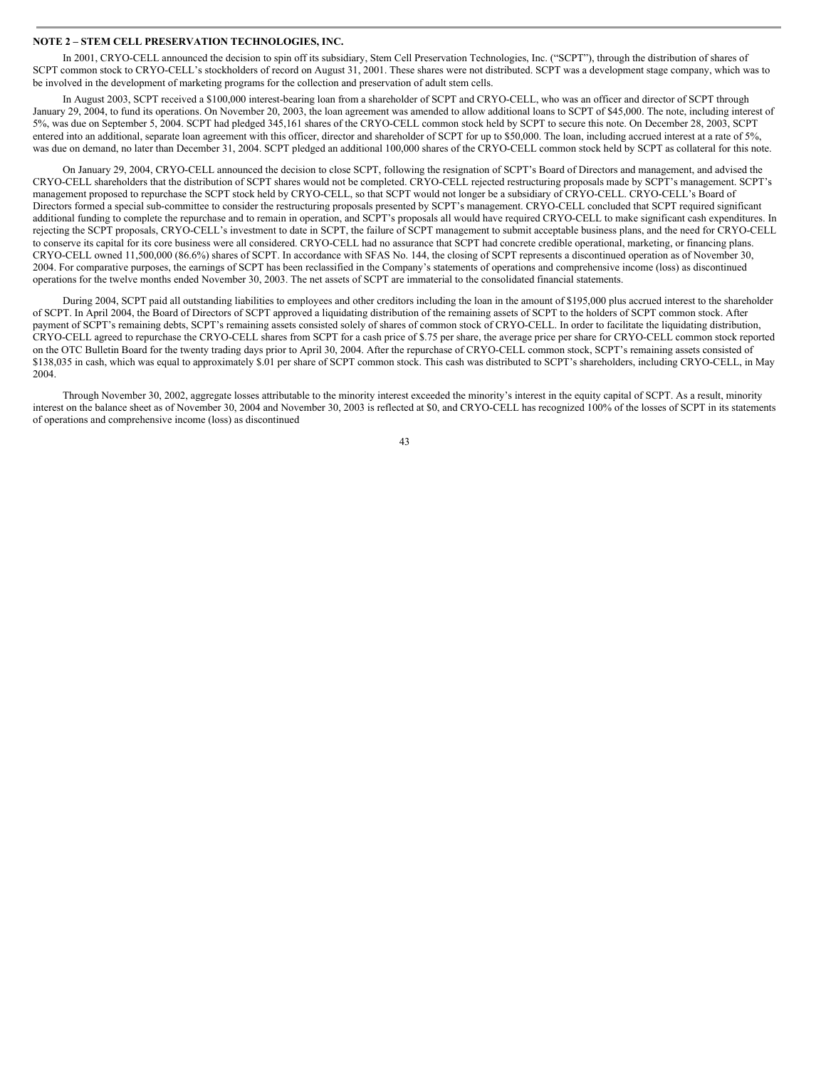**NOTE 2 – STEM CELL PRESERVATION TECHNOLOGIES, INC.**

In 2001, CRYO-CELL announced the decision to spin off its subsidiary, Stem Cell Preservation Technologies, Inc. (“SCPT”), through the distribution of shares of SCPT common stock to CRYO-CELL’s stockholders of record on August 31, 2001. These shares were not distributed. SCPT was a development stage company, which was to be involved in the development of marketing programs for the collection and preservation of adult stem cells.

In August 2003, SCPT received a $100,000 interest-bearing loan from a shareholder of SCPT and CRYO-CELL, who was an officer and director of SCPT through January 29, 2004, to fund its operations. On November 20, 2003, the loan agreement was amended to allow additional loans to SCPT of $45,000. The note, including interest of 5%, was due on September 5, 2004. SCPT had pledged 345,161 shares of the CRYO-CELL common stock held by SCPT to secure this note. On December 28, 2003, SCPT entered into an additional, separate loan agreement with this officer, director and shareholder of SCPT for up to $50,000. The loan, including accrued interest at a rate of 5%, was due on demand, no later than December 31, 2004. SCPT pledged an additional 100,000 shares of the CRYO-CELL common stock held by SCPT as collateral for this note.

On January 29, 2004, CRYO-CELL announced the decision to close SCPT, following the resignation of SCPT’s Board of Directors and management, and advised the CRYO-CELL shareholders that the distribution of SCPT shares would not be completed. CRYO-CELL rejected restructuring proposals made by SCPT’s management. SCPT’s management proposed to repurchase the SCPT stock held by CRYO-CELL, so that SCPT would not longer be a subsidiary of CRYO-CELL. CRYO-CELL’s Board of Directors formed a special sub-committee to consider the restructuring proposals presented by SCPT’s management. CRYO-CELL concluded that SCPT required significant additional funding to complete the repurchase and to remain in operation, and SCPT’s proposals all would have required CRYO-CELL to make significant cash expenditures. In rejecting the SCPT proposals, CRYO-CELL’s investment to date in SCPT, the failure of SCPT management to submit acceptable business plans, and the need for CRYO-CELL to conserve its capital for its core business were all considered. CRYO-CELL had no assurance that SCPT had concrete credible operational, marketing, or financing plans. CRYO-CELL owned 11,500,000 (86.6%) shares of SCPT. In accordance with SFAS No. 144, the closing of SCPT represents a discontinued operation as of November 30, 2004. For comparative purposes, the earnings of SCPT has been reclassified in the Company’s statements of operations and comprehensive income (loss) as discontinued operations for the twelve months ended November 30, 2003. The net assets of SCPT are immaterial to the consolidated financial statements.

During 2004, SCPT paid all outstanding liabilities to employees and other creditors including the loan in the amount of $195,000 plus accrued interest to the shareholder of SCPT. In April 2004, the Board of Directors of SCPT approved a liquidating distribution of the remaining assets of SCPT to the holders of SCPT common stock. After payment of SCPT’s remaining debts, SCPT’s remaining assets consisted solely of shares of common stock of CRYO-CELL. In order to facilitate the liquidating distribution, CRYO-CELL agreed to repurchase the CRYO-CELL shares from SCPT for a cash price of $.75 per share, the average price per share for CRYO-CELL common stock reported on the OTC Bulletin Board for the twenty trading days prior to April 30, 2004. After the repurchase of CRYO-CELL common stock, SCPT’s remaining assets consisted of $138,035 in cash, which was equal to approximately $.01 per share of SCPT common stock. This cash was distributed to SCPT’s shareholders, including CRYO-CELL, in May 2004.

Through November 30, 2002, aggregate losses attributable to the minority interest exceeded the minority’s interest in the equity capital of SCPT. As a result, minority interest on the balance sheet as of November 30, 2004 and November 30, 2003 is reflected at $0, and CRYO-CELL has recognized 100% of the losses of SCPT in its statements of operations and comprehensive income (loss) as discontinued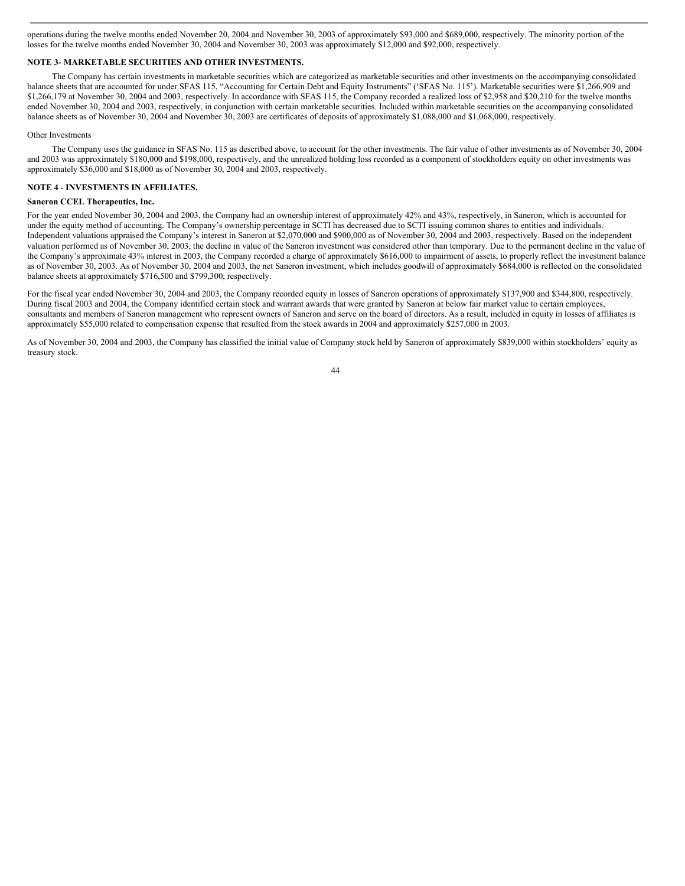operations during the twelve months ended November 20, 2004 and November 30, 2003 of approximately $93,000 and $689,000, respectively. The minority portion of the losses for the twelve months ended November 30, 2004 and November 30, 2003 was approximately $12,000 and $92,000, respectively.

**NOTE 3- MARKETABLE SECURITIES AND OTHER INVESTMENTS.**

The Company has certain investments in marketable securities which are categorized as marketable securities and other investments on the accompanying consolidated balance sheets that are accounted for under SFAS 115, "Accounting for Certain Debt and Equity Instruments" ('SFAS No. 115'). Marketable securities were $1,266,909 and $1,266,179 at November 30, 2004 and 2003, respectively. In accordance with SFAS 115, the Company recorded a realized loss of $2,958 and $20,210 for the twelve months ended November 30, 2004 and 2003, respectively, in conjunction with certain marketable securities. Included within marketable securities on the accompanying consolidated balance sheets as of November 30, 2004 and November 30, 2003 are certificates of deposits of approximately $1,088,000 and $1,068,000, respectively.

Other Investments

The Company uses the guidance in SFAS No. 115 as described above, to account for the other investments. The fair value of other investments as of November 30, 2004 and 2003 was approximately $180,000 and $198,000, respectively, and the unrealized holding loss recorded as a component of stockholders equity on other investments was approximately $36,000 and $18,000 as of November 30, 2004 and 2003, respectively.

**NOTE 4 - INVESTMENTS IN AFFILIATES.**

**Saneron CCEL Therapeutics, Inc.**

For the year ended November 30, 2004 and 2003, the Company had an ownership interest of approximately 42% and 43%, respectively, in Saneron, which is accounted for under the equity method of accounting. The Company's ownership percentage in SCTI has decreased due to SCTI issuing common shares to entities and individuals. Independent valuations appraised the Company's interest in Saneron at $2,070,000 and $900,000 as of November 30, 2004 and 2003, respectively. Based on the independent valuation performed as of November 30, 2003, the decline in value of the Saneron investment was considered other than temporary. Due to the permanent decline in the value of the Company's approximate 43% interest in 2003, the Company recorded a charge of approximately $616,000 to impairment of assets, to properly reflect the investment balance as of November 30, 2003. As of November 30, 2004 and 2003, the net Saneron investment, which includes goodwill of approximately $684,000 is reflected on the consolidated balance sheets at approximately $716,500 and $799,300, respectively.

For the fiscal year ended November 30, 2004 and 2003, the Company recorded equity in losses of Saneron operations of approximately $137,900 and $344,800, respectively. During fiscal 2003 and 2004, the Company identified certain stock and warrant awards that were granted by Saneron at below fair market value to certain employees, consultants and members of Saneron management who represent owners of Saneron and serve on the board of directors. As a result, included in equity in losses of affiliates is approximately $55,000 related to compensation expense that resulted from the stock awards in 2004 and approximately $257,000 in 2003.

As of November 30, 2004 and 2003, the Company has classified the initial value of Company stock held by Saneron of approximately $839,000 within stockholders' equity as treasury stock.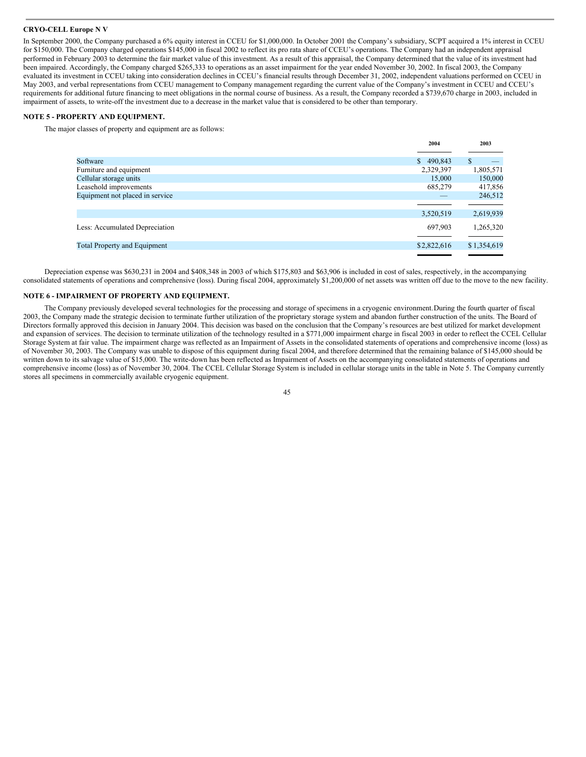**CRYO-CELL Europe N V**

In September 2000, the Company purchased a 6% equity interest in CCEU for $1,000,000. In October 2001 the Company's subsidiary, SCPT acquired a 1% interest in CCEU for $150,000. The Company charged operations $145,000 in fiscal 2002 to reflect its pro rata share of CCEU's operations. The Company had an independent appraisal performed in February 2003 to determine the fair market value of this investment. As a result of this appraisal, the Company determined that the value of its investment had been impaired. Accordingly, the Company charged $265,333 to operations as an asset impairment for the year ended November 30, 2002. In fiscal 2003, the Company evaluated its investment in CCEU taking into consideration declines in CCEU's financial results through December 31, 2002, independent valuations performed on CCEU in May 2003, and verbal representations from CCEU management to Company management regarding the current value of the Company's investment in CCEU and CCEU's requirements for additional future financing to meet obligations in the normal course of business. As a result, the Company recorded a $739,670 charge in 2003, included in impairment of assets, to write-off the investment due to a decrease in the market value that is considered to be other than temporary.

## NOTE 5 - PROPERTY AND EQUIPMENT.

The major classes of property and equipment are as follows:

| | 2004 | 2003 |
|---|---|---|
| Software | $ 490,843 | $ — |
| Furniture and equipment | 2,329,397 | 1,805,571 |
| Cellular storage units | 15,000 | 150,000 |
| Leasehold improvements | 685,279 | 417,856 |
| Equipment not placed in service | — | 246,512 |
| | 3,520,519 | 2,619,939 |
| Less: Accumulated Depreciation | 697,903 | 1,265,320 |
| Total Property and Equipment | $2,822,616 | $1,354,619 |

Depreciation expense was $630,231 in 2004 and $408,348 in 2003 of which $175,803 and $63,906 is included in cost of sales, respectively, in the accompanying consolidated statements of operations and comprehensive (loss). During fiscal 2004, approximately $1,200,000 of net assets was written off due to the move to the new facility.

## NOTE 6 - IMPAIRMENT OF PROPERTY AND EQUIPMENT.

The Company previously developed several technologies for the processing and storage of specimens in a cryogenic environment.During the fourth quarter of fiscal 2003, the Company made the strategic decision to terminate further utilization of the proprietary storage system and abandon further construction of the units. The Board of Directors formally approved this decision in January 2004. This decision was based on the conclusion that the Company's resources are best utilized for market development and expansion of services. The decision to terminate utilization of the technology resulted in a $771,000 impairment charge in fiscal 2003 in order to reflect the CCEL Cellular Storage System at fair value. The impairment charge was reflected as an Impairment of Assets in the consolidated statements of operations and comprehensive income (loss) as of November 30, 2003. The Company was unable to dispose of this equipment during fiscal 2004, and therefore determined that the remaining balance of $145,000 should be written down to its salvage value of $15,000. The write-down has been reflected as Impairment of Assets on the accompanying consolidated statements of operations and comprehensive income (loss) as of November 30, 2004. The CCEL Cellular Storage System is included in cellular storage units in the table in Note 5. The Company currently stores all specimens in commercially available cryogenic equipment.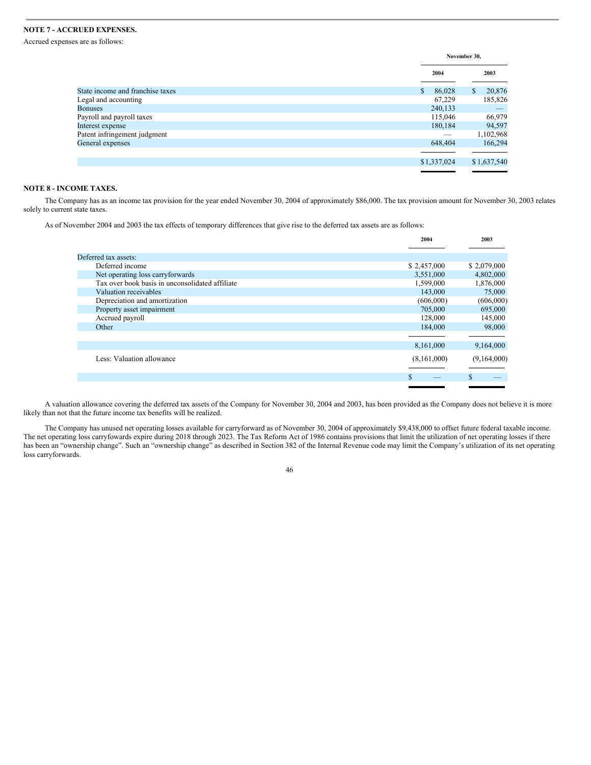## NOTE 7 - ACCRUED EXPENSES.

Accrued expenses are as follows:

| | November 30, | |
|---|---|---|
| | 2004 | 2003 |
| State income and franchise taxes | $ 86,028 | $ 20,876 |
| Legal and accounting | 67,229 | 185,826 |
| Bonuses | 240,133 | — |
| Payroll and payroll taxes | 115,046 | 66,979 |
| Interest expense | 180,184 | 94,597 |
| Patent infringement judgment | — | 1,102,968 |
| General expenses | 648,404 | 166,294 |
| | $1,337,024 | $1,637,540 |

## NOTE 8 - INCOME TAXES.

The Company has as an income tax provision for the year ended November 30, 2004 of approximately $86,000. The tax provision amount for November 30, 2003 relates solely to current state taxes.

As of November 2004 and 2003 the tax effects of temporary differences that give rise to the deferred tax assets are as follows:

| | 2004 | 2003 |
|---|---|---|
| Deferred tax assets: | | |
| Deferred income | $ 2,457,000 | $ 2,079,000 |
| Net operating loss carryforwards | 3,551,000 | 4,802,000 |
| Tax over book basis in unconsolidated affiliate | 1,599,000 | 1,876,000 |
| Valuation receivables | 143,000 | 75,000 |
| Depreciation and amortization | (606,000) | (606,000) |
| Property asset impairment | 705,000 | 695,000 |
| Accrued payroll | 128,000 | 145,000 |
| Other | 184,000 | 98,000 |
| | 8,161,000 | 9,164,000 |
| Less: Valuation allowance | (8,161,000) | (9,164,000) |
| | $ — | $ — |

A valuation allowance covering the deferred tax assets of the Company for November 30, 2004 and 2003, has been provided as the Company does not believe it is more likely than not that the future income tax benefits will be realized.

The Company has unused net operating losses available for carryforward as of November 30, 2004 of approximately $9,438,000 to offset future federal taxable income. The net operating loss carryfowards expire during 2018 through 2023. The Tax Reform Act of 1986 contains provisions that limit the utilization of net operating losses if there has been an "ownership change". Such an "ownership change" as described in Section 382 of the Internal Revenue code may limit the Company's utilization of its net operating loss carryforwards.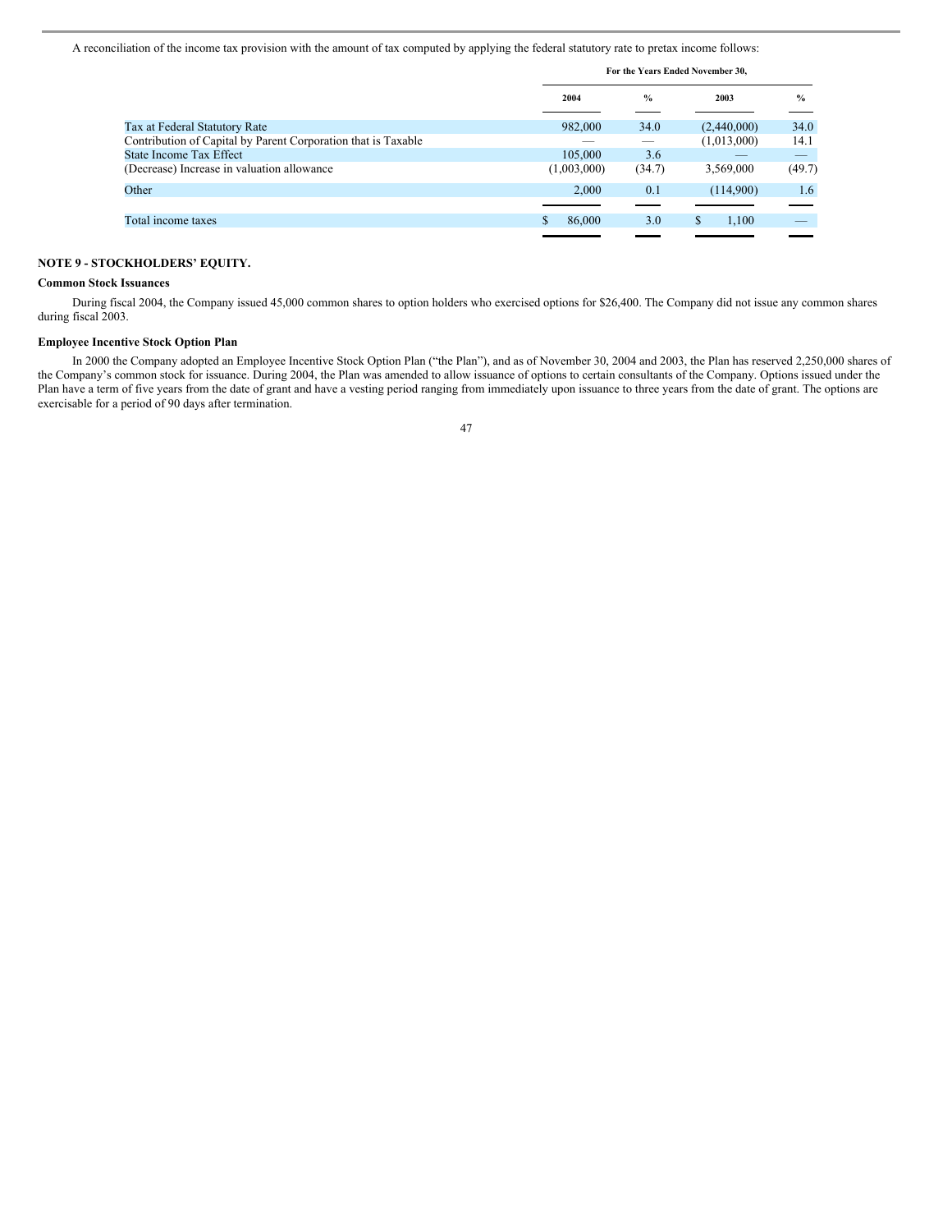A reconciliation of the income tax provision with the amount of tax computed by applying the federal statutory rate to pretax income follows:

| | For the Years Ended November 30, | | | |
|---|---|---|---|---|
| | 2004 | % | 2003 | % |
| Tax at Federal Statutory Rate | 982,000 | 34.0 | (2,440,000) | 34.0 |
| Contribution of Capital by Parent Corporation that is Taxable | — | — | (1,013,000) | 14.1 |
| State Income Tax Effect | 105,000 | 3.6 | — | — |
| (Decrease) Increase in valuation allowance | (1,003,000) | (34.7) | 3,569,000 | (49.7) |
| Other | 2,000 | 0.1 | (114,900) | 1.6 |
| Total income taxes | $ 86,000 | 3.0 | $ 1,100 | — |

## NOTE 9 - STOCKHOLDERS' EQUITY.

### Common Stock Issuances

During fiscal 2004, the Company issued 45,000 common shares to option holders who exercised options for $26,400. The Company did not issue any common shares during fiscal 2003.

### Employee Incentive Stock Option Plan

In 2000 the Company adopted an Employee Incentive Stock Option Plan ("the Plan"), and as of November 30, 2004 and 2003, the Plan has reserved 2,250,000 shares of the Company's common stock for issuance. During 2004, the Plan was amended to allow issuance of options to certain consultants of the Company. Options issued under the Plan have a term of five years from the date of grant and have a vesting period ranging from immediately upon issuance to three years from the date of grant. The options are exercisable for a period of 90 days after termination.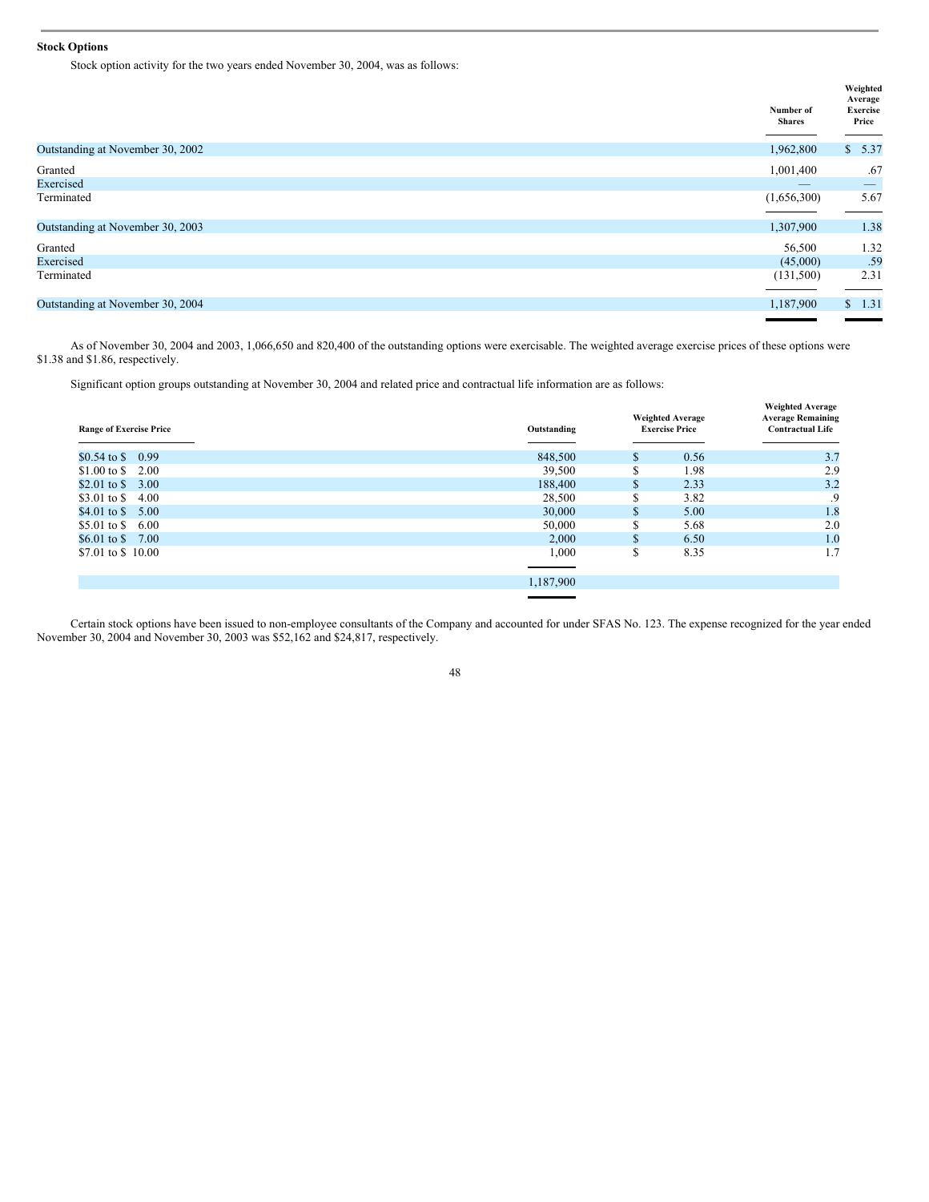**Stock Options**

Stock option activity for the two years ended November 30, 2004, was as follows:

| | Number of Shares | Weighted Average Exercise Price |
|---|---|---|
| Outstanding at November 30, 2002 | 1,962,800 | $ 5.37 |
| Granted | 1,001,400 | .67 |
| Exercised | — | — |
| Terminated | (1,656,300) | 5.67 |
| Outstanding at November 30, 2003 | 1,307,900 | 1.38 |
| Granted | 56,500 | 1.32 |
| Exercised | (45,000) | .59 |
| Terminated | (131,500) | 2.31 |
| Outstanding at November 30, 2004 | 1,187,900 | $ 1.31 |

As of November 30, 2004 and 2003, 1,066,650 and 820,400 of the outstanding options were exercisable. The weighted average exercise prices of these options were $1.38 and $1.86, respectively.

Significant option groups outstanding at November 30, 2004 and related price and contractual life information are as follows:

| Range of Exercise Price | Outstanding | Weighted Average Exercise Price | Weighted Average Average Remaining Contractual Life |
|---|---|---|---|
| $0.54 to $ 0.99 | 848,500 | $ 0.56 | 3.7 |
| $1.00 to $ 2.00 | 39,500 | $ 1.98 | 2.9 |
| $2.01 to $ 3.00 | 188,400 | $ 2.33 | 3.2 |
| $3.01 to $ 4.00 | 28,500 | $ 3.82 | .9 |
| $4.01 to $ 5.00 | 30,000 | $ 5.00 | 1.8 |
| $5.01 to $ 6.00 | 50,000 | $ 5.68 | 2.0 |
| $6.01 to $ 7.00 | 2,000 | $ 6.50 | 1.0 |
| $7.01 to $ 10.00 | 1,000 | $ 8.35 | 1.7 |
| | 1,187,900 | | |

Certain stock options have been issued to non-employee consultants of the Company and accounted for under SFAS No. 123. The expense recognized for the year ended November 30, 2004 and November 30, 2003 was $52,162 and $24,817, respectively.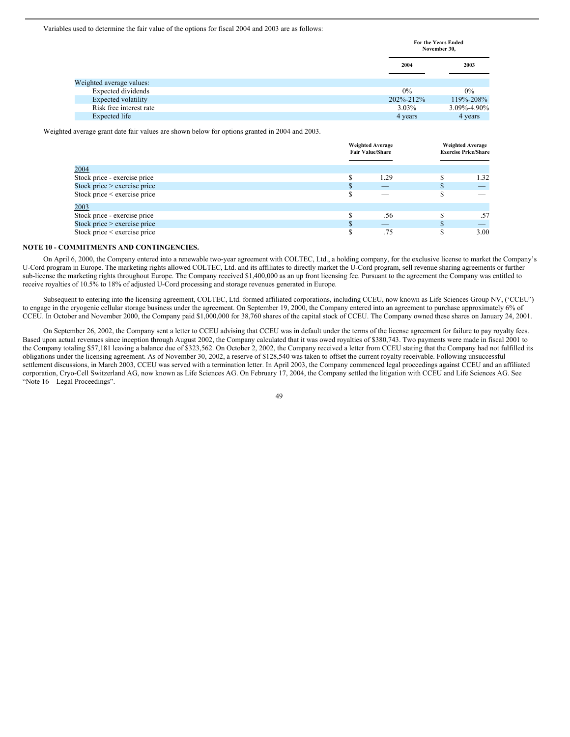Variables used to determine the fair value of the options for fiscal 2004 and 2003 are as follows:

| | For the Years Ended November 30, | |
|---|---|---|
| | 2004 | 2003 |
| Weighted average values: | | |
| Expected dividends | 0% | 0% |
| Expected volatility | 202%-212% | 119%-208% |
| Risk free interest rate | 3.03% | 3.09%-4.90% |
| Expected life | 4 years | 4 years |

Weighted average grant date fair values are shown below for options granted in 2004 and 2003.

| | Weighted Average Fair Value/Share | Weighted Average Exercise Price/Share |
|---|---|---|
| 2004 | | |
| Stock price - exercise price | $ 1.29 | $ 1.32 |
| Stock price > exercise price | $ — | $ — |
| Stock price < exercise price | $ — | $ — |
| 2003 | | |
| Stock price - exercise price | $ .56 | $ .57 |
| Stock price > exercise price | $ — | $ — |
| Stock price < exercise price | $ .75 | $ 3.00 |

**NOTE 10 - COMMITMENTS AND CONTINGENCIES.**

On April 6, 2000, the Company entered into a renewable two-year agreement with COLTEC, Ltd., a holding company, for the exclusive license to market the Company's U-Cord program in Europe. The marketing rights allowed COLTEC, Ltd. and its affiliates to directly market the U-Cord program, sell revenue sharing agreements or further sub-license the marketing rights throughout Europe. The Company received $1,400,000 as an up front licensing fee. Pursuant to the agreement the Company was entitled to receive royalties of 10.5% to 18% of adjusted U-Cord processing and storage revenues generated in Europe.

Subsequent to entering into the licensing agreement, COLTEC, Ltd. formed affiliated corporations, including CCEU, now known as Life Sciences Group NV, ('CCEU') to engage in the cryogenic cellular storage business under the agreement. On September 19, 2000, the Company entered into an agreement to purchase approximately 6% of CCEU. In October and November 2000, the Company paid $1,000,000 for 38,760 shares of the capital stock of CCEU. The Company owned these shares on January 24, 2001.

On September 26, 2002, the Company sent a letter to CCEU advising that CCEU was in default under the terms of the license agreement for failure to pay royalty fees. Based upon actual revenues since inception through August 2002, the Company calculated that it was owed royalties of $380,743. Two payments were made in fiscal 2001 to the Company totaling $57,181 leaving a balance due of $323,562. On October 2, 2002, the Company received a letter from CCEU stating that the Company had not fulfilled its obligations under the licensing agreement. As of November 30, 2002, a reserve of $128,540 was taken to offset the current royalty receivable. Following unsuccessful settlement discussions, in March 2003, CCEU was served with a termination letter. In April 2003, the Company commenced legal proceedings against CCEU and an affiliated corporation, Cryo-Cell Switzerland AG, now known as Life Sciences AG. On February 17, 2004, the Company settled the litigation with CCEU and Life Sciences AG. See "Note 16 – Legal Proceedings".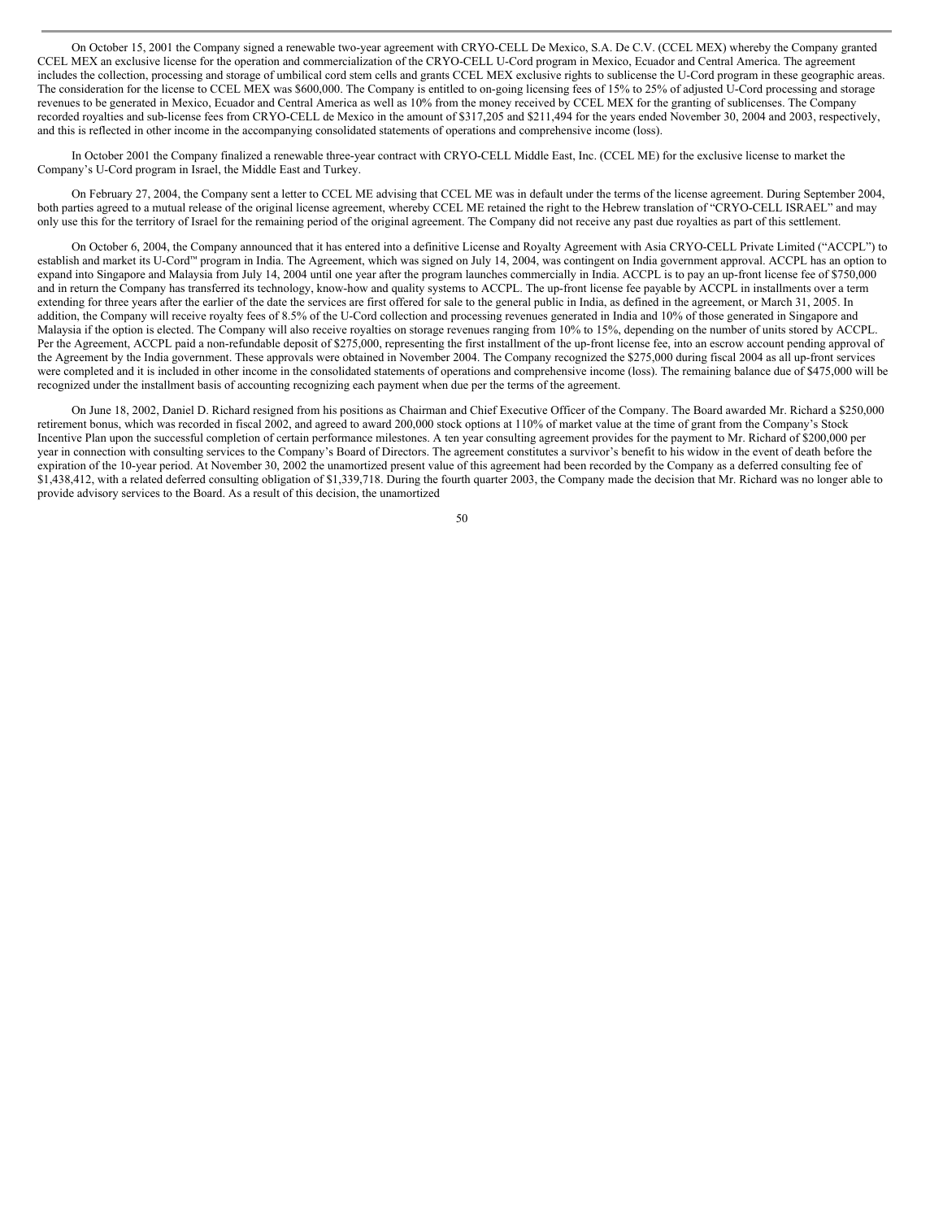On October 15, 2001 the Company signed a renewable two-year agreement with CRYO-CELL De Mexico, S.A. De C.V. (CCEL MEX) whereby the Company granted CCEL MEX an exclusive license for the operation and commercialization of the CRYO-CELL U-Cord program in Mexico, Ecuador and Central America. The agreement includes the collection, processing and storage of umbilical cord stem cells and grants CCEL MEX exclusive rights to sublicense the U-Cord program in these geographic areas. The consideration for the license to CCEL MEX was $600,000. The Company is entitled to on-going licensing fees of 15% to 25% of adjusted U-Cord processing and storage revenues to be generated in Mexico, Ecuador and Central America as well as 10% from the money received by CCEL MEX for the granting of sublicenses. The Company recorded royalties and sub-license fees from CRYO-CELL de Mexico in the amount of $317,205 and $211,494 for the years ended November 30, 2004 and 2003, respectively, and this is reflected in other income in the accompanying consolidated statements of operations and comprehensive income (loss).

In October 2001 the Company finalized a renewable three-year contract with CRYO-CELL Middle East, Inc. (CCEL ME) for the exclusive license to market the Company's U-Cord program in Israel, the Middle East and Turkey.

On February 27, 2004, the Company sent a letter to CCEL ME advising that CCEL ME was in default under the terms of the license agreement. During September 2004, both parties agreed to a mutual release of the original license agreement, whereby CCEL ME retained the right to the Hebrew translation of "CRYO-CELL ISRAEL" and may only use this for the territory of Israel for the remaining period of the original agreement. The Company did not receive any past due royalties as part of this settlement.

On October 6, 2004, the Company announced that it has entered into a definitive License and Royalty Agreement with Asia CRYO-CELL Private Limited ("ACCPL") to establish and market its U-Cord™ program in India. The Agreement, which was signed on July 14, 2004, was contingent on India government approval. ACCPL has an option to expand into Singapore and Malaysia from July 14, 2004 until one year after the program launches commercially in India. ACCPL is to pay an up-front license fee of $750,000 and in return the Company has transferred its technology, know-how and quality systems to ACCPL. The up-front license fee payable by ACCPL in installments over a term extending for three years after the earlier of the date the services are first offered for sale to the general public in India, as defined in the agreement, or March 31, 2005. In addition, the Company will receive royalty fees of 8.5% of the U-Cord collection and processing revenues generated in India and 10% of those generated in Singapore and Malaysia if the option is elected. The Company will also receive royalties on storage revenues ranging from 10% to 15%, depending on the number of units stored by ACCPL. Per the Agreement, ACCPL paid a non-refundable deposit of $275,000, representing the first installment of the up-front license fee, into an escrow account pending approval of the Agreement by the India government. These approvals were obtained in November 2004. The Company recognized the $275,000 during fiscal 2004 as all up-front services were completed and it is included in other income in the consolidated statements of operations and comprehensive income (loss). The remaining balance due of $475,000 will be recognized under the installment basis of accounting recognizing each payment when due per the terms of the agreement.

On June 18, 2002, Daniel D. Richard resigned from his positions as Chairman and Chief Executive Officer of the Company. The Board awarded Mr. Richard a $250,000 retirement bonus, which was recorded in fiscal 2002, and agreed to award 200,000 stock options at 110% of market value at the time of grant from the Company's Stock Incentive Plan upon the successful completion of certain performance milestones. A ten year consulting agreement provides for the payment to Mr. Richard of $200,000 per year in connection with consulting services to the Company's Board of Directors. The agreement constitutes a survivor's benefit to his widow in the event of death before the expiration of the 10-year period. At November 30, 2002 the unamortized present value of this agreement had been recorded by the Company as a deferred consulting fee of $1,438,412, with a related deferred consulting obligation of $1,339,718. During the fourth quarter 2003, the Company made the decision that Mr. Richard was no longer able to provide advisory services to the Board. As a result of this decision, the unamortized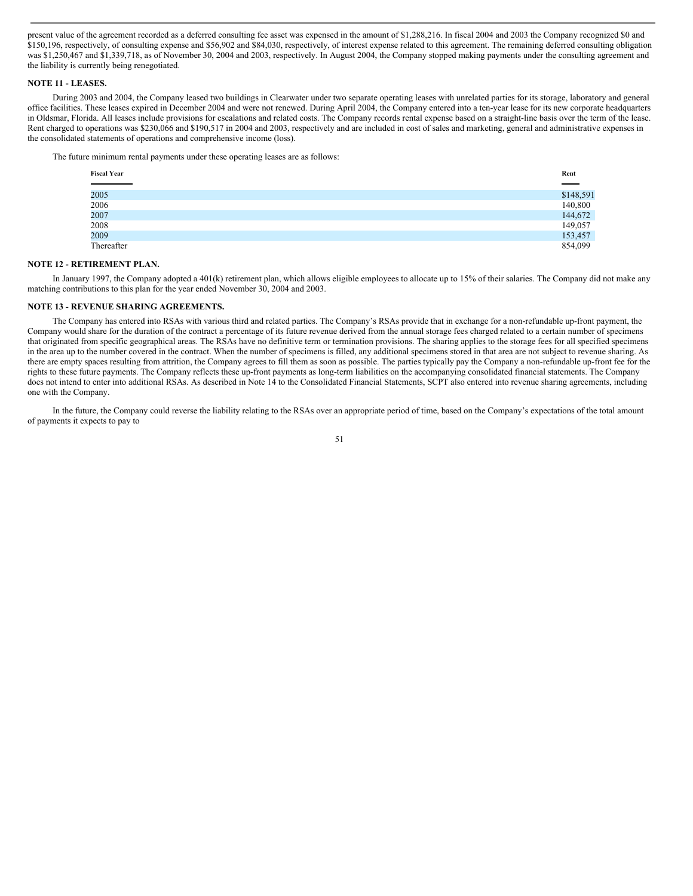present value of the agreement recorded as a deferred consulting fee asset was expensed in the amount of $1,288,216. In fiscal 2004 and 2003 the Company recognized $0 and $150,196, respectively, of consulting expense and $56,902 and $84,030, respectively, of interest expense related to this agreement. The remaining deferred consulting obligation was $1,250,467 and $1,339,718, as of November 30, 2004 and 2003, respectively. In August 2004, the Company stopped making payments under the consulting agreement and the liability is currently being renegotiated.

**NOTE 11 - LEASES.**

During 2003 and 2004, the Company leased two buildings in Clearwater under two separate operating leases with unrelated parties for its storage, laboratory and general office facilities. These leases expired in December 2004 and were not renewed. During April 2004, the Company entered into a ten-year lease for its new corporate headquarters in Oldsmar, Florida. All leases include provisions for escalations and related costs. The Company records rental expense based on a straight-line basis over the term of the lease. Rent charged to operations was $230,066 and $190,517 in 2004 and 2003, respectively and are included in cost of sales and marketing, general and administrative expenses in the consolidated statements of operations and comprehensive income (loss).

The future minimum rental payments under these operating leases are as follows:

| Fiscal Year | Rent |
|---|---|
| 2005 | $148,591 |
| 2006 | 140,800 |
| 2007 | 144,672 |
| 2008 | 149,057 |
| 2009 | 153,457 |
| Thereafter | 854,099 |

**NOTE 12 - RETIREMENT PLAN.**

In January 1997, the Company adopted a 401(k) retirement plan, which allows eligible employees to allocate up to 15% of their salaries. The Company did not make any matching contributions to this plan for the year ended November 30, 2004 and 2003.

**NOTE 13 - REVENUE SHARING AGREEMENTS.**

The Company has entered into RSAs with various third and related parties. The Company's RSAs provide that in exchange for a non-refundable up-front payment, the Company would share for the duration of the contract a percentage of its future revenue derived from the annual storage fees charged related to a certain number of specimens that originated from specific geographical areas. The RSAs have no definitive term or termination provisions. The sharing applies to the storage fees for all specified specimens in the area up to the number covered in the contract. When the number of specimens is filled, any additional specimens stored in that area are not subject to revenue sharing. As there are empty spaces resulting from attrition, the Company agrees to fill them as soon as possible. The parties typically pay the Company a non-refundable up-front fee for the rights to these future payments. The Company reflects these up-front payments as long-term liabilities on the accompanying consolidated financial statements. The Company does not intend to enter into additional RSAs. As described in Note 14 to the Consolidated Financial Statements, SCPT also entered into revenue sharing agreements, including one with the Company.

In the future, the Company could reverse the liability relating to the RSAs over an appropriate period of time, based on the Company's expectations of the total amount of payments it expects to pay to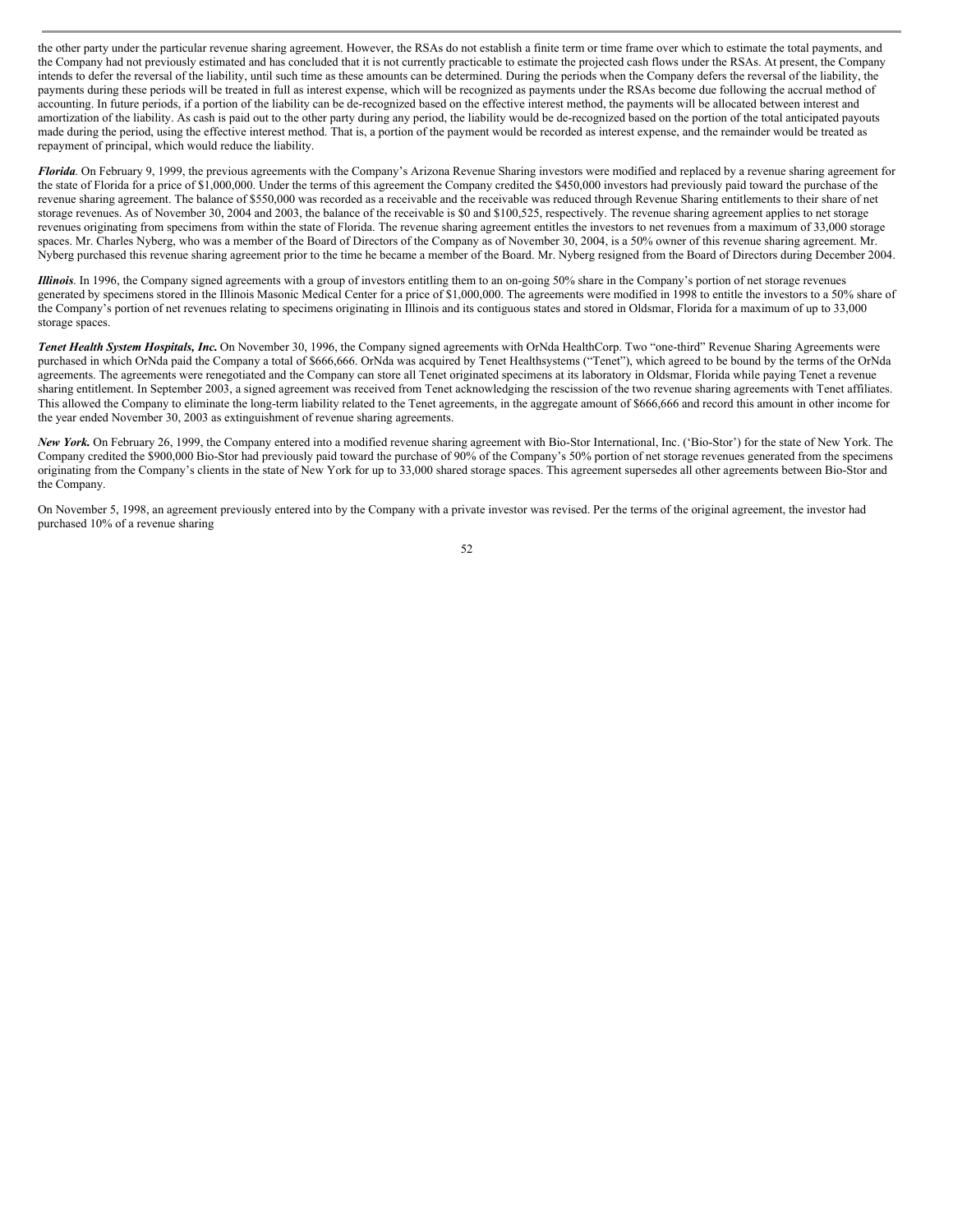the other party under the particular revenue sharing agreement. However, the RSAs do not establish a finite term or time frame over which to estimate the total payments, and the Company had not previously estimated and has concluded that it is not currently practicable to estimate the projected cash flows under the RSAs. At present, the Company intends to defer the reversal of the liability, until such time as these amounts can be determined. During the periods when the Company defers the reversal of the liability, the payments during these periods will be treated in full as interest expense, which will be recognized as payments under the RSAs become due following the accrual method of accounting. In future periods, if a portion of the liability can be de-recognized based on the effective interest method, the payments will be allocated between interest and amortization of the liability. As cash is paid out to the other party during any period, the liability would be de-recognized based on the portion of the total anticipated payouts made during the period, using the effective interest method. That is, a portion of the payment would be recorded as interest expense, and the remainder would be treated as repayment of principal, which would reduce the liability.

***Florida***. On February 9, 1999, the previous agreements with the Company's Arizona Revenue Sharing investors were modified and replaced by a revenue sharing agreement for the state of Florida for a price of $1,000,000. Under the terms of this agreement the Company credited the $450,000 investors had previously paid toward the purchase of the revenue sharing agreement. The balance of $550,000 was recorded as a receivable and the receivable was reduced through Revenue Sharing entitlements to their share of net storage revenues. As of November 30, 2004 and 2003, the balance of the receivable is $0 and $100,525, respectively. The revenue sharing agreement applies to net storage revenues originating from specimens from within the state of Florida. The revenue sharing agreement entitles the investors to net revenues from a maximum of 33,000 storage spaces. Mr. Charles Nyberg, who was a member of the Board of Directors of the Company as of November 30, 2004, is a 50% owner of this revenue sharing agreement. Mr. Nyberg purchased this revenue sharing agreement prior to the time he became a member of the Board. Mr. Nyberg resigned from the Board of Directors during December 2004.

***Illinois***. In 1996, the Company signed agreements with a group of investors entitling them to an on-going 50% share in the Company's portion of net storage revenues generated by specimens stored in the Illinois Masonic Medical Center for a price of $1,000,000. The agreements were modified in 1998 to entitle the investors to a 50% share of the Company's portion of net revenues relating to specimens originating in Illinois and its contiguous states and stored in Oldsmar, Florida for a maximum of up to 33,000 storage spaces.

***Tenet Health System Hospitals, Inc.*** On November 30, 1996, the Company signed agreements with OrNda HealthCorp. Two "one-third" Revenue Sharing Agreements were purchased in which OrNda paid the Company a total of $666,666. OrNda was acquired by Tenet Healthsystems ("Tenet"), which agreed to be bound by the terms of the OrNda agreements. The agreements were renegotiated and the Company can store all Tenet originated specimens at its laboratory in Oldsmar, Florida while paying Tenet a revenue sharing entitlement. In September 2003, a signed agreement was received from Tenet acknowledging the rescission of the two revenue sharing agreements with Tenet affiliates. This allowed the Company to eliminate the long-term liability related to the Tenet agreements, in the aggregate amount of $666,666 and record this amount in other income for the year ended November 30, 2003 as extinguishment of revenue sharing agreements.

***New York.*** On February 26, 1999, the Company entered into a modified revenue sharing agreement with Bio-Stor International, Inc. ('Bio-Stor') for the state of New York. The Company credited the $900,000 Bio-Stor had previously paid toward the purchase of 90% of the Company's 50% portion of net storage revenues generated from the specimens originating from the Company's clients in the state of New York for up to 33,000 shared storage spaces. This agreement supersedes all other agreements between Bio-Stor and the Company.

On November 5, 1998, an agreement previously entered into by the Company with a private investor was revised. Per the terms of the original agreement, the investor had purchased 10% of a revenue sharing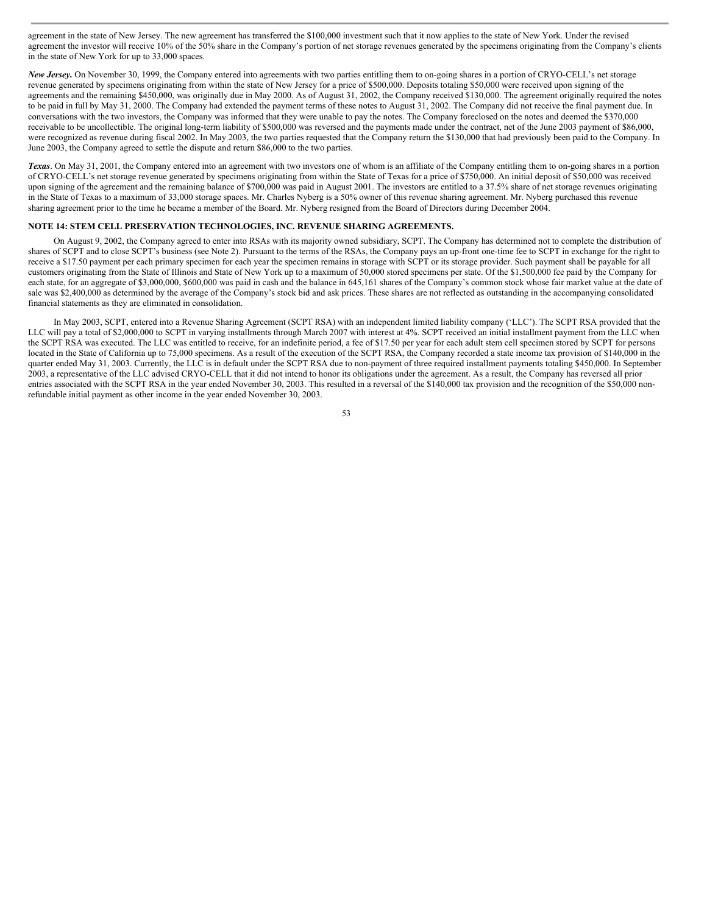agreement in the state of New Jersey. The new agreement has transferred the $100,000 investment such that it now applies to the state of New York. Under the revised agreement the investor will receive 10% of the 50% share in the Company's portion of net storage revenues generated by the specimens originating from the Company's clients in the state of New York for up to 33,000 spaces.

***New Jersey.*** On November 30, 1999, the Company entered into agreements with two parties entitling them to on-going shares in a portion of CRYO-CELL's net storage revenue generated by specimens originating from within the state of New Jersey for a price of $500,000. Deposits totaling $50,000 were received upon signing of the agreements and the remaining $450,000, was originally due in May 2000. As of August 31, 2002, the Company received $130,000. The agreement originally required the notes to be paid in full by May 31, 2000. The Company had extended the payment terms of these notes to August 31, 2002. The Company did not receive the final payment due. In conversations with the two investors, the Company was informed that they were unable to pay the notes. The Company foreclosed on the notes and deemed the $370,000 receivable to be uncollectible. The original long-term liability of $500,000 was reversed and the payments made under the contract, net of the June 2003 payment of $86,000, were recognized as revenue during fiscal 2002. In May 2003, the two parties requested that the Company return the $130,000 that had previously been paid to the Company. In June 2003, the Company agreed to settle the dispute and return $86,000 to the two parties.

***Texas***. On May 31, 2001, the Company entered into an agreement with two investors one of whom is an affiliate of the Company entitling them to on-going shares in a portion of CRYO-CELL's net storage revenue generated by specimens originating from within the State of Texas for a price of $750,000. An initial deposit of $50,000 was received upon signing of the agreement and the remaining balance of $700,000 was paid in August 2001. The investors are entitled to a 37.5% share of net storage revenues originating in the State of Texas to a maximum of 33,000 storage spaces. Mr. Charles Nyberg is a 50% owner of this revenue sharing agreement. Mr. Nyberg purchased this revenue sharing agreement prior to the time he became a member of the Board. Mr. Nyberg resigned from the Board of Directors during December 2004.

**NOTE 14: STEM CELL PRESERVATION TECHNOLOGIES, INC. REVENUE SHARING AGREEMENTS.**

On August 9, 2002, the Company agreed to enter into RSAs with its majority owned subsidiary, SCPT. The Company has determined not to complete the distribution of shares of SCPT and to close SCPT's business (see Note 2). Pursuant to the terms of the RSAs, the Company pays an up-front one-time fee to SCPT in exchange for the right to receive a $17.50 payment per each primary specimen for each year the specimen remains in storage with SCPT or its storage provider. Such payment shall be payable for all customers originating from the State of Illinois and State of New York up to a maximum of 50,000 stored specimens per state. Of the $1,500,000 fee paid by the Company for each state, for an aggregate of $3,000,000, $600,000 was paid in cash and the balance in 645,161 shares of the Company's common stock whose fair market value at the date of sale was $2,400,000 as determined by the average of the Company's stock bid and ask prices. These shares are not reflected as outstanding in the accompanying consolidated financial statements as they are eliminated in consolidation.

In May 2003, SCPT, entered into a Revenue Sharing Agreement (SCPT RSA) with an independent limited liability company ('LLC'). The SCPT RSA provided that the LLC will pay a total of $2,000,000 to SCPT in varying installments through March 2007 with interest at 4%. SCPT received an initial installment payment from the LLC when the SCPT RSA was executed. The LLC was entitled to receive, for an indefinite period, a fee of $17.50 per year for each adult stem cell specimen stored by SCPT for persons located in the State of California up to 75,000 specimens. As a result of the execution of the SCPT RSA, the Company recorded a state income tax provision of $140,000 in the quarter ended May 31, 2003. Currently, the LLC is in default under the SCPT RSA due to non-payment of three required installment payments totaling $450,000. In September 2003, a representative of the LLC advised CRYO-CELL that it did not intend to honor its obligations under the agreement. As a result, the Company has reversed all prior entries associated with the SCPT RSA in the year ended November 30, 2003. This resulted in a reversal of the $140,000 tax provision and the recognition of the $50,000 non-refundable initial payment as other income in the year ended November 30, 2003.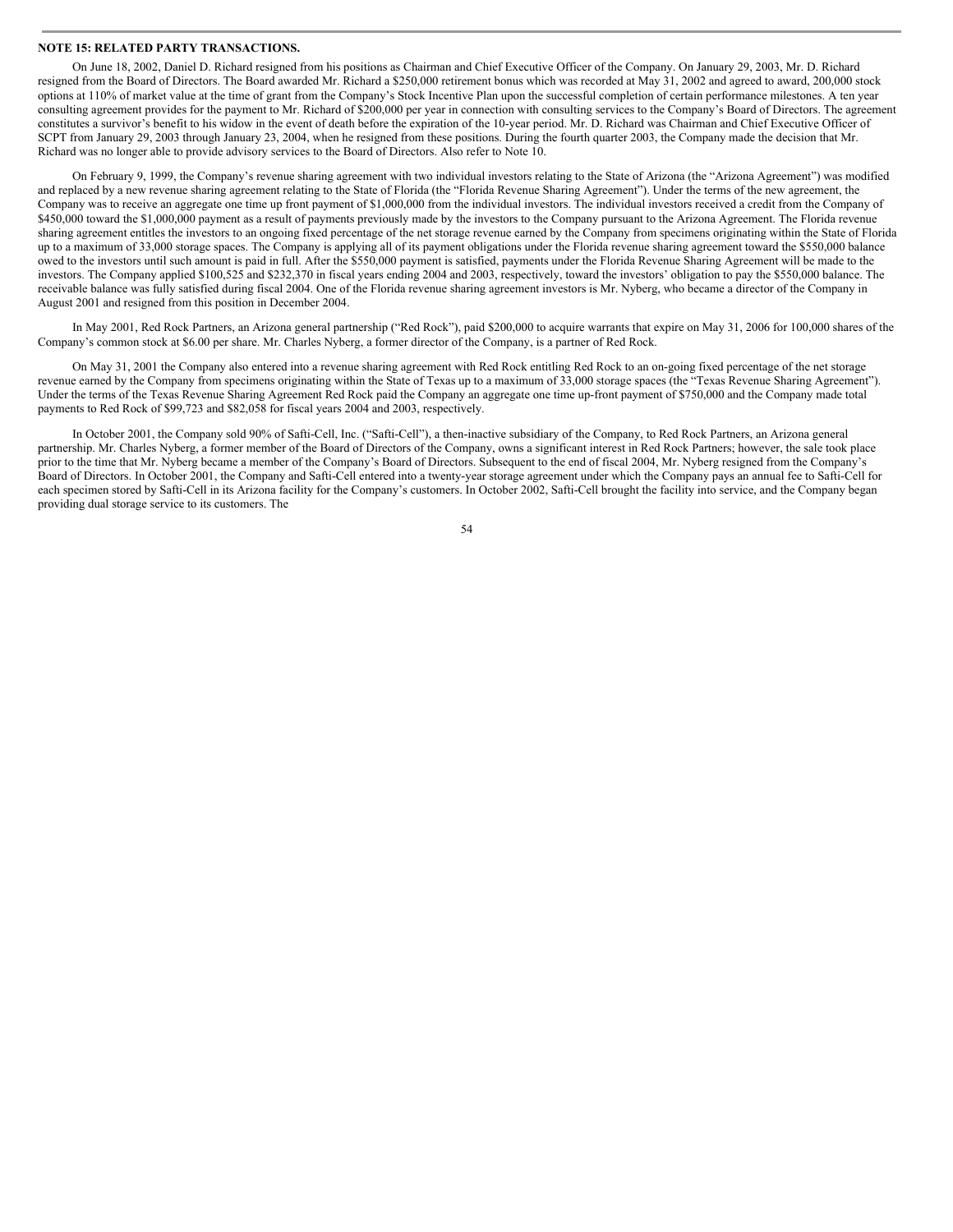**NOTE 15: RELATED PARTY TRANSACTIONS.**

On June 18, 2002, Daniel D. Richard resigned from his positions as Chairman and Chief Executive Officer of the Company. On January 29, 2003, Mr. D. Richard resigned from the Board of Directors. The Board awarded Mr. Richard a $250,000 retirement bonus which was recorded at May 31, 2002 and agreed to award, 200,000 stock options at 110% of market value at the time of grant from the Company's Stock Incentive Plan upon the successful completion of certain performance milestones. A ten year consulting agreement provides for the payment to Mr. Richard of $200,000 per year in connection with consulting services to the Company's Board of Directors. The agreement constitutes a survivor's benefit to his widow in the event of death before the expiration of the 10-year period. Mr. D. Richard was Chairman and Chief Executive Officer of SCPT from January 29, 2003 through January 23, 2004, when he resigned from these positions. During the fourth quarter 2003, the Company made the decision that Mr. Richard was no longer able to provide advisory services to the Board of Directors. Also refer to Note 10.

On February 9, 1999, the Company's revenue sharing agreement with two individual investors relating to the State of Arizona (the "Arizona Agreement") was modified and replaced by a new revenue sharing agreement relating to the State of Florida (the "Florida Revenue Sharing Agreement"). Under the terms of the new agreement, the Company was to receive an aggregate one time up front payment of $1,000,000 from the individual investors. The individual investors received a credit from the Company of $450,000 toward the $1,000,000 payment as a result of payments previously made by the investors to the Company pursuant to the Arizona Agreement. The Florida revenue sharing agreement entitles the investors to an ongoing fixed percentage of the net storage revenue earned by the Company from specimens originating within the State of Florida up to a maximum of 33,000 storage spaces. The Company is applying all of its payment obligations under the Florida revenue sharing agreement toward the $550,000 balance owed to the investors until such amount is paid in full. After the $550,000 payment is satisfied, payments under the Florida Revenue Sharing Agreement will be made to the investors. The Company applied $100,525 and $232,370 in fiscal years ending 2004 and 2003, respectively, toward the investors' obligation to pay the $550,000 balance. The receivable balance was fully satisfied during fiscal 2004. One of the Florida revenue sharing agreement investors is Mr. Nyberg, who became a director of the Company in August 2001 and resigned from this position in December 2004.

In May 2001, Red Rock Partners, an Arizona general partnership ("Red Rock"), paid $200,000 to acquire warrants that expire on May 31, 2006 for 100,000 shares of the Company's common stock at $6.00 per share. Mr. Charles Nyberg, a former director of the Company, is a partner of Red Rock.

On May 31, 2001 the Company also entered into a revenue sharing agreement with Red Rock entitling Red Rock to an on-going fixed percentage of the net storage revenue earned by the Company from specimens originating within the State of Texas up to a maximum of 33,000 storage spaces (the "Texas Revenue Sharing Agreement"). Under the terms of the Texas Revenue Sharing Agreement Red Rock paid the Company an aggregate one time up-front payment of $750,000 and the Company made total payments to Red Rock of $99,723 and $82,058 for fiscal years 2004 and 2003, respectively.

In October 2001, the Company sold 90% of Safti-Cell, Inc. ("Safti-Cell"), a then-inactive subsidiary of the Company, to Red Rock Partners, an Arizona general partnership. Mr. Charles Nyberg, a former member of the Board of Directors of the Company, owns a significant interest in Red Rock Partners; however, the sale took place prior to the time that Mr. Nyberg became a member of the Company's Board of Directors. Subsequent to the end of fiscal 2004, Mr. Nyberg resigned from the Company's Board of Directors. In October 2001, the Company and Safti-Cell entered into a twenty-year storage agreement under which the Company pays an annual fee to Safti-Cell for each specimen stored by Safti-Cell in its Arizona facility for the Company's customers. In October 2002, Safti-Cell brought the facility into service, and the Company began providing dual storage service to its customers. The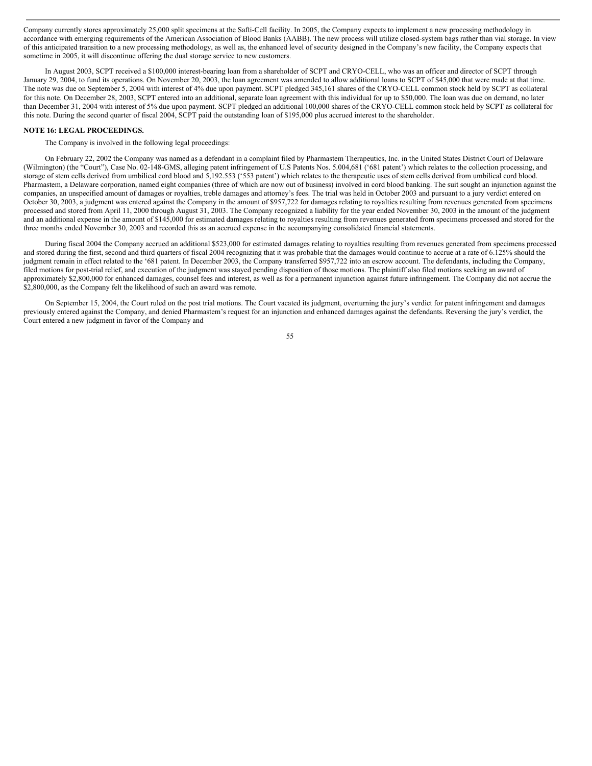Company currently stores approximately 25,000 split specimens at the Safti-Cell facility. In 2005, the Company expects to implement a new processing methodology in accordance with emerging requirements of the American Association of Blood Banks (AABB). The new process will utilize closed-system bags rather than vial storage. In view of this anticipated transition to a new processing methodology, as well as, the enhanced level of security designed in the Company's new facility, the Company expects that sometime in 2005, it will discontinue offering the dual storage service to new customers.

In August 2003, SCPT received a $100,000 interest-bearing loan from a shareholder of SCPT and CRYO-CELL, who was an officer and director of SCPT through January 29, 2004, to fund its operations. On November 20, 2003, the loan agreement was amended to allow additional loans to SCPT of $45,000 that were made at that time. The note was due on September 5, 2004 with interest of 4% due upon payment. SCPT pledged 345,161 shares of the CRYO-CELL common stock held by SCPT as collateral for this note. On December 28, 2003, SCPT entered into an additional, separate loan agreement with this individual for up to $50,000. The loan was due on demand, no later than December 31, 2004 with interest of 5% due upon payment. SCPT pledged an additional 100,000 shares of the CRYO-CELL common stock held by SCPT as collateral for this note. During the second quarter of fiscal 2004, SCPT paid the outstanding loan of $195,000 plus accrued interest to the shareholder.

**NOTE 16: LEGAL PROCEEDINGS.**

The Company is involved in the following legal proceedings:

On February 22, 2002 the Company was named as a defendant in a complaint filed by Pharmastem Therapeutics, Inc. in the United States District Court of Delaware (Wilmington) (the "Court"), Case No. 02-148-GMS, alleging patent infringement of U.S Patents Nos. 5.004,681 ('681 patent') which relates to the collection processing, and storage of stem cells derived from umbilical cord blood and 5,192.553 ('553 patent') which relates to the therapeutic uses of stem cells derived from umbilical cord blood. Pharmastem, a Delaware corporation, named eight companies (three of which are now out of business) involved in cord blood banking. The suit sought an injunction against the companies, an unspecified amount of damages or royalties, treble damages and attorney's fees. The trial was held in October 2003 and pursuant to a jury verdict entered on October 30, 2003, a judgment was entered against the Company in the amount of $957,722 for damages relating to royalties resulting from revenues generated from specimens processed and stored from April 11, 2000 through August 31, 2003. The Company recognized a liability for the year ended November 30, 2003 in the amount of the judgment and an additional expense in the amount of $145,000 for estimated damages relating to royalties resulting from revenues generated from specimens processed and stored for the three months ended November 30, 2003 and recorded this as an accrued expense in the accompanying consolidated financial statements.

During fiscal 2004 the Company accrued an additional $523,000 for estimated damages relating to royalties resulting from revenues generated from specimens processed and stored during the first, second and third quarters of fiscal 2004 recognizing that it was probable that the damages would continue to accrue at a rate of 6.125% should the judgment remain in effect related to the '681 patent. In December 2003, the Company transferred $957,722 into an escrow account. The defendants, including the Company, filed motions for post-trial relief, and execution of the judgment was stayed pending disposition of those motions. The plaintiff also filed motions seeking an award of approximately $2,800,000 for enhanced damages, counsel fees and interest, as well as for a permanent injunction against future infringement. The Company did not accrue the $2,800,000, as the Company felt the likelihood of such an award was remote.

On September 15, 2004, the Court ruled on the post trial motions. The Court vacated its judgment, overturning the jury's verdict for patent infringement and damages previously entered against the Company, and denied Pharmastem's request for an injunction and enhanced damages against the defendants. Reversing the jury's verdict, the Court entered a new judgment in favor of the Company and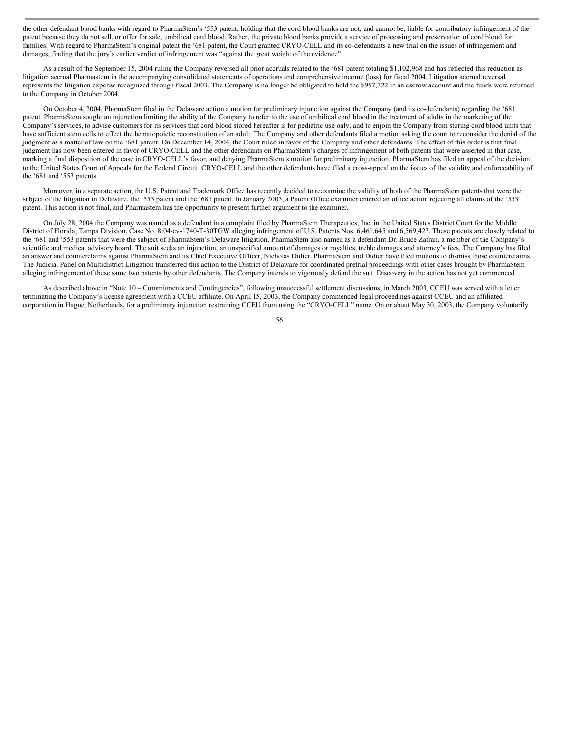the other defendant blood banks with regard to PharmaStem's '553 patent, holding that the cord blood banks are not, and cannot be, liable for contributory infringement of the patent because they do not sell, or offer for sale, umbilical cord blood. Rather, the private blood banks provide a service of processing and preservation of cord blood for families. With regard to PharmaStem's original patent the '681 patent, the Court granted CRYO-CELL and its co-defendants a new trial on the issues of infringement and damages, finding that the jury's earlier verdict of infringement was "against the great weight of the evidence".

As a result of the September 15, 2004 ruling the Company reversed all prior accruals related to the '681 patent totaling $1,102,968 and has reflected this reduction as litigation accrual Pharmastem in the accompanying consolidated statements of operations and comprehensive income (loss) for fiscal 2004. Litigation accrual reversal represents the litigation expense recognized through fiscal 2003. The Company is no longer be obligated to hold the $957,722 in an escrow account and the funds were returned to the Company in October 2004.

On October 4, 2004, PharmaStem filed in the Delaware action a motion for preliminary injunction against the Company (and its co-defendants) regarding the '681 patent. PharmaStem sought an injunction limiting the ability of the Company to refer to the use of umbilical cord blood in the treatment of adults in the marketing of the Company's services, to advise customers for its services that cord blood stored hereafter is for pediatric use only, and to enjoin the Company from storing cord blood units that have sufficient stem cells to effect the hematopoietic reconstitution of an adult. The Company and other defendants filed a motion asking the court to reconsider the denial of the judgment as a matter of law on the '681 patent. On December 14, 2004, the Court ruled in favor of the Company and other defendants. The effect of this order is that final judgment has now been entered in favor of CRYO-CELL and the other defendants on PharmaStem's charges of infringement of both patents that were asserted in that case, marking a final disposition of the case in CRYO-CELL's favor, and denying PharmaStem's motion for preliminary injunction. PharmaStem has filed an appeal of the decision to the United States Court of Appeals for the Federal Circuit. CRYO-CELL and the other defendants have filed a cross-appeal on the issues of the validity and enforceability of the '681 and '553 patents.

Moreover, in a separate action, the U.S. Patent and Trademark Office has recently decided to reexamine the validity of both of the PharmaStem patents that were the subject of the litigation in Delaware, the '553 patent and the '681 patent. In January 2005, a Patent Office examiner entered an office action rejecting all claims of the '553 patent. This action is not final, and Pharmastem has the opportunity to present further argument to the examiner.

On July 28, 2004 the Company was named as a defendant in a complaint filed by PharmaStem Therapeutics, Inc. in the United States District Court for the Middle District of Florida, Tampa Division, Case No. 8:04-cv-1740-T-30TGW alleging infringement of U.S. Patents Nos. 6,461,645 and 6,569,427. These patents are closely related to the '681 and '553 patents that were the subject of PharmaStem's Delaware litigation. PharmaStem also named as a defendant Dr. Bruce Zafran, a member of the Company's scientific and medical advisory board. The suit seeks an injunction, an unspecified amount of damages or royalties, treble damages and attorney's fees. The Company has filed an answer and counterclaims against PharmaStem and its Chief Executive Officer, Nicholas Didier. PharmaStem and Didier have filed motions to dismiss those counterclaims. The Judicial Panel on Multidistrict Litigation transferred this action to the District of Delaware for coordinated pretrial proceedings with other cases brought by PharmaStem alleging infringement of these same two patents by other defendants. The Company intends to vigorously defend the suit. Discovery in the action has not yet commenced.

As described above in "Note 10 – Commitments and Contingencies", following unsuccessful settlement discussions, in March 2003, CCEU was served with a letter terminating the Company's license agreement with a CCEU affiliate. On April 15, 2003, the Company commenced legal proceedings against CCEU and an affiliated corporation in Hague, Netherlands, for a preliminary injunction restraining CCEU from using the "CRYO-CELL" name. On or about May 30, 2003, the Company voluntarily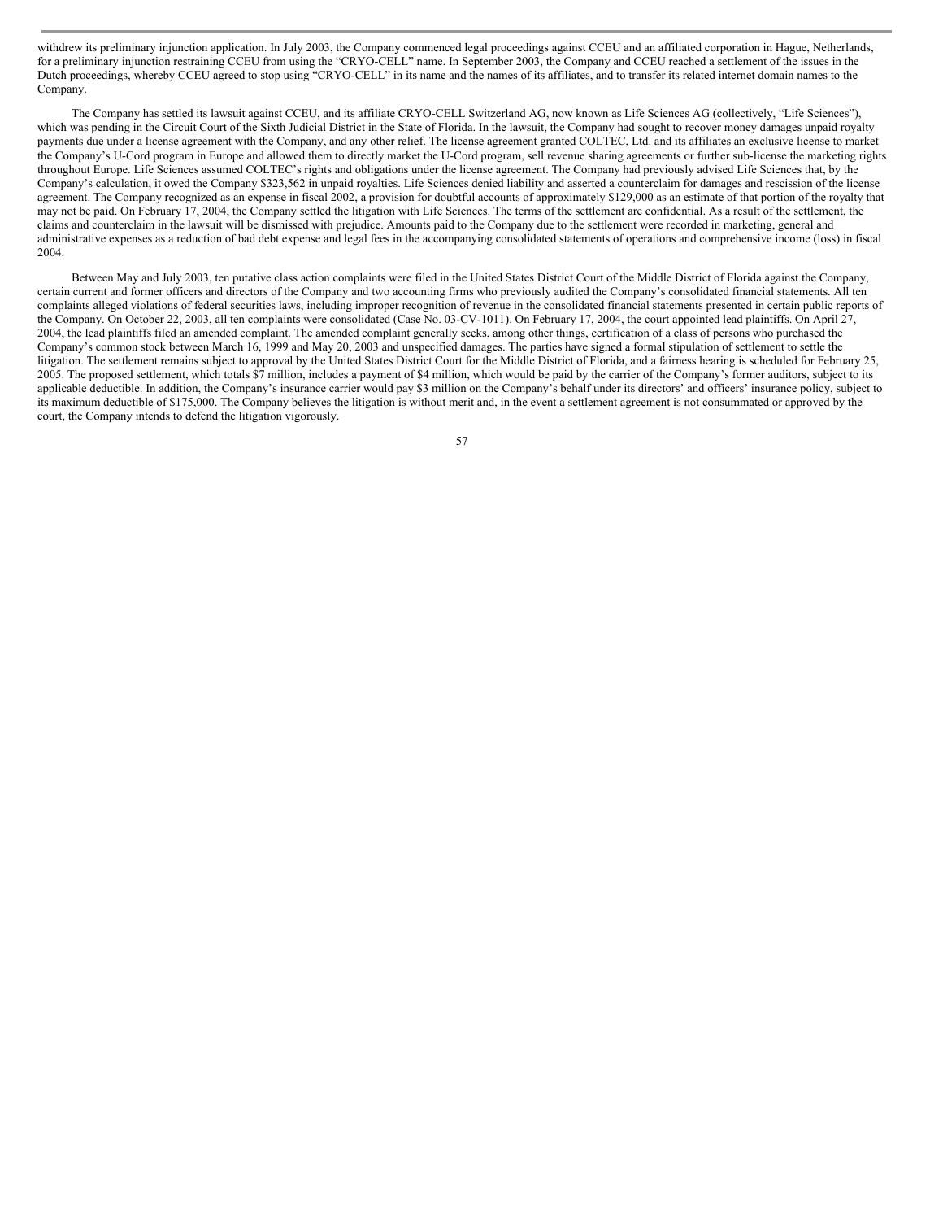withdrew its preliminary injunction application. In July 2003, the Company commenced legal proceedings against CCEU and an affiliated corporation in Hague, Netherlands, for a preliminary injunction restraining CCEU from using the "CRYO-CELL" name. In September 2003, the Company and CCEU reached a settlement of the issues in the Dutch proceedings, whereby CCEU agreed to stop using "CRYO-CELL" in its name and the names of its affiliates, and to transfer its related internet domain names to the Company.

The Company has settled its lawsuit against CCEU, and its affiliate CRYO-CELL Switzerland AG, now known as Life Sciences AG (collectively, "Life Sciences"), which was pending in the Circuit Court of the Sixth Judicial District in the State of Florida. In the lawsuit, the Company had sought to recover money damages unpaid royalty payments due under a license agreement with the Company, and any other relief. The license agreement granted COLTEC, Ltd. and its affiliates an exclusive license to market the Company's U-Cord program in Europe and allowed them to directly market the U-Cord program, sell revenue sharing agreements or further sub-license the marketing rights throughout Europe. Life Sciences assumed COLTEC's rights and obligations under the license agreement. The Company had previously advised Life Sciences that, by the Company's calculation, it owed the Company $323,562 in unpaid royalties. Life Sciences denied liability and asserted a counterclaim for damages and rescission of the license agreement. The Company recognized as an expense in fiscal 2002, a provision for doubtful accounts of approximately $129,000 as an estimate of that portion of the royalty that may not be paid. On February 17, 2004, the Company settled the litigation with Life Sciences. The terms of the settlement are confidential. As a result of the settlement, the claims and counterclaim in the lawsuit will be dismissed with prejudice. Amounts paid to the Company due to the settlement were recorded in marketing, general and administrative expenses as a reduction of bad debt expense and legal fees in the accompanying consolidated statements of operations and comprehensive income (loss) in fiscal 2004.

Between May and July 2003, ten putative class action complaints were filed in the United States District Court of the Middle District of Florida against the Company, certain current and former officers and directors of the Company and two accounting firms who previously audited the Company's consolidated financial statements. All ten complaints alleged violations of federal securities laws, including improper recognition of revenue in the consolidated financial statements presented in certain public reports of the Company. On October 22, 2003, all ten complaints were consolidated (Case No. 03-CV-1011). On February 17, 2004, the court appointed lead plaintiffs. On April 27, 2004, the lead plaintiffs filed an amended complaint. The amended complaint generally seeks, among other things, certification of a class of persons who purchased the Company's common stock between March 16, 1999 and May 20, 2003 and unspecified damages. The parties have signed a formal stipulation of settlement to settle the litigation. The settlement remains subject to approval by the United States District Court for the Middle District of Florida, and a fairness hearing is scheduled for February 25, 2005. The proposed settlement, which totals $7 million, includes a payment of $4 million, which would be paid by the carrier of the Company's former auditors, subject to its applicable deductible. In addition, the Company's insurance carrier would pay $3 million on the Company's behalf under its directors' and officers' insurance policy, subject to its maximum deductible of $175,000. The Company believes the litigation is without merit and, in the event a settlement agreement is not consummated or approved by the court, the Company intends to defend the litigation vigorously.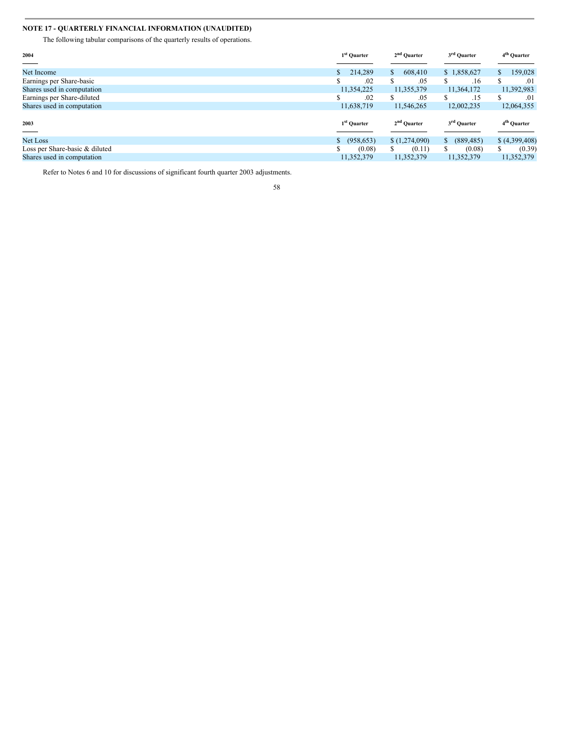## NOTE 17 - QUARTERLY FINANCIAL INFORMATION (UNAUDITED)

The following tabular comparisons of the quarterly results of operations.

| 2004 | 1st Quarter | 2nd Quarter | 3rd Quarter | 4th Quarter |
|---|---|---|---|---|
| Net Income | $ 214,289 | $ 608,410 | $ 1,858,627 | $ 159,028 |
| Earnings per Share-basic | $ .02 | $ .05 | $ .16 | $ .01 |
| Shares used in computation | 11,354,225 | 11,355,379 | 11,364,172 | 11,392,983 |
| Earnings per Share-diluted | $ .02 | $ .05 | $ .15 | $ .01 |
| Shares used in computation | 11,638,719 | 11,546,265 | 12,002,235 | 12,064,355 |

| 2003 | 1st Quarter | 2nd Quarter | 3rd Quarter | 4th Quarter |
|---|---|---|---|---|
| Net Loss | $ (958,653) | $ (1,274,090) | $ (889,485) | $ (4,399,408) |
| Loss per Share-basic & diluted | $ (0.08) | $ (0.11) | $ (0.08) | $ (0.39) |
| Shares used in computation | 11,352,379 | 11,352,379 | 11,352,379 | 11,352,379 |

Refer to Notes 6 and 10 for discussions of significant fourth quarter 2003 adjustments.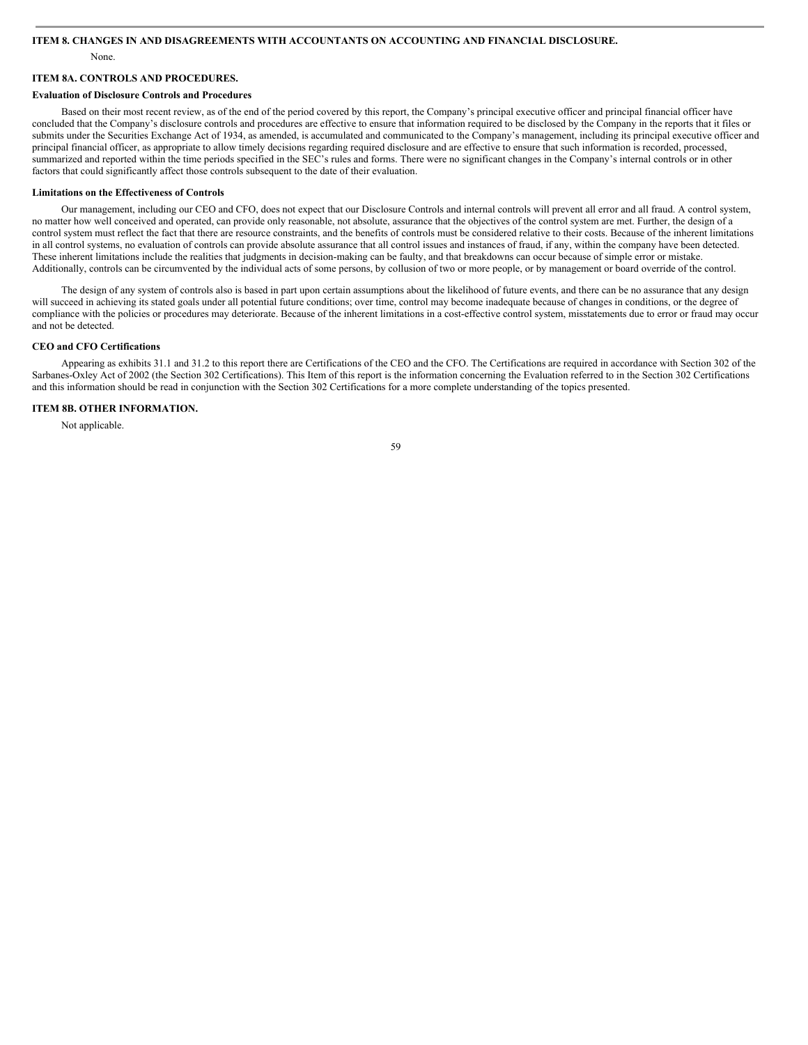## ITEM 8. CHANGES IN AND DISAGREEMENTS WITH ACCOUNTANTS ON ACCOUNTING AND FINANCIAL DISCLOSURE.

None.

## ITEM 8A. CONTROLS AND PROCEDURES.

### Evaluation of Disclosure Controls and Procedures

Based on their most recent review, as of the end of the period covered by this report, the Company's principal executive officer and principal financial officer have concluded that the Company's disclosure controls and procedures are effective to ensure that information required to be disclosed by the Company in the reports that it files or submits under the Securities Exchange Act of 1934, as amended, is accumulated and communicated to the Company's management, including its principal executive officer and principal financial officer, as appropriate to allow timely decisions regarding required disclosure and are effective to ensure that such information is recorded, processed, summarized and reported within the time periods specified in the SEC's rules and forms. There were no significant changes in the Company's internal controls or in other factors that could significantly affect those controls subsequent to the date of their evaluation.

### Limitations on the Effectiveness of Controls

Our management, including our CEO and CFO, does not expect that our Disclosure Controls and internal controls will prevent all error and all fraud. A control system, no matter how well conceived and operated, can provide only reasonable, not absolute, assurance that the objectives of the control system are met. Further, the design of a control system must reflect the fact that there are resource constraints, and the benefits of controls must be considered relative to their costs. Because of the inherent limitations in all control systems, no evaluation of controls can provide absolute assurance that all control issues and instances of fraud, if any, within the company have been detected. These inherent limitations include the realities that judgments in decision-making can be faulty, and that breakdowns can occur because of simple error or mistake. Additionally, controls can be circumvented by the individual acts of some persons, by collusion of two or more people, or by management or board override of the control.

The design of any system of controls also is based in part upon certain assumptions about the likelihood of future events, and there can be no assurance that any design will succeed in achieving its stated goals under all potential future conditions; over time, control may become inadequate because of changes in conditions, or the degree of compliance with the policies or procedures may deteriorate. Because of the inherent limitations in a cost-effective control system, misstatements due to error or fraud may occur and not be detected.

### CEO and CFO Certifications

Appearing as exhibits 31.1 and 31.2 to this report there are Certifications of the CEO and the CFO. The Certifications are required in accordance with Section 302 of the Sarbanes-Oxley Act of 2002 (the Section 302 Certifications). This Item of this report is the information concerning the Evaluation referred to in the Section 302 Certifications and this information should be read in conjunction with the Section 302 Certifications for a more complete understanding of the topics presented.

## ITEM 8B. OTHER INFORMATION.

Not applicable.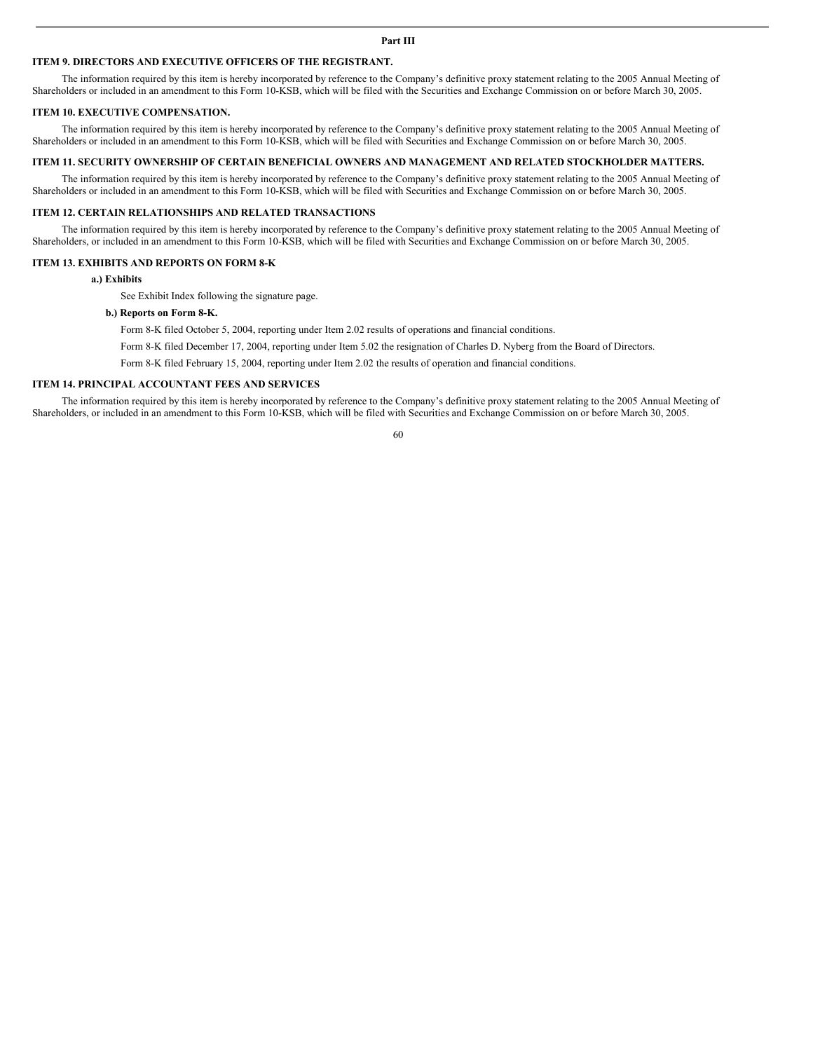## Part III

### ITEM 9. DIRECTORS AND EXECUTIVE OFFICERS OF THE REGISTRANT.

The information required by this item is hereby incorporated by reference to the Company's definitive proxy statement relating to the 2005 Annual Meeting of Shareholders or included in an amendment to this Form 10-KSB, which will be filed with the Securities and Exchange Commission on or before March 30, 2005.

### ITEM 10. EXECUTIVE COMPENSATION.

The information required by this item is hereby incorporated by reference to the Company's definitive proxy statement relating to the 2005 Annual Meeting of Shareholders or included in an amendment to this Form 10-KSB, which will be filed with Securities and Exchange Commission on or before March 30, 2005.

### ITEM 11. SECURITY OWNERSHIP OF CERTAIN BENEFICIAL OWNERS AND MANAGEMENT AND RELATED STOCKHOLDER MATTERS.

The information required by this item is hereby incorporated by reference to the Company's definitive proxy statement relating to the 2005 Annual Meeting of Shareholders or included in an amendment to this Form 10-KSB, which will be filed with Securities and Exchange Commission on or before March 30, 2005.

### ITEM 12. CERTAIN RELATIONSHIPS AND RELATED TRANSACTIONS

The information required by this item is hereby incorporated by reference to the Company's definitive proxy statement relating to the 2005 Annual Meeting of Shareholders, or included in an amendment to this Form 10-KSB, which will be filed with Securities and Exchange Commission on or before March 30, 2005.

### ITEM 13. EXHIBITS AND REPORTS ON FORM 8-K

**a.) Exhibits**

See Exhibit Index following the signature page.

**b.) Reports on Form 8-K.**

Form 8-K filed October 5, 2004, reporting under Item 2.02 results of operations and financial conditions.

Form 8-K filed December 17, 2004, reporting under Item 5.02 the resignation of Charles D. Nyberg from the Board of Directors.

Form 8-K filed February 15, 2004, reporting under Item 2.02 the results of operation and financial conditions.

### ITEM 14. PRINCIPAL ACCOUNTANT FEES AND SERVICES

The information required by this item is hereby incorporated by reference to the Company's definitive proxy statement relating to the 2005 Annual Meeting of Shareholders, or included in an amendment to this Form 10-KSB, which will be filed with Securities and Exchange Commission on or before March 30, 2005.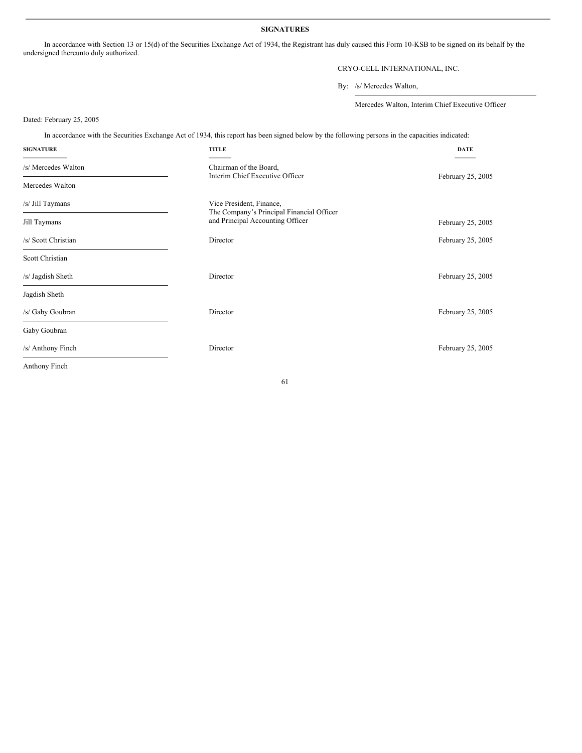## SIGNATURES

In accordance with Section 13 or 15(d) of the Securities Exchange Act of 1934, the Registrant has duly caused this Form 10-KSB to be signed on its behalf by the undersigned thereunto duly authorized.

CRYO-CELL INTERNATIONAL, INC.

By: /s/ Mercedes Walton,

Mercedes Walton, Interim Chief Executive Officer

Dated: February 25, 2005

In accordance with the Securities Exchange Act of 1934, this report has been signed below by the following persons in the capacities indicated:

| SIGNATURE | TITLE | DATE |
|---|---|---|
| /s/ Mercedes Walton<br>Mercedes Walton | Chairman of the Board,<br>Interim Chief Executive Officer | February 25, 2005 |
| /s/ Jill Taymans<br>Jill Taymans | Vice President, Finance,<br>The Company's Principal Financial Officer<br>and Principal Accounting Officer | February 25, 2005 |
| /s/ Scott Christian<br>Scott Christian | Director | February 25, 2005 |
| /s/ Jagdish Sheth<br>Jagdish Sheth | Director | February 25, 2005 |
| /s/ Gaby Goubran<br>Gaby Goubran | Director | February 25, 2005 |
| /s/ Anthony Finch<br>Anthony Finch | Director | February 25, 2005 |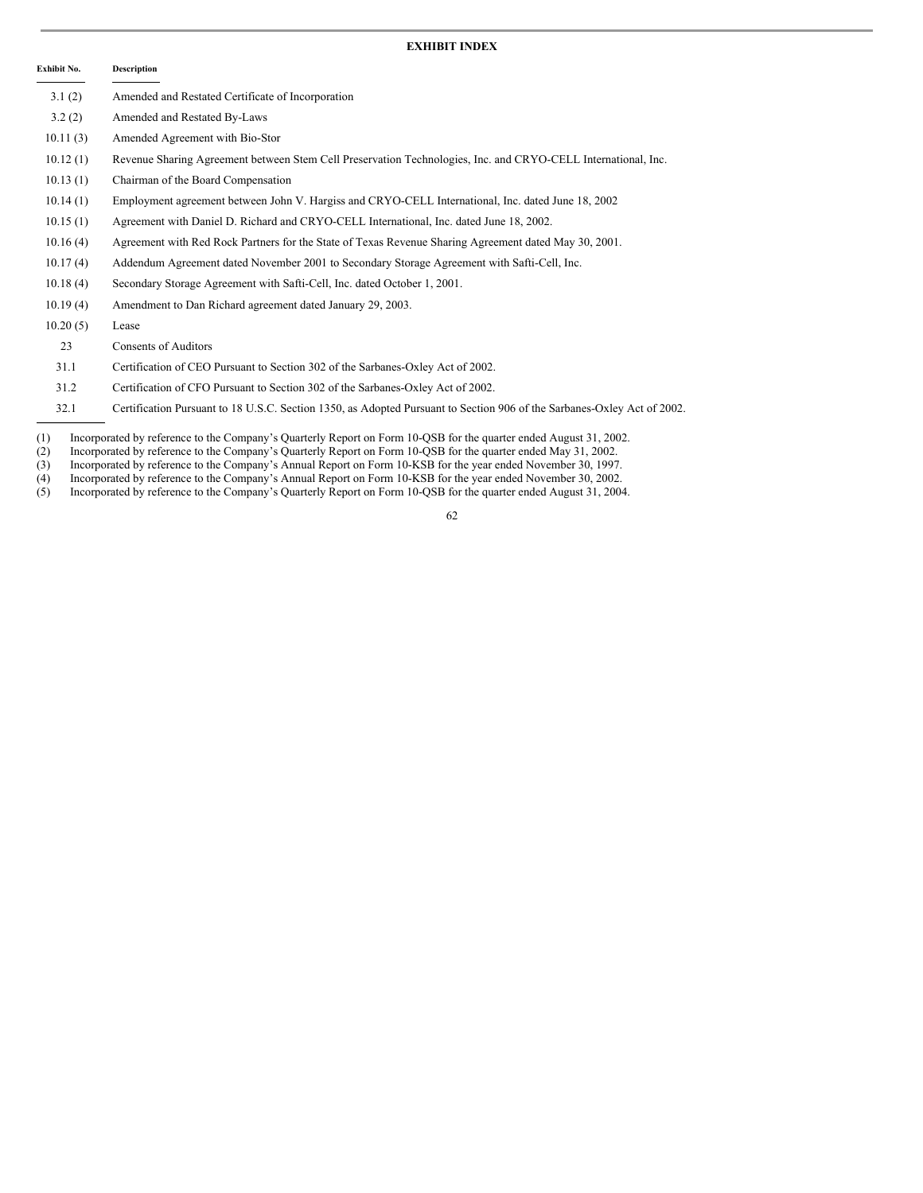## EXHIBIT INDEX

| Exhibit No. | Description |
|---|---|
| 3.1 (2) | Amended and Restated Certificate of Incorporation |
| 3.2 (2) | Amended and Restated By-Laws |
| 10.11 (3) | Amended Agreement with Bio-Stor |
| 10.12 (1) | Revenue Sharing Agreement between Stem Cell Preservation Technologies, Inc. and CRYO-CELL International, Inc. |
| 10.13 (1) | Chairman of the Board Compensation |
| 10.14 (1) | Employment agreement between John V. Hargiss and CRYO-CELL International, Inc. dated June 18, 2002 |
| 10.15 (1) | Agreement with Daniel D. Richard and CRYO-CELL International, Inc. dated June 18, 2002. |
| 10.16 (4) | Agreement with Red Rock Partners for the State of Texas Revenue Sharing Agreement dated May 30, 2001. |
| 10.17 (4) | Addendum Agreement dated November 2001 to Secondary Storage Agreement with Safti-Cell, Inc. |
| 10.18 (4) | Secondary Storage Agreement with Safti-Cell, Inc. dated October 1, 2001. |
| 10.19 (4) | Amendment to Dan Richard agreement dated January 29, 2003. |
| 10.20 (5) | Lease |
| 23 | Consents of Auditors |
| 31.1 | Certification of CEO Pursuant to Section 302 of the Sarbanes-Oxley Act of 2002. |
| 31.2 | Certification of CFO Pursuant to Section 302 of the Sarbanes-Oxley Act of 2002. |
| 32.1 | Certification Pursuant to 18 U.S.C. Section 1350, as Adopted Pursuant to Section 906 of the Sarbanes-Oxley Act of 2002. |

(1) Incorporated by reference to the Company's Quarterly Report on Form 10-QSB for the quarter ended August 31, 2002.
(2) Incorporated by reference to the Company's Quarterly Report on Form 10-QSB for the quarter ended May 31, 2002.
(3) Incorporated by reference to the Company's Annual Report on Form 10-KSB for the year ended November 30, 1997.
(4) Incorporated by reference to the Company's Annual Report on Form 10-KSB for the year ended November 30, 2002.
(5) Incorporated by reference to the Company's Quarterly Report on Form 10-QSB for the quarter ended August 31, 2004.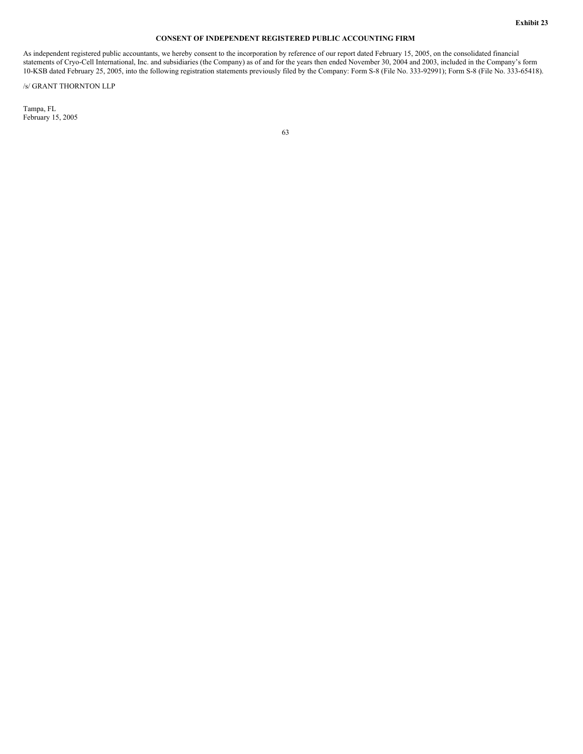**Exhibit 23**

**CONSENT OF INDEPENDENT REGISTERED PUBLIC ACCOUNTING FIRM**

As independent registered public accountants, we hereby consent to the incorporation by reference of our report dated February 15, 2005, on the consolidated financial statements of Cryo-Cell International, Inc. and subsidiaries (the Company) as of and for the years then ended November 30, 2004 and 2003, included in the Company's form 10-KSB dated February 25, 2005, into the following registration statements previously filed by the Company: Form S-8 (File No. 333-92991); Form S-8 (File No. 333-65418).

/s/ GRANT THORNTON LLP

Tampa, FL
February 15, 2005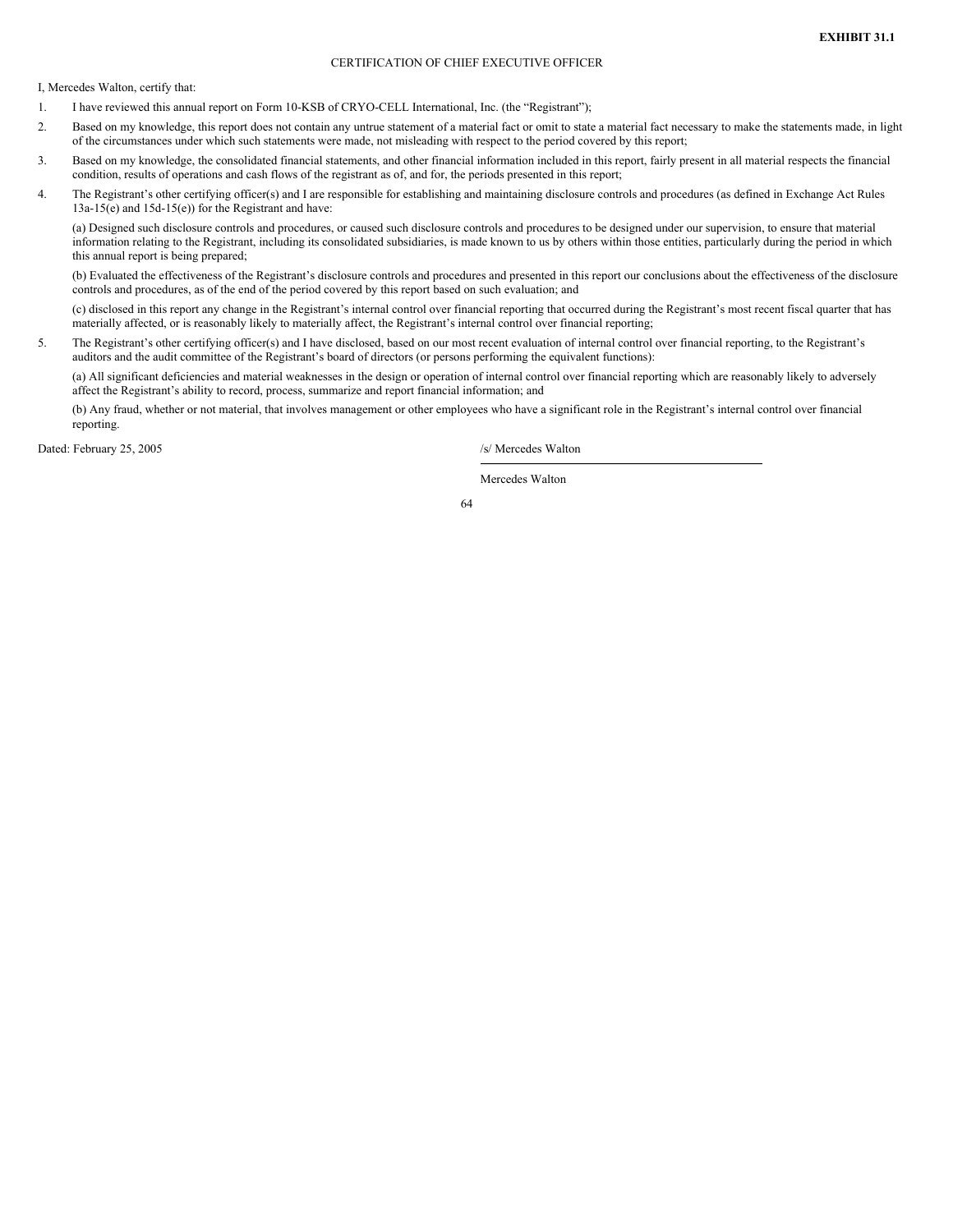**EXHIBIT 31.1**

CERTIFICATION OF CHIEF EXECUTIVE OFFICER

I, Mercedes Walton, certify that:

1. I have reviewed this annual report on Form 10-KSB of CRYO-CELL International, Inc. (the "Registrant");

2. Based on my knowledge, this report does not contain any untrue statement of a material fact or omit to state a material fact necessary to make the statements made, in light of the circumstances under which such statements were made, not misleading with respect to the period covered by this report;

3. Based on my knowledge, the consolidated financial statements, and other financial information included in this report, fairly present in all material respects the financial condition, results of operations and cash flows of the registrant as of, and for, the periods presented in this report;

4. The Registrant's other certifying officer(s) and I are responsible for establishing and maintaining disclosure controls and procedures (as defined in Exchange Act Rules 13a-15(e) and 15d-15(e)) for the Registrant and have:

   (a) Designed such disclosure controls and procedures, or caused such disclosure controls and procedures to be designed under our supervision, to ensure that material information relating to the Registrant, including its consolidated subsidiaries, is made known to us by others within those entities, particularly during the period in which this annual report is being prepared;

   (b) Evaluated the effectiveness of the Registrant's disclosure controls and procedures and presented in this report our conclusions about the effectiveness of the disclosure controls and procedures, as of the end of the period covered by this report based on such evaluation; and

   (c) disclosed in this report any change in the Registrant's internal control over financial reporting that occurred during the Registrant's most recent fiscal quarter that has materially affected, or is reasonably likely to materially affect, the Registrant's internal control over financial reporting;

5. The Registrant's other certifying officer(s) and I have disclosed, based on our most recent evaluation of internal control over financial reporting, to the Registrant's auditors and the audit committee of the Registrant's board of directors (or persons performing the equivalent functions):

   (a) All significant deficiencies and material weaknesses in the design or operation of internal control over financial reporting which are reasonably likely to adversely affect the Registrant's ability to record, process, summarize and report financial information; and

   (b) Any fraud, whether or not material, that involves management or other employees who have a significant role in the Registrant's internal control over financial reporting.

Dated: February 25, 2005

/s/ Mercedes Walton

Mercedes Walton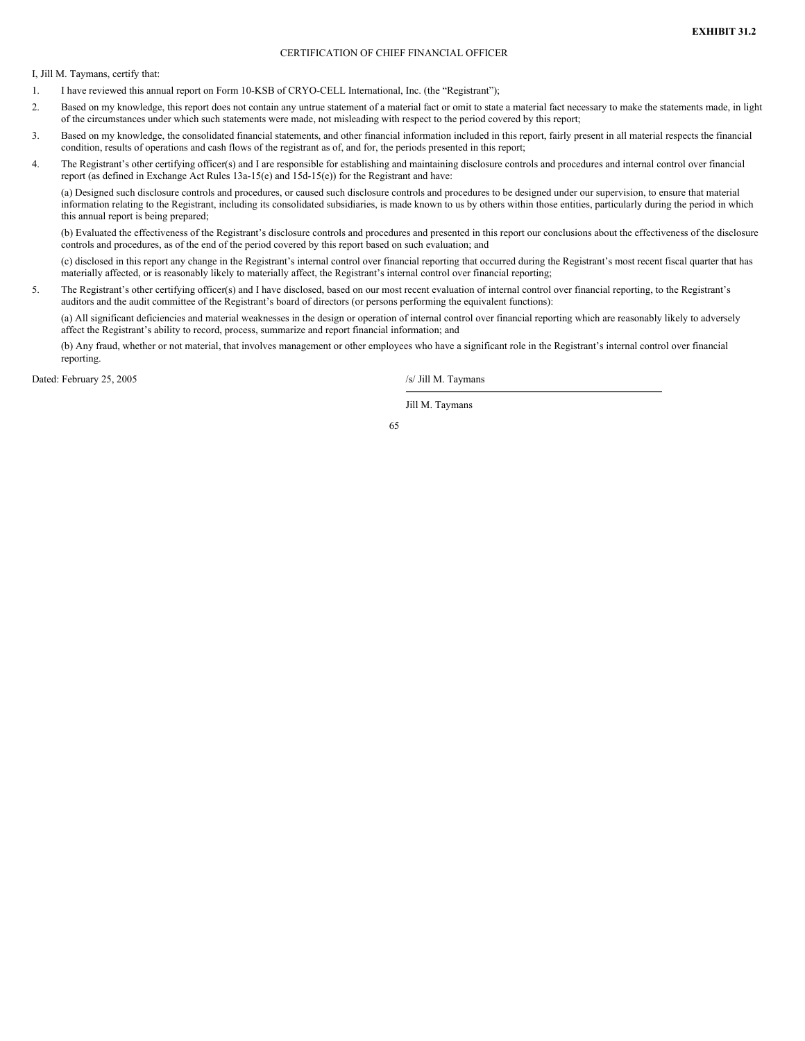**EXHIBIT 31.2**

CERTIFICATION OF CHIEF FINANCIAL OFFICER

I, Jill M. Taymans, certify that:

1. I have reviewed this annual report on Form 10-KSB of CRYO-CELL International, Inc. (the "Registrant");
2. Based on my knowledge, this report does not contain any untrue statement of a material fact or omit to state a material fact necessary to make the statements made, in light of the circumstances under which such statements were made, not misleading with respect to the period covered by this report;
3. Based on my knowledge, the consolidated financial statements, and other financial information included in this report, fairly present in all material respects the financial condition, results of operations and cash flows of the registrant as of, and for, the periods presented in this report;
4. The Registrant's other certifying officer(s) and I are responsible for establishing and maintaining disclosure controls and procedures and internal control over financial report (as defined in Exchange Act Rules 13a-15(e) and 15d-15(e)) for the Registrant and have:

   (a) Designed such disclosure controls and procedures, or caused such disclosure controls and procedures to be designed under our supervision, to ensure that material information relating to the Registrant, including its consolidated subsidiaries, is made known to us by others within those entities, particularly during the period in which this annual report is being prepared;

   (b) Evaluated the effectiveness of the Registrant's disclosure controls and procedures and presented in this report our conclusions about the effectiveness of the disclosure controls and procedures, as of the end of the period covered by this report based on such evaluation; and

   (c) disclosed in this report any change in the Registrant's internal control over financial reporting that occurred during the Registrant's most recent fiscal quarter that has materially affected, or is reasonably likely to materially affect, the Registrant's internal control over financial reporting;
5. The Registrant's other certifying officer(s) and I have disclosed, based on our most recent evaluation of internal control over financial reporting, to the Registrant's auditors and the audit committee of the Registrant's board of directors (or persons performing the equivalent functions):

   (a) All significant deficiencies and material weaknesses in the design or operation of internal control over financial reporting which are reasonably likely to adversely affect the Registrant's ability to record, process, summarize and report financial information; and

   (b) Any fraud, whether or not material, that involves management or other employees who have a significant role in the Registrant's internal control over financial reporting.

Dated: February 25, 2005

/s/ Jill M. Taymans

Jill M. Taymans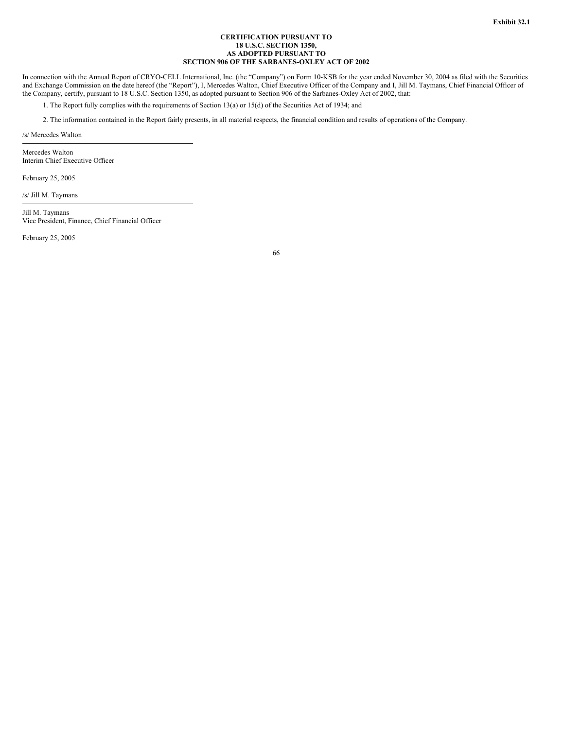Exhibit 32.1

**CERTIFICATION PURSUANT TO**
**18 U.S.C. SECTION 1350,**
**AS ADOPTED PURSUANT TO**
**SECTION 906 OF THE SARBANES-OXLEY ACT OF 2002**

In connection with the Annual Report of CRYO-CELL International, Inc. (the "Company") on Form 10-KSB for the year ended November 30, 2004 as filed with the Securities and Exchange Commission on the date hereof (the "Report"), I, Mercedes Walton, Chief Executive Officer of the Company and I, Jill M. Taymans, Chief Financial Officer of the Company, certify, pursuant to 18 U.S.C. Section 1350, as adopted pursuant to Section 906 of the Sarbanes-Oxley Act of 2002, that:

1. The Report fully complies with the requirements of Section 13(a) or 15(d) of the Securities Act of 1934; and

2. The information contained in the Report fairly presents, in all material respects, the financial condition and results of operations of the Company.

/s/ Mercedes Walton

Mercedes Walton
Interim Chief Executive Officer

February 25, 2005

/s/ Jill M. Taymans

Jill M. Taymans
Vice President, Finance, Chief Financial Officer

February 25, 2005